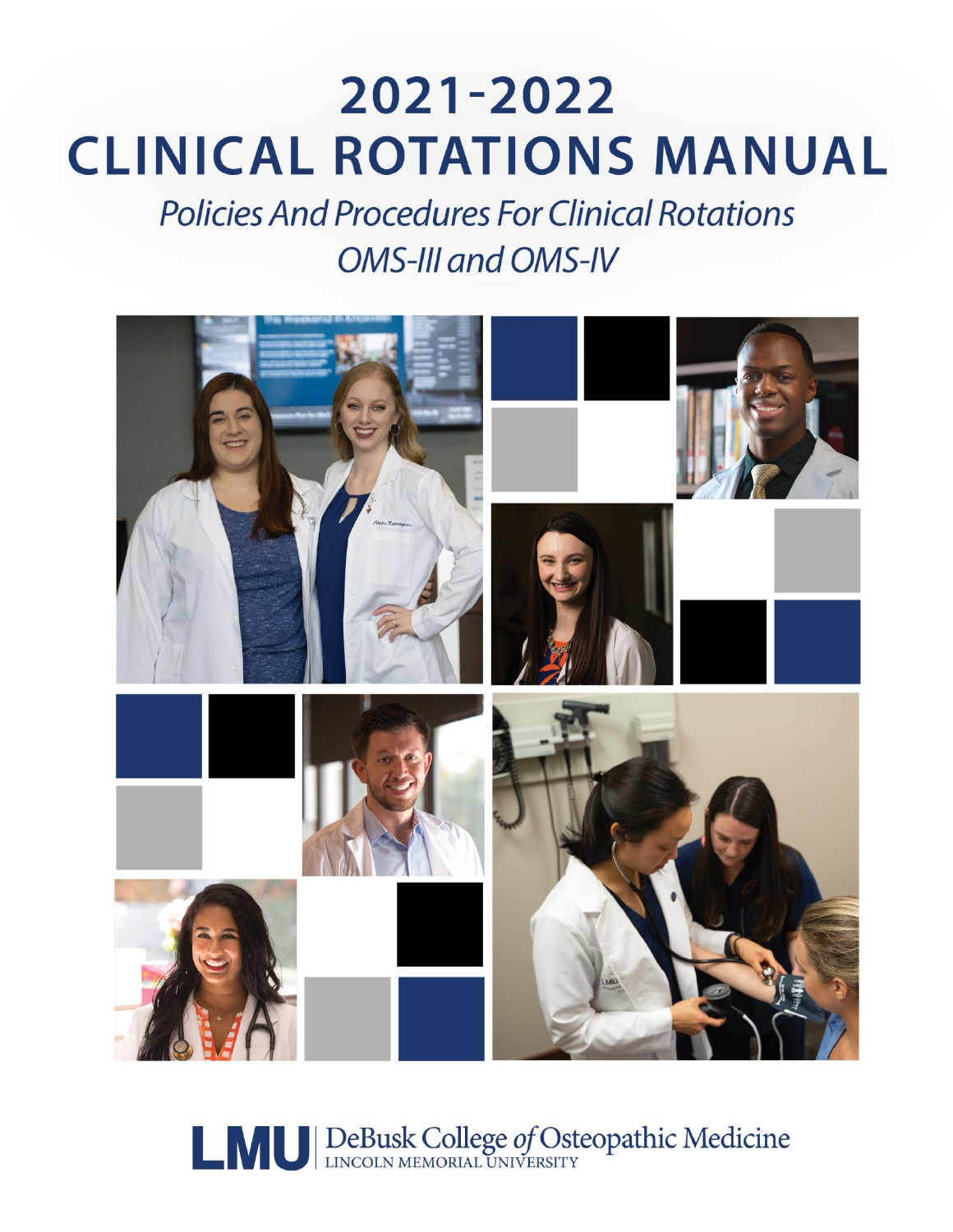# 2021-2022
# CLINICAL ROTATIONS MANUAL

*Policies And Procedures For Clinical Rotations*

*OMS-III and OMS-IV*

LMU | DeBusk College *of* Osteopathic Medicine
LINCOLN MEMORIAL UNIVERSITY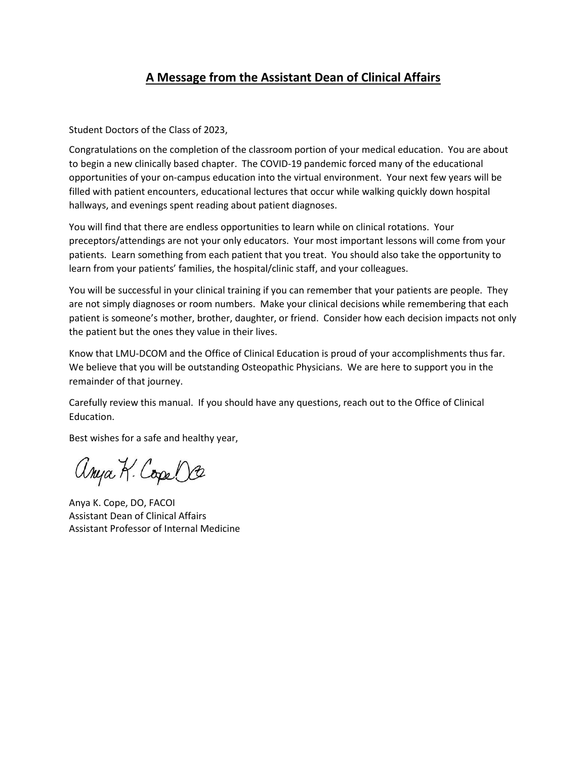## A Message from the Assistant Dean of Clinical Affairs

Student Doctors of the Class of 2023,

Congratulations on the completion of the classroom portion of your medical education. You are about to begin a new clinically based chapter. The COVID-19 pandemic forced many of the educational opportunities of your on-campus education into the virtual environment. Your next few years will be filled with patient encounters, educational lectures that occur while walking quickly down hospital hallways, and evenings spent reading about patient diagnoses.

You will find that there are endless opportunities to learn while on clinical rotations. Your preceptors/attendings are not your only educators. Your most important lessons will come from your patients. Learn something from each patient that you treat. You should also take the opportunity to learn from your patients' families, the hospital/clinic staff, and your colleagues.

You will be successful in your clinical training if you can remember that your patients are people. They are not simply diagnoses or room numbers. Make your clinical decisions while remembering that each patient is someone's mother, brother, daughter, or friend. Consider how each decision impacts not only the patient but the ones they value in their lives.

Know that LMU-DCOM and the Office of Clinical Education is proud of your accomplishments thus far. We believe that you will be outstanding Osteopathic Physicians. We are here to support you in the remainder of that journey.

Carefully review this manual. If you should have any questions, reach out to the Office of Clinical Education.

Best wishes for a safe and healthy year,

Anya K. Cope DO

Anya K. Cope, DO, FACOI
Assistant Dean of Clinical Affairs
Assistant Professor of Internal Medicine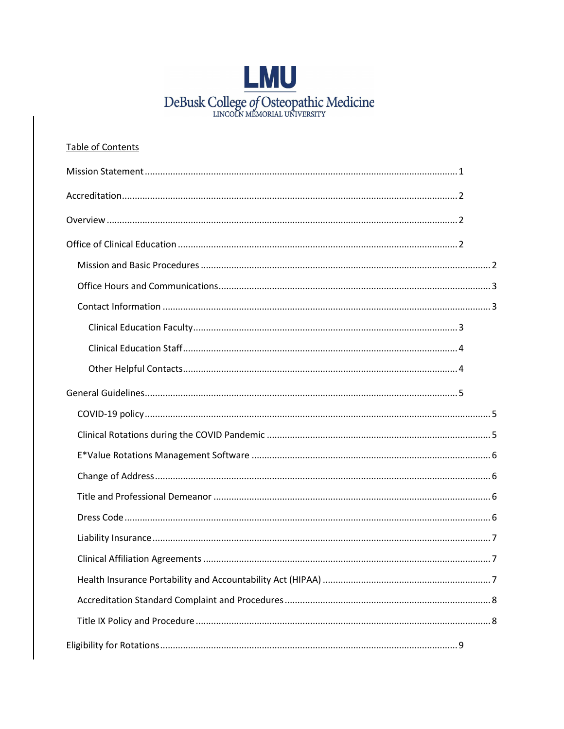LMU
DeBusk College *of* Osteopathic Medicine
LINCOLN MEMORIAL UNIVERSITY

Table of Contents

Mission Statement........................................................................................................................1

Accreditation..................................................................................................................................2

Overview........................................................................................................................................2

Office of Clinical Education............................................................................................................2

- Mission and Basic Procedures..................................................................................................2
- Office Hours and Communications...........................................................................................3
- Contact Information.................................................................................................................3
  - Clinical Education Faculty....................................................................................................3
  - Clinical Education Staff........................................................................................................4
  - Other Helpful Contacts........................................................................................................4

General Guidelines.........................................................................................................................5

- COVID-19 policy.......................................................................................................................5
- Clinical Rotations during the COVID Pandemic........................................................................5
- E*Value Rotations Management Software...............................................................................6
- Change of Address...................................................................................................................6
- Title and Professional Demeanor..............................................................................................6
- Dress Code...............................................................................................................................6
- Liability Insurance....................................................................................................................7
- Clinical Affiliation Agreements.................................................................................................7
- Health Insurance Portability and Accountability Act (HIPAA)....................................................7
- Accreditation Standard Complaint and Procedures..................................................................8
- Title IX Policy and Procedure....................................................................................................8

Eligibility for Rotations...................................................................................................................9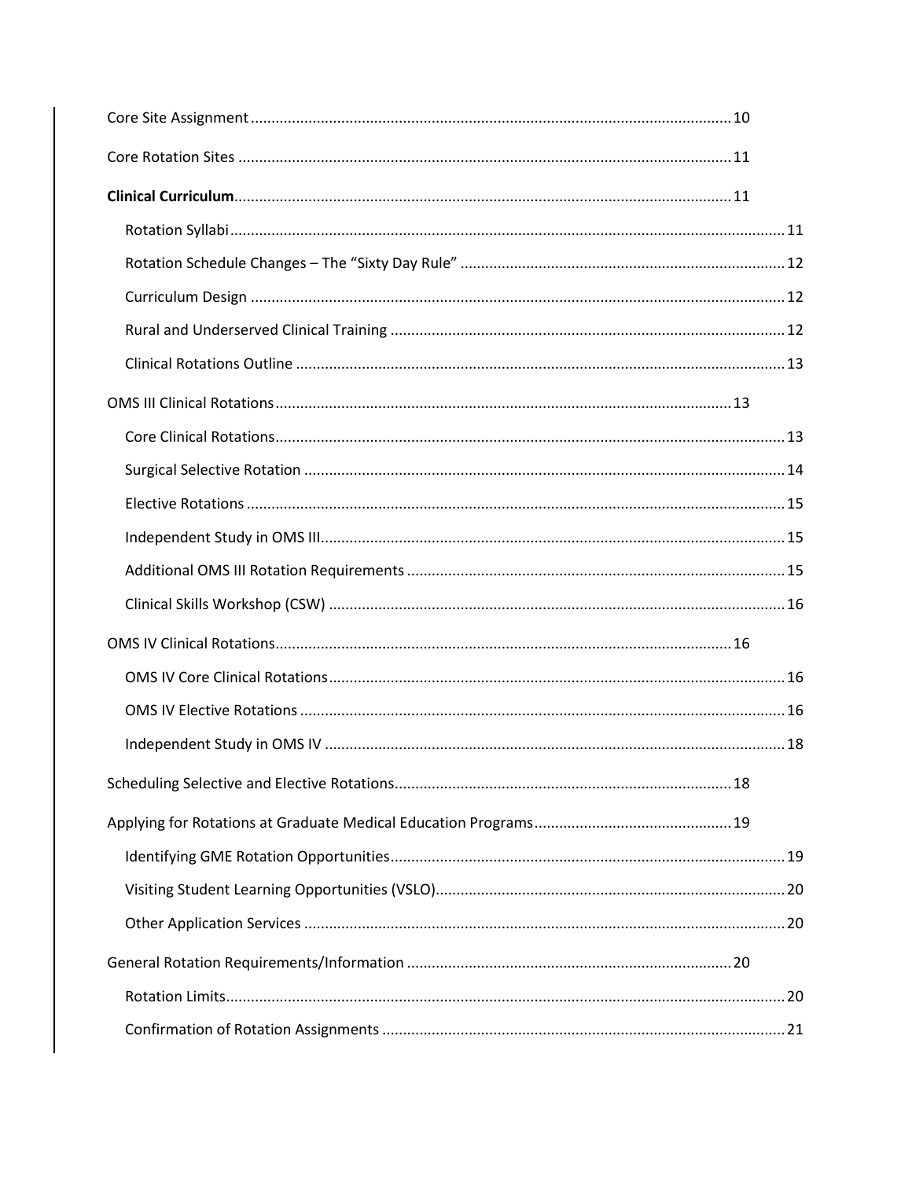Core Site Assignment .................................................................................................................. 10

Core Rotation Sites ..................................................................................................................... 11

**Clinical Curriculum** ..................................................................................................................... 11

- Rotation Syllabi ..................................................................................................................... 11
- Rotation Schedule Changes – The "Sixty Day Rule" ............................................................... 12
- Curriculum Design ................................................................................................................ 12
- Rural and Underserved Clinical Training ............................................................................... 12
- Clinical Rotations Outline ..................................................................................................... 13

OMS III Clinical Rotations ........................................................................................................... 13

- Core Clinical Rotations .......................................................................................................... 13
- Surgical Selective Rotation ................................................................................................... 14
- Elective Rotations ................................................................................................................. 15
- Independent Study in OMS III ............................................................................................... 15
- Additional OMS III Rotation Requirements ........................................................................... 15
- Clinical Skills Workshop (CSW) ............................................................................................. 16

OMS IV Clinical Rotations ........................................................................................................... 16

- OMS IV Core Clinical Rotations ............................................................................................. 16
- OMS IV Elective Rotations ..................................................................................................... 16
- Independent Study in OMS IV ............................................................................................... 18

Scheduling Selective and Elective Rotations ................................................................................ 18

Applying for Rotations at Graduate Medical Education Programs ............................................... 19

- Identifying GME Rotation Opportunities ............................................................................... 19
- Visiting Student Learning Opportunities (VSLO) .................................................................... 20
- Other Application Services .................................................................................................... 20

General Rotation Requirements/Information ............................................................................. 20

- Rotation Limits ...................................................................................................................... 20
- Confirmation of Rotation Assignments ................................................................................. 21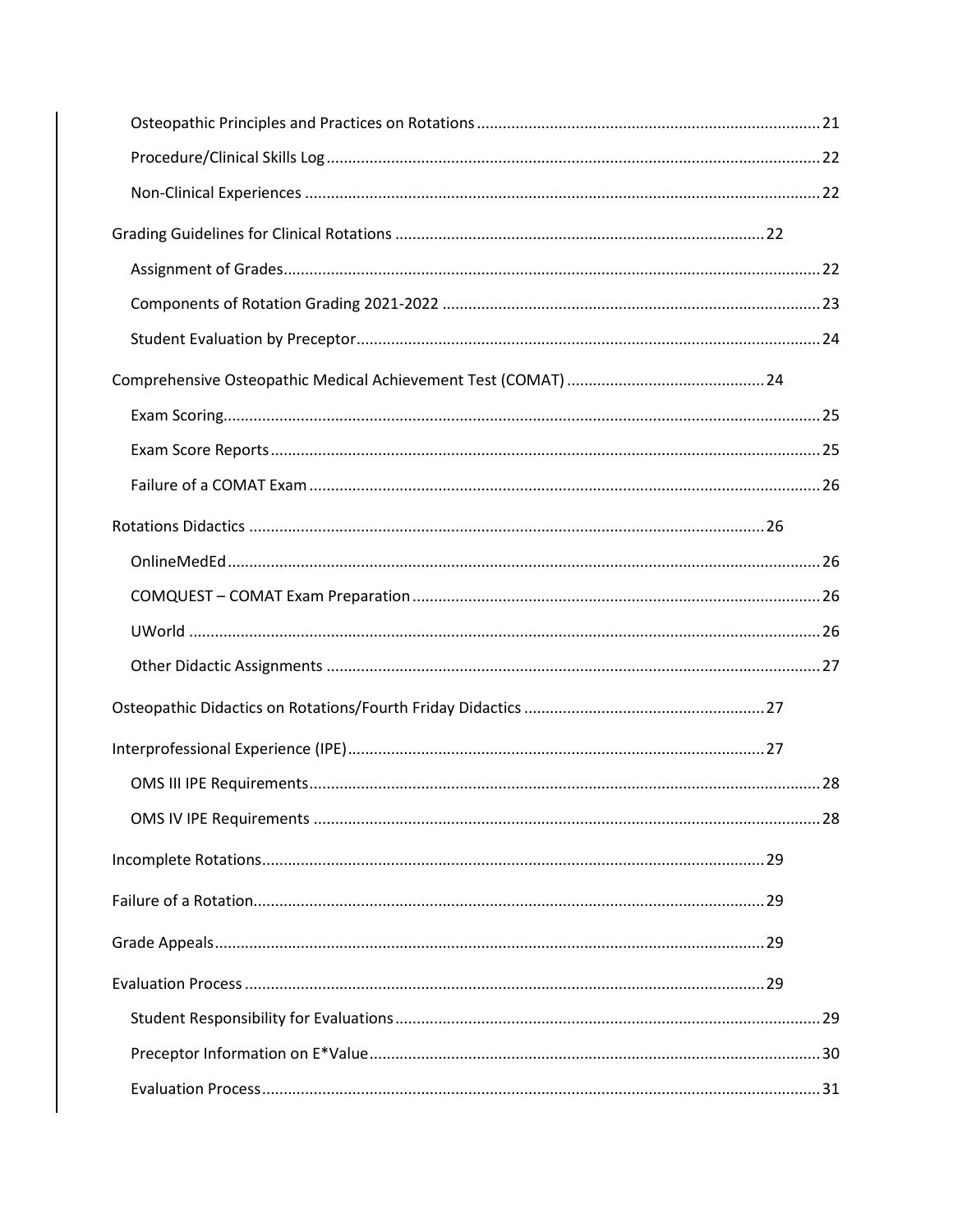- Osteopathic Principles and Practices on Rotations ........ 21
- Procedure/Clinical Skills Log ........ 22
- Non-Clinical Experiences ........ 22

Grading Guidelines for Clinical Rotations ........ 22

- Assignment of Grades ........ 22
- Components of Rotation Grading 2021-2022 ........ 23
- Student Evaluation by Preceptor ........ 24

Comprehensive Osteopathic Medical Achievement Test (COMAT) ........ 24

- Exam Scoring ........ 25
- Exam Score Reports ........ 25
- Failure of a COMAT Exam ........ 26

Rotations Didactics ........ 26

- OnlineMedEd ........ 26
- COMQUEST – COMAT Exam Preparation ........ 26
- UWorld ........ 26
- Other Didactic Assignments ........ 27

Osteopathic Didactics on Rotations/Fourth Friday Didactics ........ 27

Interprofessional Experience (IPE) ........ 27

- OMS III IPE Requirements ........ 28
- OMS IV IPE Requirements ........ 28

Incomplete Rotations ........ 29

Failure of a Rotation ........ 29

Grade Appeals ........ 29

Evaluation Process ........ 29

- Student Responsibility for Evaluations ........ 29
- Preceptor Information on E*Value ........ 30
- Evaluation Process ........ 31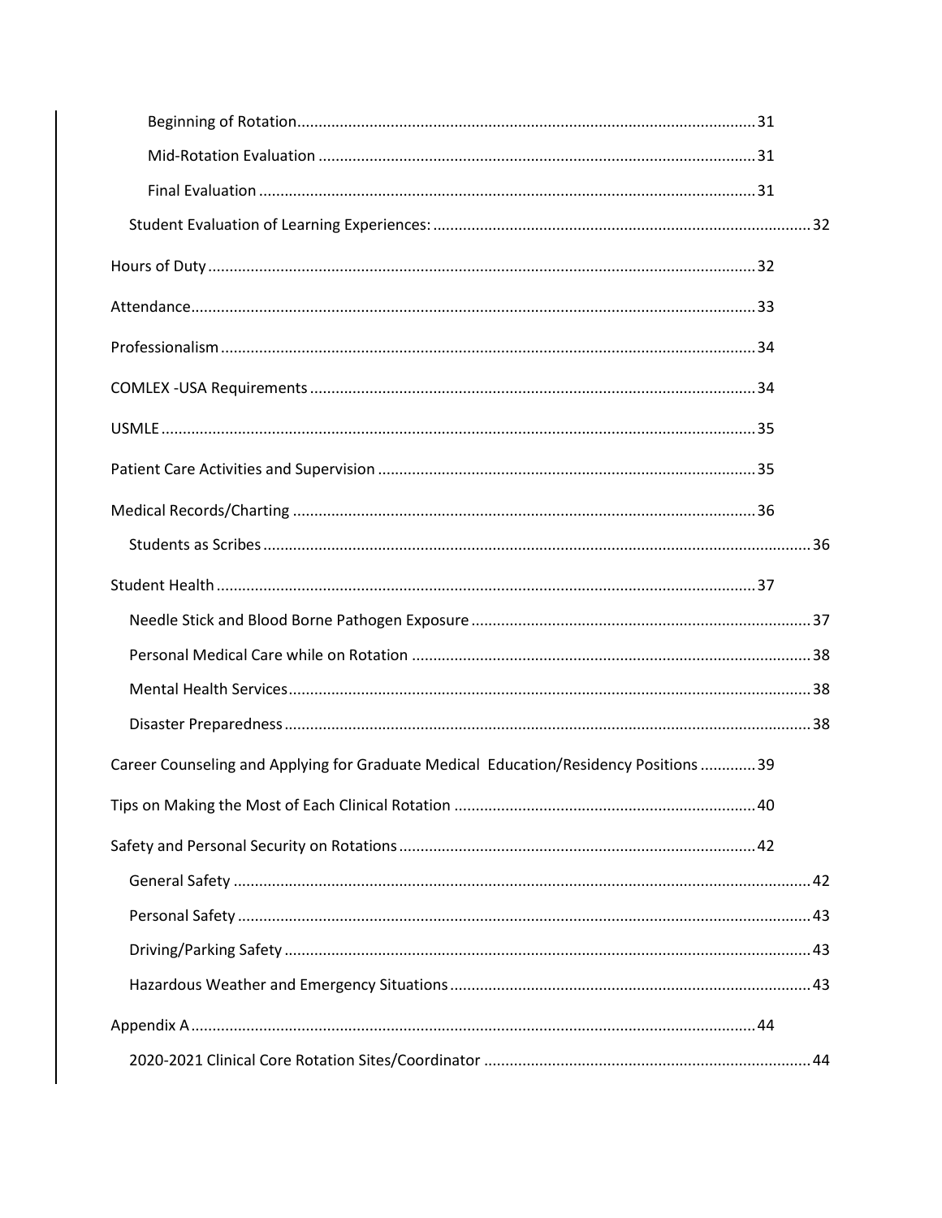- Beginning of Rotation ........ 31
- Mid-Rotation Evaluation ........ 31
- Final Evaluation ........ 31
- Student Evaluation of Learning Experiences: ........ 32

Hours of Duty ........ 32

Attendance ........ 33

Professionalism ........ 34

COMLEX -USA Requirements ........ 34

USMLE ........ 35

Patient Care Activities and Supervision ........ 35

Medical Records/Charting ........ 36

- Students as Scribes ........ 36

Student Health ........ 37

- Needle Stick and Blood Borne Pathogen Exposure ........ 37
- Personal Medical Care while on Rotation ........ 38
- Mental Health Services ........ 38
- Disaster Preparedness ........ 38

Career Counseling and Applying for Graduate Medical Education/Residency Positions ........ 39

Tips on Making the Most of Each Clinical Rotation ........ 40

Safety and Personal Security on Rotations ........ 42

- General Safety ........ 42
- Personal Safety ........ 43
- Driving/Parking Safety ........ 43
- Hazardous Weather and Emergency Situations ........ 43

Appendix A ........ 44

- 2020-2021 Clinical Core Rotation Sites/Coordinator ........ 44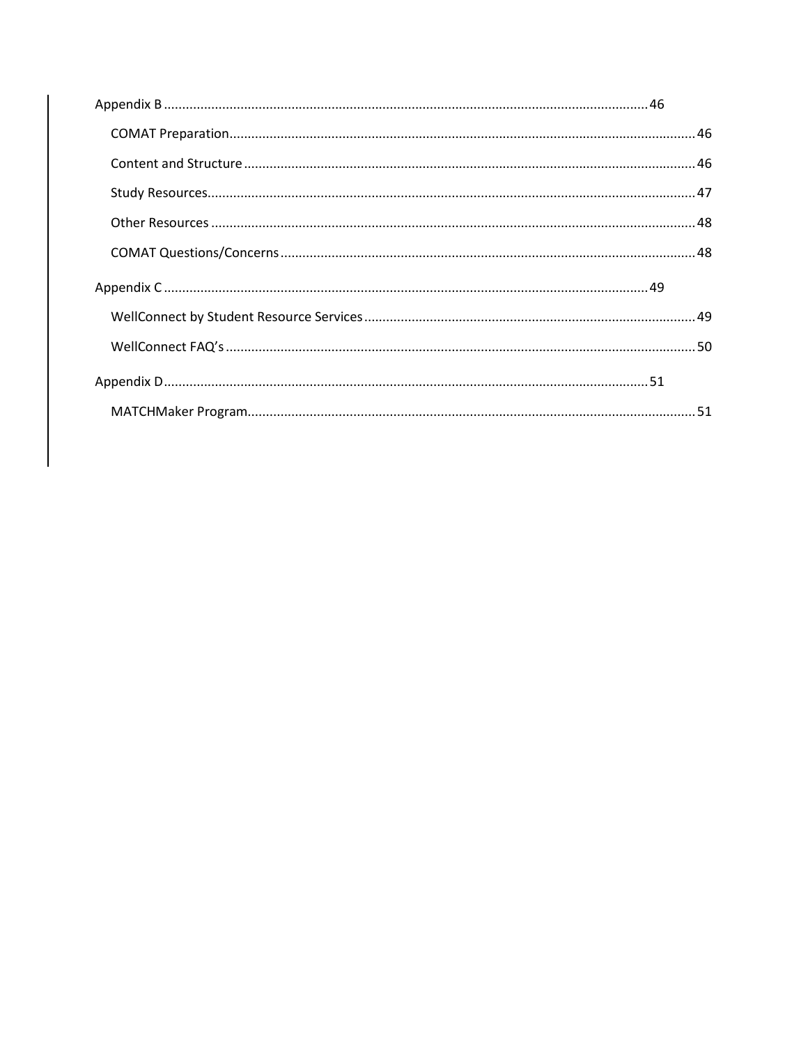Appendix B ........................................................................................................................ 46

- COMAT Preparation ........................................................................................................ 46
- Content and Structure ..................................................................................................... 46
- Study Resources ............................................................................................................... 47
- Other Resources .............................................................................................................. 48
- COMAT Questions/Concerns ........................................................................................... 48

Appendix C ........................................................................................................................ 49

- WellConnect by Student Resource Services ..................................................................... 49
- WellConnect FAQ's ........................................................................................................... 50

Appendix D ........................................................................................................................ 51

- MATCHMaker Program .................................................................................................... 51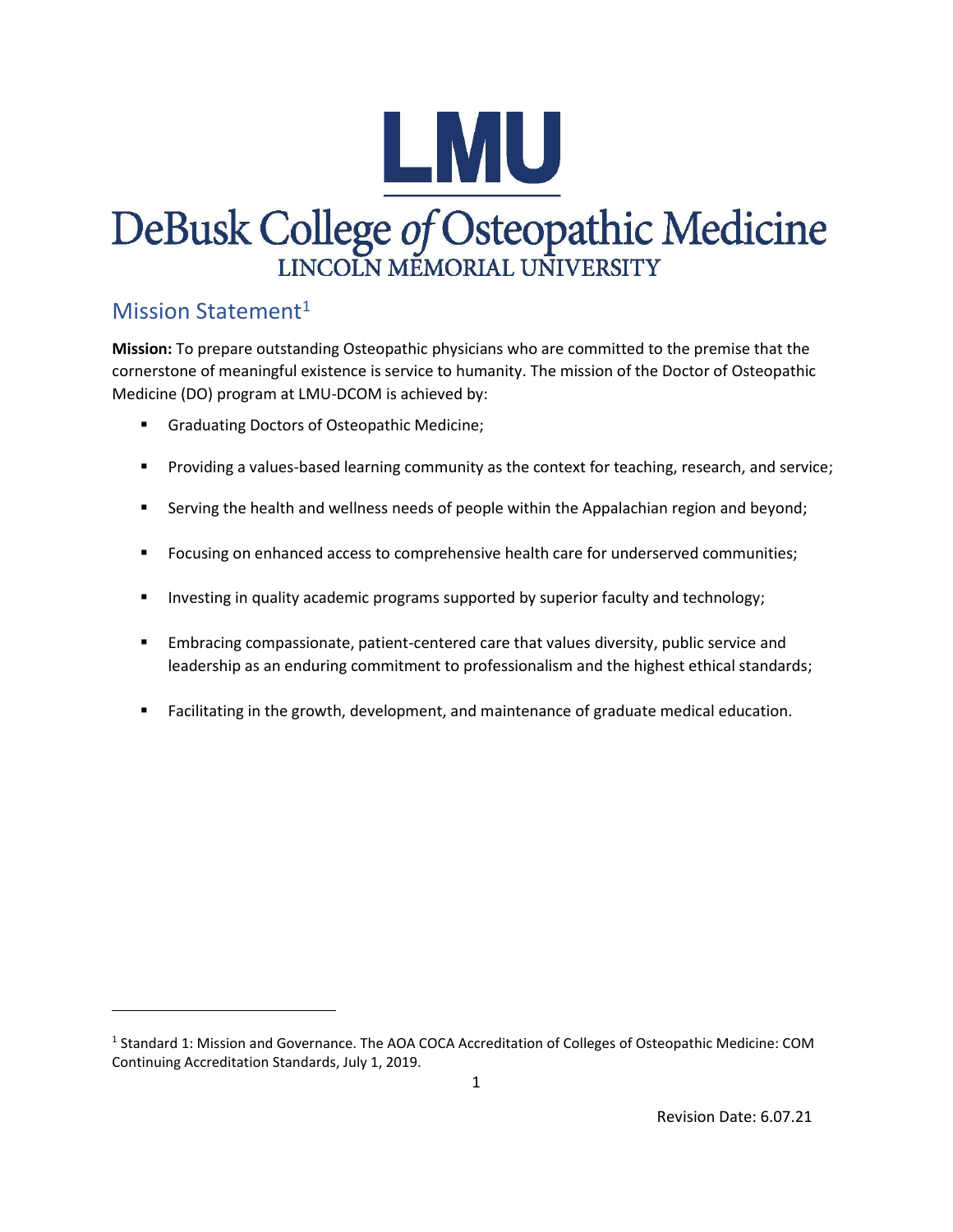# LMU

# DeBusk College of Osteopathic Medicine

LINCOLN MEMORIAL UNIVERSITY

## Mission Statement[1]

**Mission:** To prepare outstanding Osteopathic physicians who are committed to the premise that the cornerstone of meaningful existence is service to humanity. The mission of the Doctor of Osteopathic Medicine (DO) program at LMU-DCOM is achieved by:

- Graduating Doctors of Osteopathic Medicine;
- Providing a values-based learning community as the context for teaching, research, and service;
- Serving the health and wellness needs of people within the Appalachian region and beyond;
- Focusing on enhanced access to comprehensive health care for underserved communities;
- Investing in quality academic programs supported by superior faculty and technology;
- Embracing compassionate, patient-centered care that values diversity, public service and leadership as an enduring commitment to professionalism and the highest ethical standards;
- Facilitating in the growth, development, and maintenance of graduate medical education.

---

[1] Standard 1: Mission and Governance. The AOA COCA Accreditation of Colleges of Osteopathic Medicine: COM Continuing Accreditation Standards, July 1, 2019.

Revision Date: 6.07.21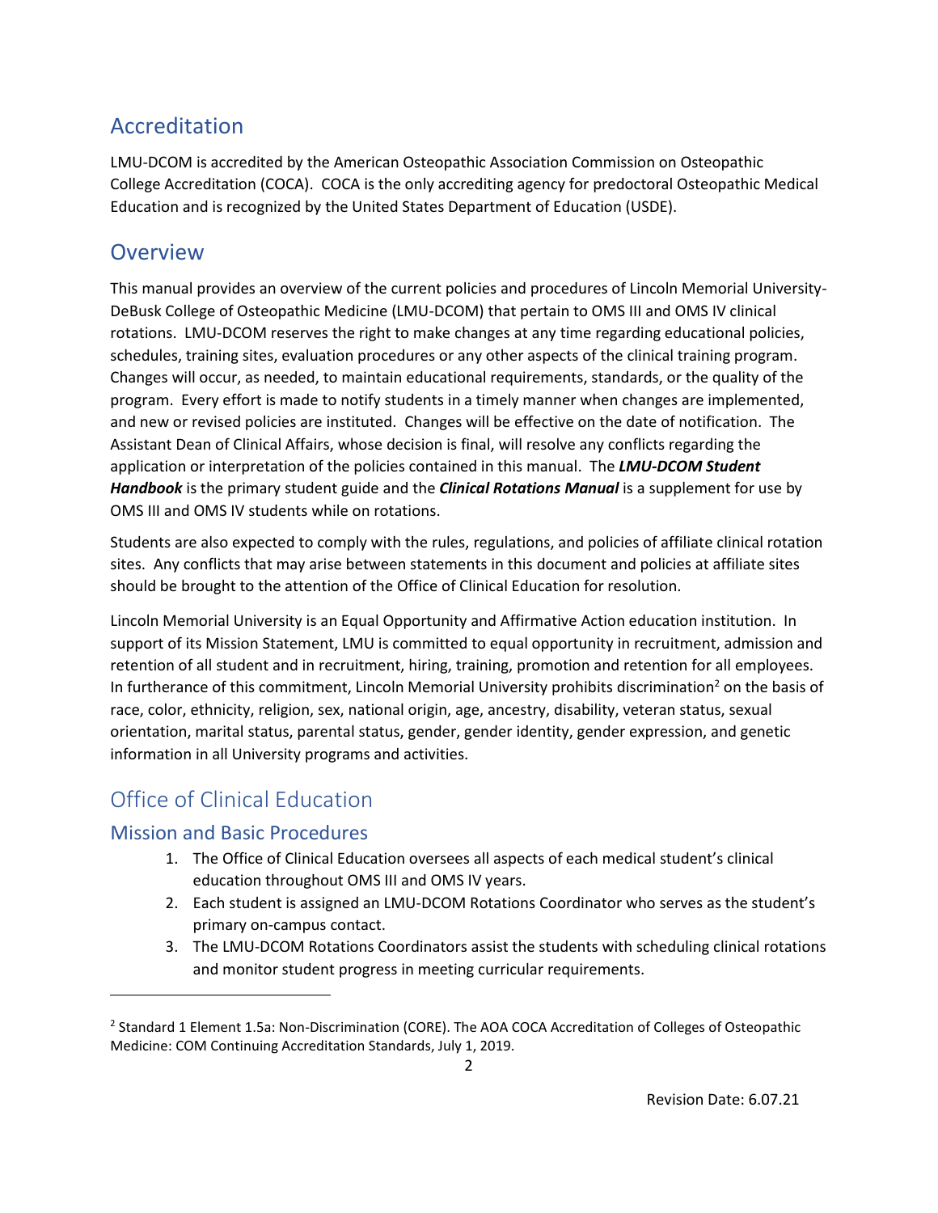## Accreditation

LMU-DCOM is accredited by the American Osteopathic Association Commission on Osteopathic College Accreditation (COCA). COCA is the only accrediting agency for predoctoral Osteopathic Medical Education and is recognized by the United States Department of Education (USDE).

## Overview

This manual provides an overview of the current policies and procedures of Lincoln Memorial University-DeBusk College of Osteopathic Medicine (LMU-DCOM) that pertain to OMS III and OMS IV clinical rotations. LMU-DCOM reserves the right to make changes at any time regarding educational policies, schedules, training sites, evaluation procedures or any other aspects of the clinical training program. Changes will occur, as needed, to maintain educational requirements, standards, or the quality of the program. Every effort is made to notify students in a timely manner when changes are implemented, and new or revised policies are instituted. Changes will be effective on the date of notification. The Assistant Dean of Clinical Affairs, whose decision is final, will resolve any conflicts regarding the application or interpretation of the policies contained in this manual. The ***LMU-DCOM Student Handbook*** is the primary student guide and the ***Clinical Rotations Manual*** is a supplement for use by OMS III and OMS IV students while on rotations.

Students are also expected to comply with the rules, regulations, and policies of affiliate clinical rotation sites. Any conflicts that may arise between statements in this document and policies at affiliate sites should be brought to the attention of the Office of Clinical Education for resolution.

Lincoln Memorial University is an Equal Opportunity and Affirmative Action education institution. In support of its Mission Statement, LMU is committed to equal opportunity in recruitment, admission and retention of all student and in recruitment, hiring, training, promotion and retention for all employees. In furtherance of this commitment, Lincoln Memorial University prohibits discrimination[2] on the basis of race, color, ethnicity, religion, sex, national origin, age, ancestry, disability, veteran status, sexual orientation, marital status, parental status, gender, gender identity, gender expression, and genetic information in all University programs and activities.

## Office of Clinical Education

### Mission and Basic Procedures

1. The Office of Clinical Education oversees all aspects of each medical student's clinical education throughout OMS III and OMS IV years.
2. Each student is assigned an LMU-DCOM Rotations Coordinator who serves as the student's primary on-campus contact.
3. The LMU-DCOM Rotations Coordinators assist the students with scheduling clinical rotations and monitor student progress in meeting curricular requirements.

[2] Standard 1 Element 1.5a: Non-Discrimination (CORE). The AOA COCA Accreditation of Colleges of Osteopathic Medicine: COM Continuing Accreditation Standards, July 1, 2019.

Revision Date: 6.07.21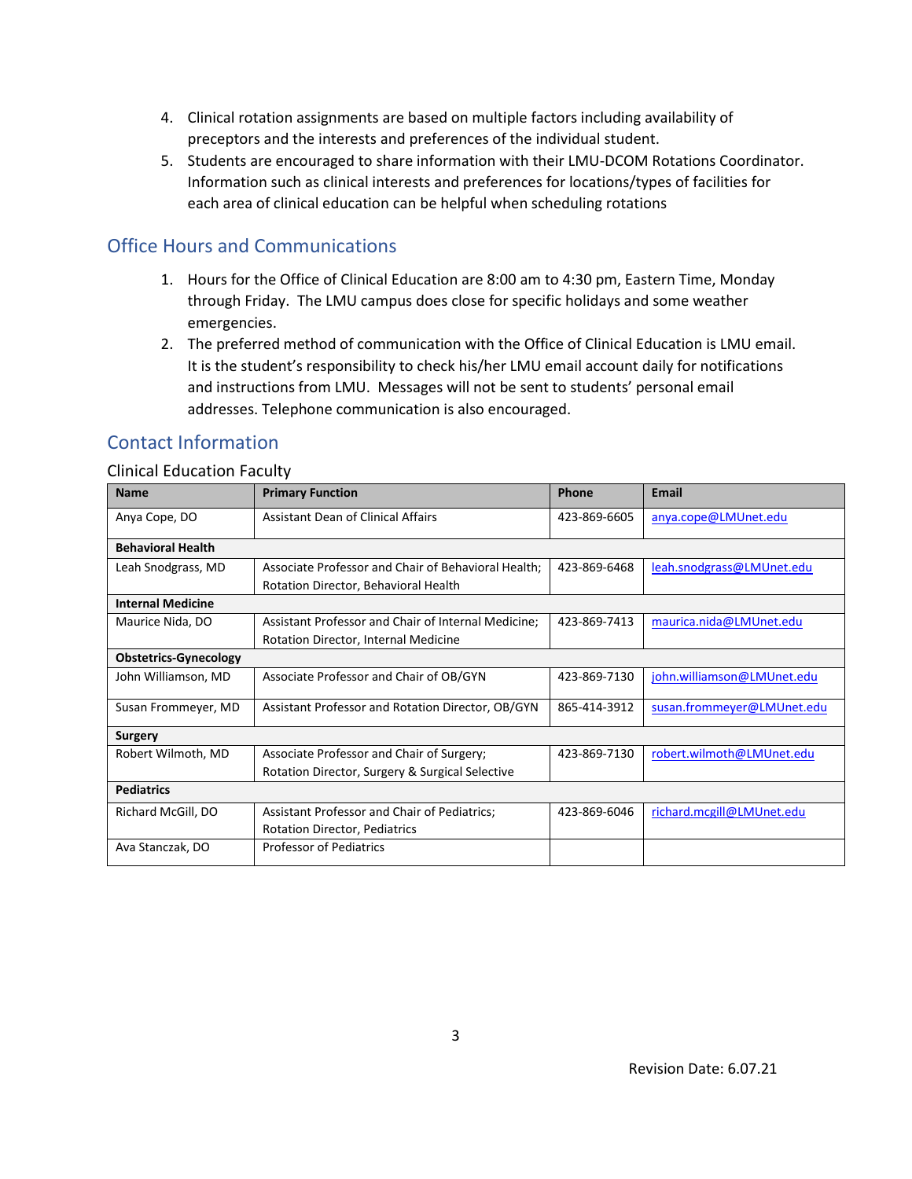4. Clinical rotation assignments are based on multiple factors including availability of preceptors and the interests and preferences of the individual student.
5. Students are encouraged to share information with their LMU-DCOM Rotations Coordinator. Information such as clinical interests and preferences for locations/types of facilities for each area of clinical education can be helpful when scheduling rotations

## Office Hours and Communications

1. Hours for the Office of Clinical Education are 8:00 am to 4:30 pm, Eastern Time, Monday through Friday. The LMU campus does close for specific holidays and some weather emergencies.
2. The preferred method of communication with the Office of Clinical Education is LMU email. It is the student's responsibility to check his/her LMU email account daily for notifications and instructions from LMU. Messages will not be sent to students' personal email addresses. Telephone communication is also encouraged.

## Contact Information

### Clinical Education Faculty

| Name | Primary Function | Phone | Email |
|---|---|---|---|
| Anya Cope, DO | Assistant Dean of Clinical Affairs | 423-869-6605 | anya.cope@LMUnet.edu |
| **Behavioral Health** | | | |
| Leah Snodgrass, MD | Associate Professor and Chair of Behavioral Health; Rotation Director, Behavioral Health | 423-869-6468 | leah.snodgrass@LMUnet.edu |
| **Internal Medicine** | | | |
| Maurice Nida, DO | Assistant Professor and Chair of Internal Medicine; Rotation Director, Internal Medicine | 423-869-7413 | maurica.nida@LMUnet.edu |
| **Obstetrics-Gynecology** | | | |
| John Williamson, MD | Associate Professor and Chair of OB/GYN | 423-869-7130 | john.williamson@LMUnet.edu |
| Susan Frommeyer, MD | Assistant Professor and Rotation Director, OB/GYN | 865-414-3912 | susan.frommeyer@LMUnet.edu |
| **Surgery** | | | |
| Robert Wilmoth, MD | Associate Professor and Chair of Surgery; Rotation Director, Surgery & Surgical Selective | 423-869-7130 | robert.wilmoth@LMUnet.edu |
| **Pediatrics** | | | |
| Richard McGill, DO | Assistant Professor and Chair of Pediatrics; Rotation Director, Pediatrics | 423-869-6046 | richard.mcgill@LMUnet.edu |
| Ava Stanczak, DO | Professor of Pediatrics | | |

Revision Date: 6.07.21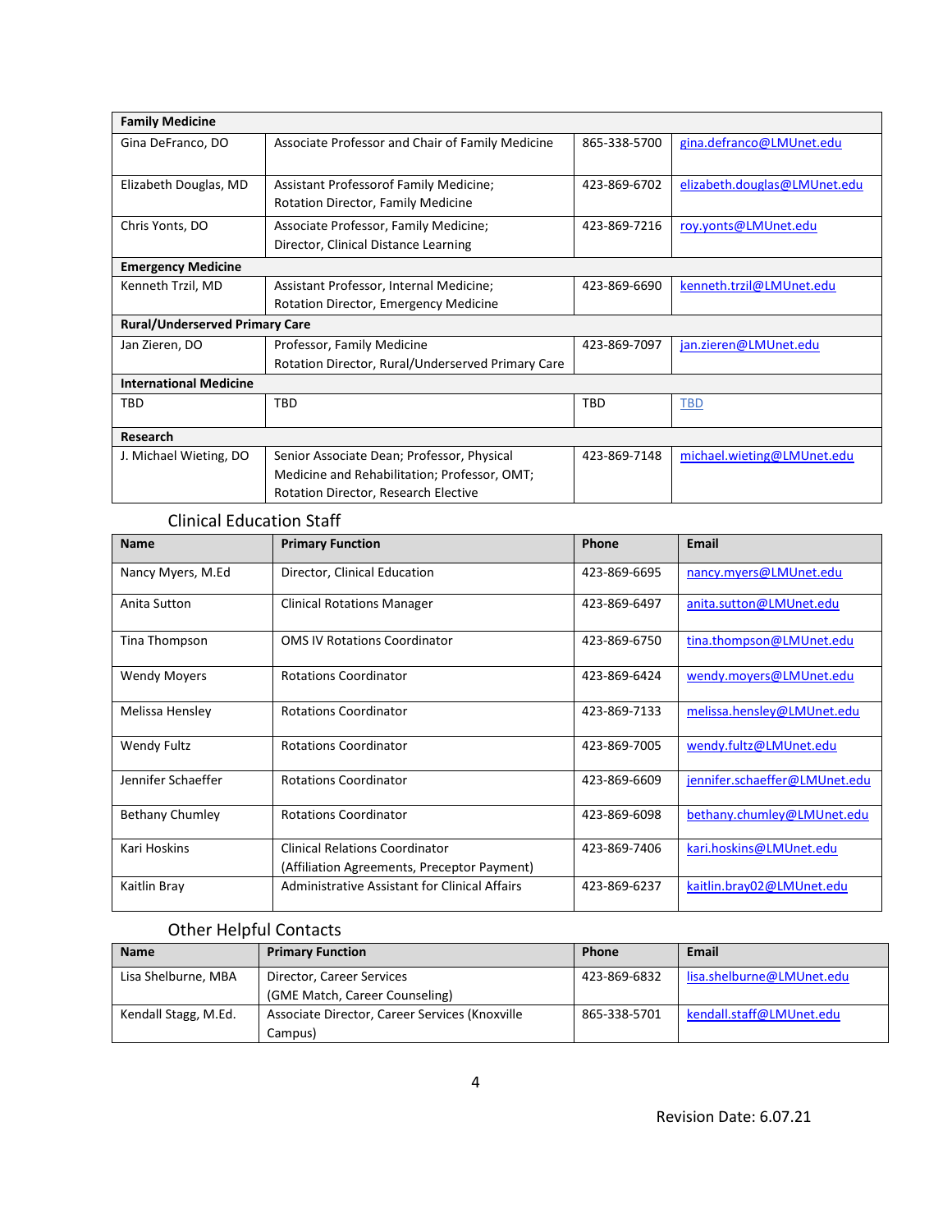| Family Medicine | | | |
|---|---|---|---|
| Gina DeFranco, DO | Associate Professor and Chair of Family Medicine | 865-338-5700 | gina.defranco@LMUnet.edu |
| Elizabeth Douglas, MD | Assistant Professorof Family Medicine; Rotation Director, Family Medicine | 423-869-6702 | elizabeth.douglas@LMUnet.edu |
| Chris Yonts, DO | Associate Professor, Family Medicine; Director, Clinical Distance Learning | 423-869-7216 | roy.yonts@LMUnet.edu |
| **Emergency Medicine** | | | |
| Kenneth Trzil, MD | Assistant Professor, Internal Medicine; Rotation Director, Emergency Medicine | 423-869-6690 | kenneth.trzil@LMUnet.edu |
| **Rural/Underserved Primary Care** | | | |
| Jan Zieren, DO | Professor, Family Medicine Rotation Director, Rural/Underserved Primary Care | 423-869-7097 | jan.zieren@LMUnet.edu |
| **International Medicine** | | | |
| TBD | TBD | TBD | TBD |
| **Research** | | | |
| J. Michael Wieting, DO | Senior Associate Dean; Professor, Physical Medicine and Rehabilitation; Professor, OMT; Rotation Director, Research Elective | 423-869-7148 | michael.wieting@LMUnet.edu |

## Clinical Education Staff

| Name | Primary Function | Phone | Email |
|---|---|---|---|
| Nancy Myers, M.Ed | Director, Clinical Education | 423-869-6695 | nancy.myers@LMUnet.edu |
| Anita Sutton | Clinical Rotations Manager | 423-869-6497 | anita.sutton@LMUnet.edu |
| Tina Thompson | OMS IV Rotations Coordinator | 423-869-6750 | tina.thompson@LMUnet.edu |
| Wendy Moyers | Rotations Coordinator | 423-869-6424 | wendy.moyers@LMUnet.edu |
| Melissa Hensley | Rotations Coordinator | 423-869-7133 | melissa.hensley@LMUnet.edu |
| Wendy Fultz | Rotations Coordinator | 423-869-7005 | wendy.fultz@LMUnet.edu |
| Jennifer Schaeffer | Rotations Coordinator | 423-869-6609 | jennifer.schaeffer@LMUnet.edu |
| Bethany Chumley | Rotations Coordinator | 423-869-6098 | bethany.chumley@LMUnet.edu |
| Kari Hoskins | Clinical Relations Coordinator (Affiliation Agreements, Preceptor Payment) | 423-869-7406 | kari.hoskins@LMUnet.edu |
| Kaitlin Bray | Administrative Assistant for Clinical Affairs | 423-869-6237 | kaitlin.bray02@LMUnet.edu |

## Other Helpful Contacts

| Name | Primary Function | Phone | Email |
|---|---|---|---|
| Lisa Shelburne, MBA | Director, Career Services (GME Match, Career Counseling) | 423-869-6832 | lisa.shelburne@LMUnet.edu |
| Kendall Stagg, M.Ed. | Associate Director, Career Services (Knoxville Campus) | 865-338-5701 | kendall.staff@LMUnet.edu |

Revision Date: 6.07.21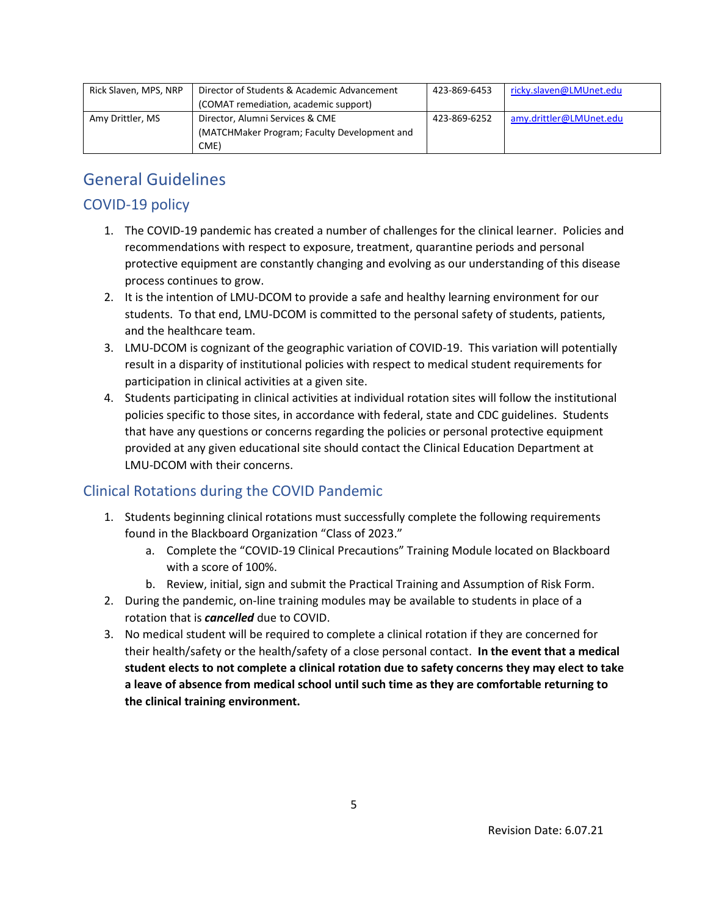| Rick Slaven, MPS, NRP | Director of Students & Academic Advancement (COMAT remediation, academic support) | 423-869-6453 | ricky.slaven@LMUnet.edu |
|---|---|---|---|
| Amy Drittler, MS | Director, Alumni Services & CME (MATCHMaker Program; Faculty Development and CME) | 423-869-6252 | amy.drittler@LMUnet.edu |

# General Guidelines

## COVID-19 policy

1. The COVID-19 pandemic has created a number of challenges for the clinical learner. Policies and recommendations with respect to exposure, treatment, quarantine periods and personal protective equipment are constantly changing and evolving as our understanding of this disease process continues to grow.
2. It is the intention of LMU-DCOM to provide a safe and healthy learning environment for our students. To that end, LMU-DCOM is committed to the personal safety of students, patients, and the healthcare team.
3. LMU-DCOM is cognizant of the geographic variation of COVID-19. This variation will potentially result in a disparity of institutional policies with respect to medical student requirements for participation in clinical activities at a given site.
4. Students participating in clinical activities at individual rotation sites will follow the institutional policies specific to those sites, in accordance with federal, state and CDC guidelines. Students that have any questions or concerns regarding the policies or personal protective equipment provided at any given educational site should contact the Clinical Education Department at LMU-DCOM with their concerns.

## Clinical Rotations during the COVID Pandemic

1. Students beginning clinical rotations must successfully complete the following requirements found in the Blackboard Organization "Class of 2023."
   a. Complete the "COVID-19 Clinical Precautions" Training Module located on Blackboard with a score of 100%.
   b. Review, initial, sign and submit the Practical Training and Assumption of Risk Form.
2. During the pandemic, on-line training modules may be available to students in place of a rotation that is ***cancelled*** due to COVID.
3. No medical student will be required to complete a clinical rotation if they are concerned for their health/safety or the health/safety of a close personal contact. **In the event that a medical student elects to not complete a clinical rotation due to safety concerns they may elect to take a leave of absence from medical school until such time as they are comfortable returning to the clinical training environment.**

Revision Date: 6.07.21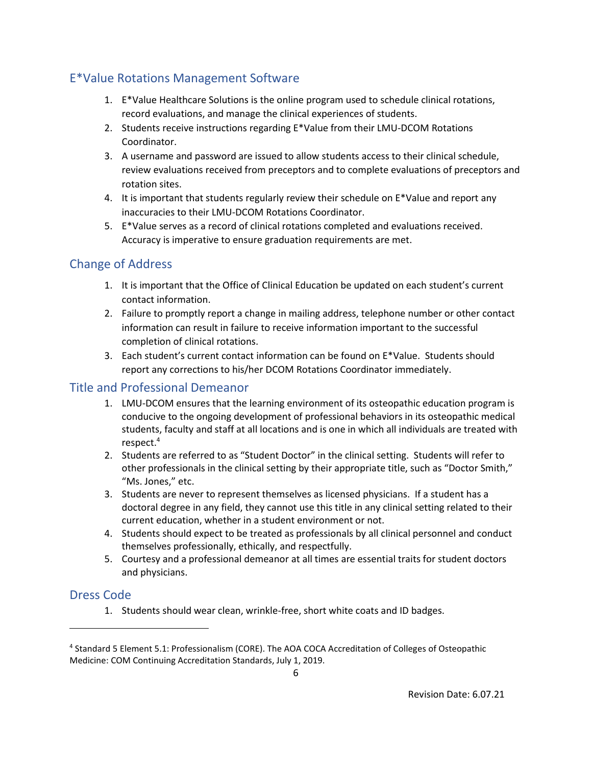## E*Value Rotations Management Software

1. E*Value Healthcare Solutions is the online program used to schedule clinical rotations, record evaluations, and manage the clinical experiences of students.
2. Students receive instructions regarding E*Value from their LMU-DCOM Rotations Coordinator.
3. A username and password are issued to allow students access to their clinical schedule, review evaluations received from preceptors and to complete evaluations of preceptors and rotation sites.
4. It is important that students regularly review their schedule on E*Value and report any inaccuracies to their LMU-DCOM Rotations Coordinator.
5. E*Value serves as a record of clinical rotations completed and evaluations received. Accuracy is imperative to ensure graduation requirements are met.

## Change of Address

1. It is important that the Office of Clinical Education be updated on each student's current contact information.
2. Failure to promptly report a change in mailing address, telephone number or other contact information can result in failure to receive information important to the successful completion of clinical rotations.
3. Each student's current contact information can be found on E*Value. Students should report any corrections to his/her DCOM Rotations Coordinator immediately.

## Title and Professional Demeanor

1. LMU-DCOM ensures that the learning environment of its osteopathic education program is conducive to the ongoing development of professional behaviors in its osteopathic medical students, faculty and staff at all locations and is one in which all individuals are treated with respect.[4]
2. Students are referred to as "Student Doctor" in the clinical setting. Students will refer to other professionals in the clinical setting by their appropriate title, such as "Doctor Smith," "Ms. Jones," etc.
3. Students are never to represent themselves as licensed physicians. If a student has a doctoral degree in any field, they cannot use this title in any clinical setting related to their current education, whether in a student environment or not.
4. Students should expect to be treated as professionals by all clinical personnel and conduct themselves professionally, ethically, and respectfully.
5. Courtesy and a professional demeanor at all times are essential traits for student doctors and physicians.

## Dress Code

1. Students should wear clean, wrinkle-free, short white coats and ID badges.

---

[4] Standard 5 Element 5.1: Professionalism (CORE). The AOA COCA Accreditation of Colleges of Osteopathic Medicine: COM Continuing Accreditation Standards, July 1, 2019.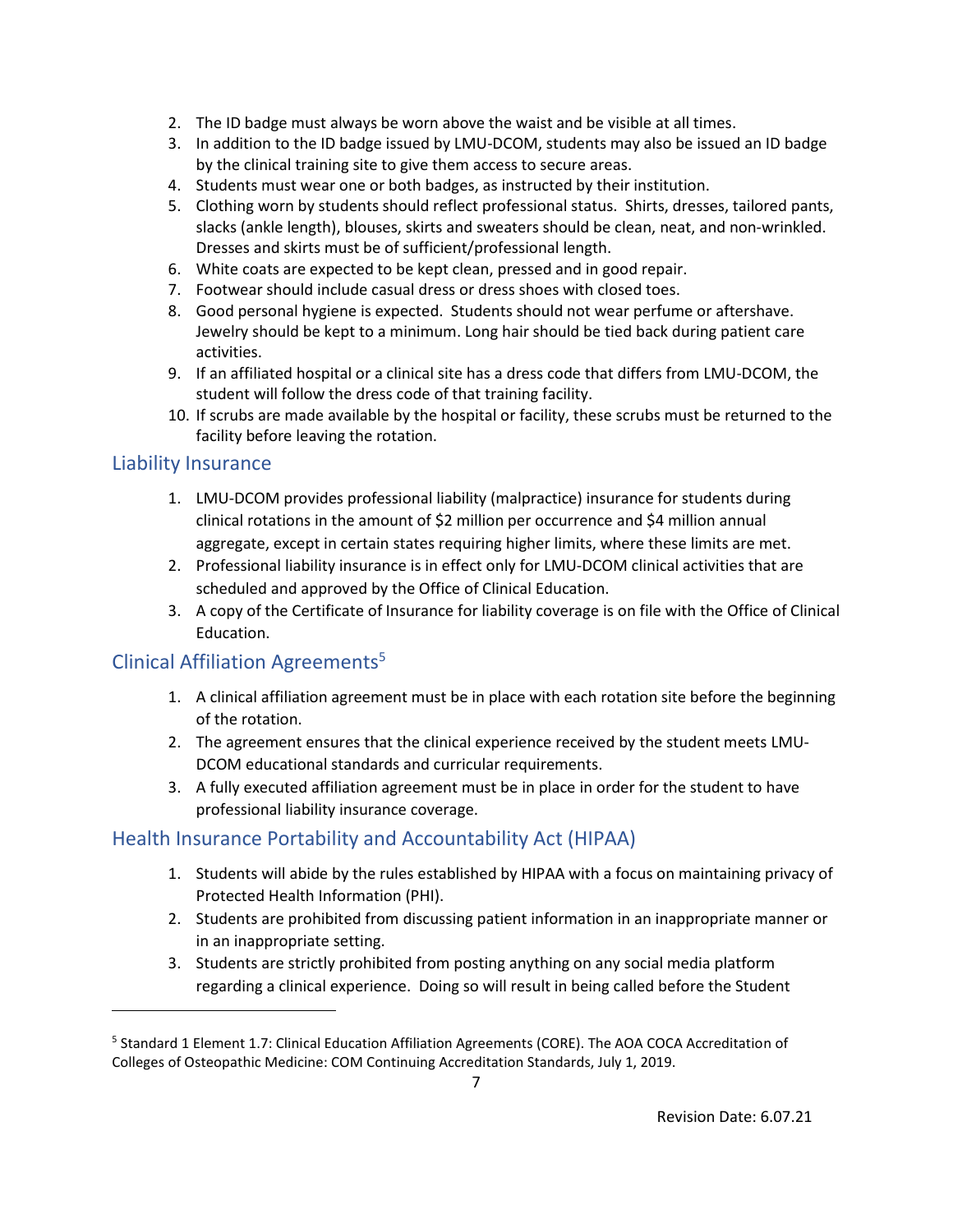2. The ID badge must always be worn above the waist and be visible at all times.
3. In addition to the ID badge issued by LMU-DCOM, students may also be issued an ID badge by the clinical training site to give them access to secure areas.
4. Students must wear one or both badges, as instructed by their institution.
5. Clothing worn by students should reflect professional status. Shirts, dresses, tailored pants, slacks (ankle length), blouses, skirts and sweaters should be clean, neat, and non-wrinkled. Dresses and skirts must be of sufficient/professional length.
6. White coats are expected to be kept clean, pressed and in good repair.
7. Footwear should include casual dress or dress shoes with closed toes.
8. Good personal hygiene is expected. Students should not wear perfume or aftershave. Jewelry should be kept to a minimum. Long hair should be tied back during patient care activities.
9. If an affiliated hospital or a clinical site has a dress code that differs from LMU-DCOM, the student will follow the dress code of that training facility.
10. If scrubs are made available by the hospital or facility, these scrubs must be returned to the facility before leaving the rotation.

## Liability Insurance

1. LMU-DCOM provides professional liability (malpractice) insurance for students during clinical rotations in the amount of $2 million per occurrence and $4 million annual aggregate, except in certain states requiring higher limits, where these limits are met.
2. Professional liability insurance is in effect only for LMU-DCOM clinical activities that are scheduled and approved by the Office of Clinical Education.
3. A copy of the Certificate of Insurance for liability coverage is on file with the Office of Clinical Education.

## Clinical Affiliation Agreements[5]

1. A clinical affiliation agreement must be in place with each rotation site before the beginning of the rotation.
2. The agreement ensures that the clinical experience received by the student meets LMU-DCOM educational standards and curricular requirements.
3. A fully executed affiliation agreement must be in place in order for the student to have professional liability insurance coverage.

## Health Insurance Portability and Accountability Act (HIPAA)

1. Students will abide by the rules established by HIPAA with a focus on maintaining privacy of Protected Health Information (PHI).
2. Students are prohibited from discussing patient information in an inappropriate manner or in an inappropriate setting.
3. Students are strictly prohibited from posting anything on any social media platform regarding a clinical experience. Doing so will result in being called before the Student

---

[5] Standard 1 Element 1.7: Clinical Education Affiliation Agreements (CORE). The AOA COCA Accreditation of Colleges of Osteopathic Medicine: COM Continuing Accreditation Standards, July 1, 2019.

Revision Date: 6.07.21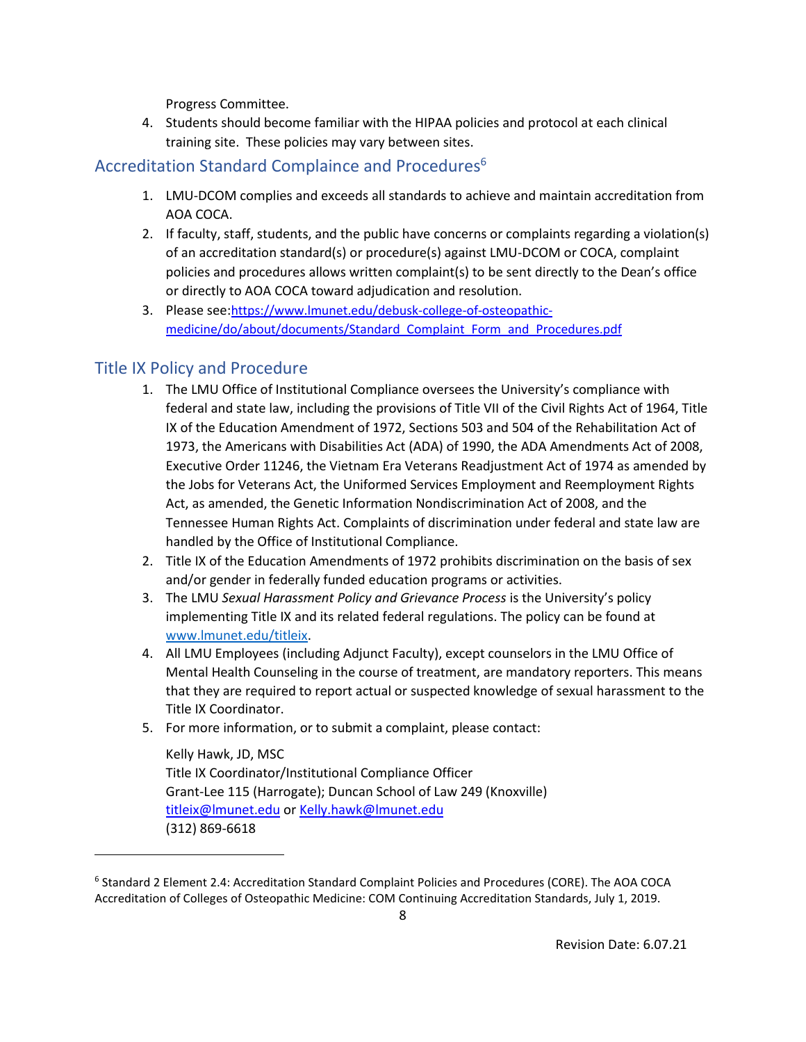Progress Committee.

4. Students should become familiar with the HIPAA policies and protocol at each clinical training site. These policies may vary between sites.

## Accreditation Standard Complaince and Procedures[6]

1. LMU-DCOM complies and exceeds all standards to achieve and maintain accreditation from AOA COCA.
2. If faculty, staff, students, and the public have concerns or complaints regarding a violation(s) of an accreditation standard(s) or procedure(s) against LMU-DCOM or COCA, complaint policies and procedures allows written complaint(s) to be sent directly to the Dean's office or directly to AOA COCA toward adjudication and resolution.
3. Please see:[https://www.lmunet.edu/debusk-college-of-osteopathic-medicine/do/about/documents/Standard_Complaint_Form_and_Procedures.pdf](https://www.lmunet.edu/debusk-college-of-osteopathic-medicine/do/about/documents/Standard_Complaint_Form_and_Procedures.pdf)

## Title IX Policy and Procedure

1. The LMU Office of Institutional Compliance oversees the University's compliance with federal and state law, including the provisions of Title VII of the Civil Rights Act of 1964, Title IX of the Education Amendment of 1972, Sections 503 and 504 of the Rehabilitation Act of 1973, the Americans with Disabilities Act (ADA) of 1990, the ADA Amendments Act of 2008, Executive Order 11246, the Vietnam Era Veterans Readjustment Act of 1974 as amended by the Jobs for Veterans Act, the Uniformed Services Employment and Reemployment Rights Act, as amended, the Genetic Information Nondiscrimination Act of 2008, and the Tennessee Human Rights Act. Complaints of discrimination under federal and state law are handled by the Office of Institutional Compliance.
2. Title IX of the Education Amendments of 1972 prohibits discrimination on the basis of sex and/or gender in federally funded education programs or activities.
3. The LMU *Sexual Harassment Policy and Grievance Process* is the University's policy implementing Title IX and its related federal regulations. The policy can be found at [www.lmunet.edu/titleix](www.lmunet.edu/titleix).
4. All LMU Employees (including Adjunct Faculty), except counselors in the LMU Office of Mental Health Counseling in the course of treatment, are mandatory reporters. This means that they are required to report actual or suspected knowledge of sexual harassment to the Title IX Coordinator.
5. For more information, or to submit a complaint, please contact:

   Kelly Hawk, JD, MSC
   Title IX Coordinator/Institutional Compliance Officer
   Grant-Lee 115 (Harrogate); Duncan School of Law 249 (Knoxville)
   titleix@lmunet.edu or Kelly.hawk@lmunet.edu
   (312) 869-6618

---

[6] Standard 2 Element 2.4: Accreditation Standard Complaint Policies and Procedures (CORE). The AOA COCA Accreditation of Colleges of Osteopathic Medicine: COM Continuing Accreditation Standards, July 1, 2019.

Revision Date: 6.07.21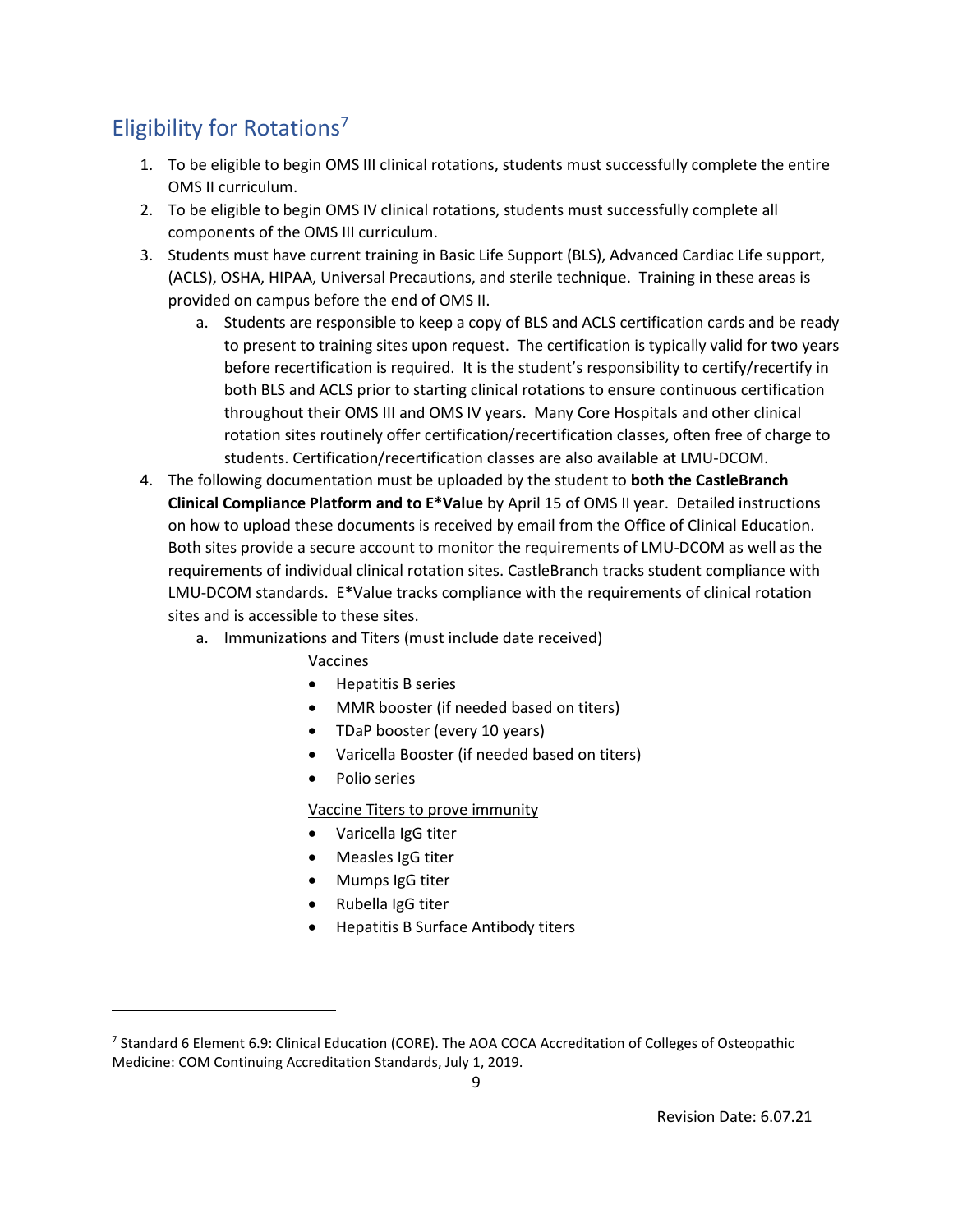## Eligibility for Rotations[7]

1. To be eligible to begin OMS III clinical rotations, students must successfully complete the entire OMS II curriculum.
2. To be eligible to begin OMS IV clinical rotations, students must successfully complete all components of the OMS III curriculum.
3. Students must have current training in Basic Life Support (BLS), Advanced Cardiac Life support, (ACLS), OSHA, HIPAA, Universal Precautions, and sterile technique. Training in these areas is provided on campus before the end of OMS II.
    a. Students are responsible to keep a copy of BLS and ACLS certification cards and be ready to present to training sites upon request. The certification is typically valid for two years before recertification is required. It is the student's responsibility to certify/recertify in both BLS and ACLS prior to starting clinical rotations to ensure continuous certification throughout their OMS III and OMS IV years. Many Core Hospitals and other clinical rotation sites routinely offer certification/recertification classes, often free of charge to students. Certification/recertification classes are also available at LMU-DCOM.
4. The following documentation must be uploaded by the student to **both the CastleBranch Clinical Compliance Platform and to E*Value** by April 15 of OMS II year. Detailed instructions on how to upload these documents is received by email from the Office of Clinical Education. Both sites provide a secure account to monitor the requirements of LMU-DCOM as well as the requirements of individual clinical rotation sites. CastleBranch tracks student compliance with LMU-DCOM standards. E*Value tracks compliance with the requirements of clinical rotation sites and is accessible to these sites.
    a. Immunizations and Titers (must include date received)

        Vaccines

        - Hepatitis B series
        - MMR booster (if needed based on titers)
        - TDaP booster (every 10 years)
        - Varicella Booster (if needed based on titers)
        - Polio series

        Vaccine Titers to prove immunity

        - Varicella IgG titer
        - Measles IgG titer
        - Mumps IgG titer
        - Rubella IgG titer
        - Hepatitis B Surface Antibody titers

---

[7] Standard 6 Element 6.9: Clinical Education (CORE). The AOA COCA Accreditation of Colleges of Osteopathic Medicine: COM Continuing Accreditation Standards, July 1, 2019.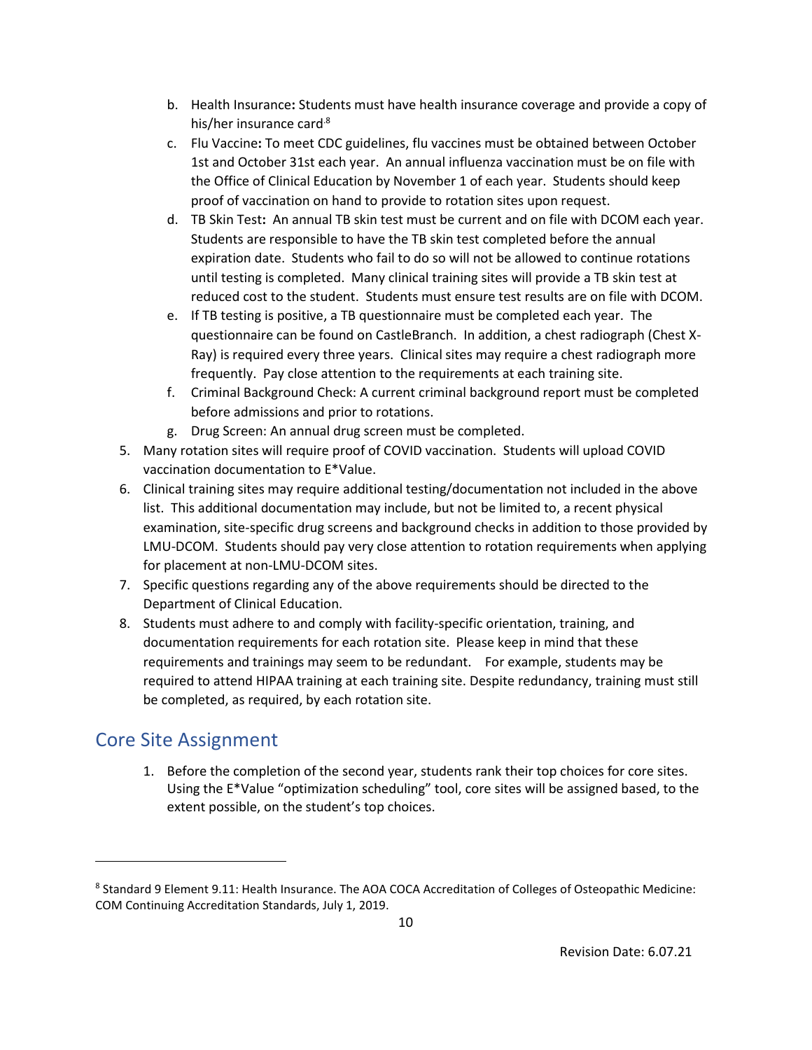b. Health Insurance**:** Students must have health insurance coverage and provide a copy of his/her insurance card.[8]
   c. Flu Vaccine**:** To meet CDC guidelines, flu vaccines must be obtained between October 1st and October 31st each year. An annual influenza vaccination must be on file with the Office of Clinical Education by November 1 of each year. Students should keep proof of vaccination on hand to provide to rotation sites upon request.
   d. TB Skin Test**:** An annual TB skin test must be current and on file with DCOM each year. Students are responsible to have the TB skin test completed before the annual expiration date. Students who fail to do so will not be allowed to continue rotations until testing is completed. Many clinical training sites will provide a TB skin test at reduced cost to the student. Students must ensure test results are on file with DCOM.
   e. If TB testing is positive, a TB questionnaire must be completed each year. The questionnaire can be found on CastleBranch. In addition, a chest radiograph (Chest X-Ray) is required every three years. Clinical sites may require a chest radiograph more frequently. Pay close attention to the requirements at each training site.
   f. Criminal Background Check: A current criminal background report must be completed before admissions and prior to rotations.
   g. Drug Screen: An annual drug screen must be completed.

5. Many rotation sites will require proof of COVID vaccination. Students will upload COVID vaccination documentation to E*Value.
6. Clinical training sites may require additional testing/documentation not included in the above list. This additional documentation may include, but not be limited to, a recent physical examination, site-specific drug screens and background checks in addition to those provided by LMU-DCOM. Students should pay very close attention to rotation requirements when applying for placement at non-LMU-DCOM sites.
7. Specific questions regarding any of the above requirements should be directed to the Department of Clinical Education.
8. Students must adhere to and comply with facility-specific orientation, training, and documentation requirements for each rotation site. Please keep in mind that these requirements and trainings may seem to be redundant. For example, students may be required to attend HIPAA training at each training site. Despite redundancy, training must still be completed, as required, by each rotation site.

## Core Site Assignment

1. Before the completion of the second year, students rank their top choices for core sites. Using the E*Value "optimization scheduling" tool, core sites will be assigned based, to the extent possible, on the student's top choices.

---

[8] Standard 9 Element 9.11: Health Insurance. The AOA COCA Accreditation of Colleges of Osteopathic Medicine: COM Continuing Accreditation Standards, July 1, 2019.

Revision Date: 6.07.21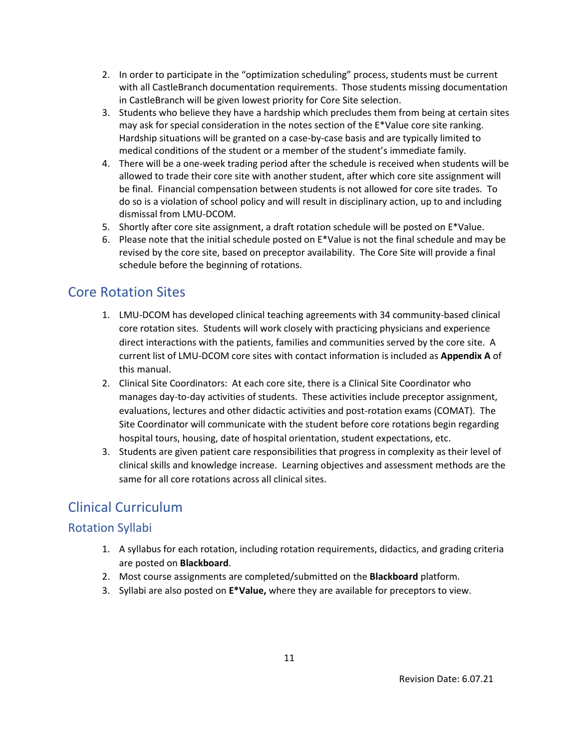2. In order to participate in the "optimization scheduling" process, students must be current with all CastleBranch documentation requirements. Those students missing documentation in CastleBranch will be given lowest priority for Core Site selection.
3. Students who believe they have a hardship which precludes them from being at certain sites may ask for special consideration in the notes section of the E*Value core site ranking. Hardship situations will be granted on a case-by-case basis and are typically limited to medical conditions of the student or a member of the student's immediate family.
4. There will be a one-week trading period after the schedule is received when students will be allowed to trade their core site with another student, after which core site assignment will be final. Financial compensation between students is not allowed for core site trades. To do so is a violation of school policy and will result in disciplinary action, up to and including dismissal from LMU-DCOM.
5. Shortly after core site assignment, a draft rotation schedule will be posted on E*Value.
6. Please note that the initial schedule posted on E*Value is not the final schedule and may be revised by the core site, based on preceptor availability. The Core Site will provide a final schedule before the beginning of rotations.

## Core Rotation Sites

1. LMU-DCOM has developed clinical teaching agreements with 34 community-based clinical core rotation sites. Students will work closely with practicing physicians and experience direct interactions with the patients, families and communities served by the core site. A current list of LMU-DCOM core sites with contact information is included as **Appendix A** of this manual.
2. Clinical Site Coordinators: At each core site, there is a Clinical Site Coordinator who manages day-to-day activities of students. These activities include preceptor assignment, evaluations, lectures and other didactic activities and post-rotation exams (COMAT). The Site Coordinator will communicate with the student before core rotations begin regarding hospital tours, housing, date of hospital orientation, student expectations, etc.
3. Students are given patient care responsibilities that progress in complexity as their level of clinical skills and knowledge increase. Learning objectives and assessment methods are the same for all core rotations across all clinical sites.

## Clinical Curriculum

### Rotation Syllabi

1. A syllabus for each rotation, including rotation requirements, didactics, and grading criteria are posted on **Blackboard**.
2. Most course assignments are completed/submitted on the **Blackboard** platform.
3. Syllabi are also posted on **E*Value,** where they are available for preceptors to view.

Revision Date: 6.07.21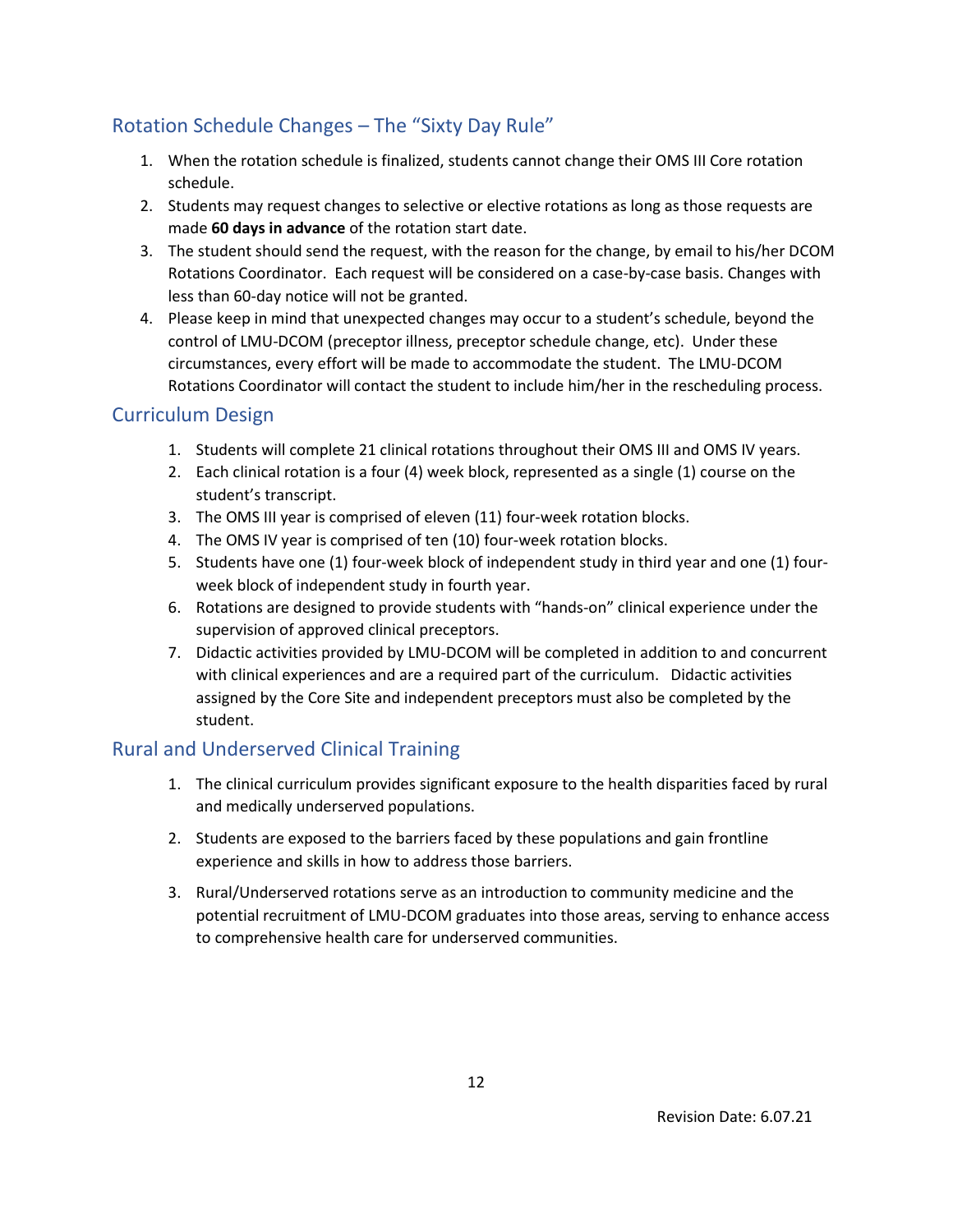## Rotation Schedule Changes – The "Sixty Day Rule"

1. When the rotation schedule is finalized, students cannot change their OMS III Core rotation schedule.
2. Students may request changes to selective or elective rotations as long as those requests are made **60 days in advance** of the rotation start date.
3. The student should send the request, with the reason for the change, by email to his/her DCOM Rotations Coordinator. Each request will be considered on a case-by-case basis. Changes with less than 60-day notice will not be granted.
4. Please keep in mind that unexpected changes may occur to a student's schedule, beyond the control of LMU-DCOM (preceptor illness, preceptor schedule change, etc). Under these circumstances, every effort will be made to accommodate the student. The LMU-DCOM Rotations Coordinator will contact the student to include him/her in the rescheduling process.

## Curriculum Design

1. Students will complete 21 clinical rotations throughout their OMS III and OMS IV years.
2. Each clinical rotation is a four (4) week block, represented as a single (1) course on the student's transcript.
3. The OMS III year is comprised of eleven (11) four-week rotation blocks.
4. The OMS IV year is comprised of ten (10) four-week rotation blocks.
5. Students have one (1) four-week block of independent study in third year and one (1) four-week block of independent study in fourth year.
6. Rotations are designed to provide students with "hands-on" clinical experience under the supervision of approved clinical preceptors.
7. Didactic activities provided by LMU-DCOM will be completed in addition to and concurrent with clinical experiences and are a required part of the curriculum. Didactic activities assigned by the Core Site and independent preceptors must also be completed by the student.

## Rural and Underserved Clinical Training

1. The clinical curriculum provides significant exposure to the health disparities faced by rural and medically underserved populations.
2. Students are exposed to the barriers faced by these populations and gain frontline experience and skills in how to address those barriers.
3. Rural/Underserved rotations serve as an introduction to community medicine and the potential recruitment of LMU-DCOM graduates into those areas, serving to enhance access to comprehensive health care for underserved communities.

Revision Date: 6.07.21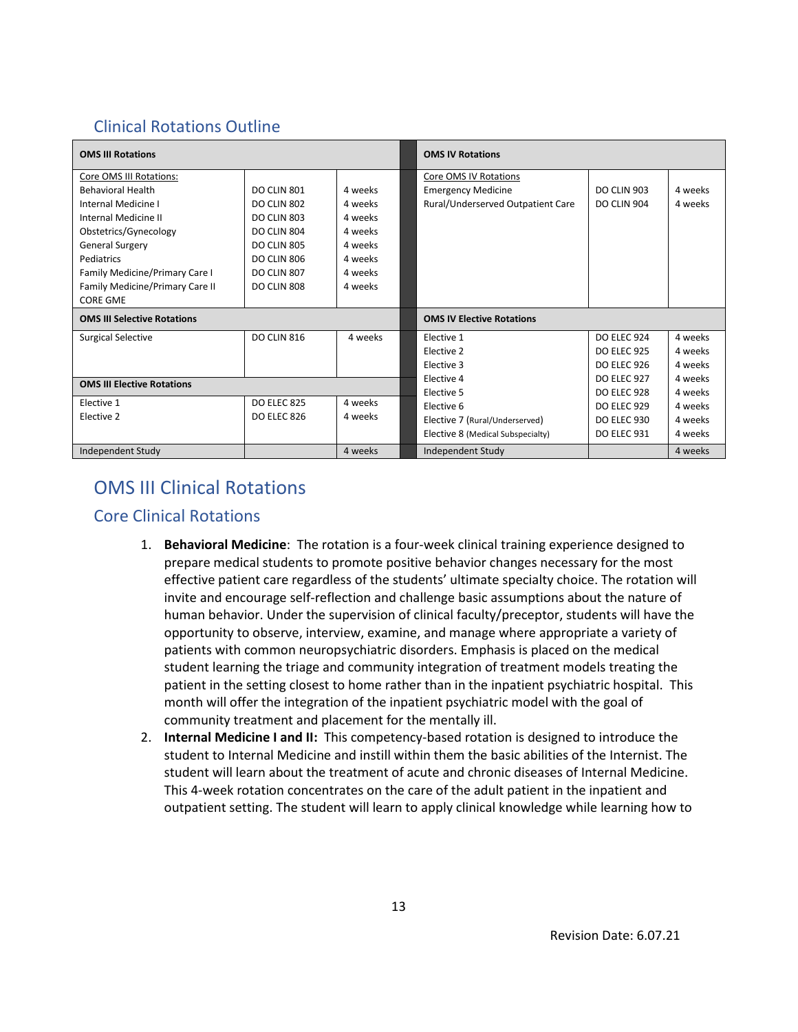## Clinical Rotations Outline

| OMS III Rotations | | | OMS IV Rotations | | |
|---|---|---|---|---|---|
| Core OMS III Rotations: | | | Core OMS IV Rotations | | |
| Behavioral Health | DO CLIN 801 | 4 weeks | Emergency Medicine | DO CLIN 903 | 4 weeks |
| Internal Medicine I | DO CLIN 802 | 4 weeks | Rural/Underserved Outpatient Care | DO CLIN 904 | 4 weeks |
| Internal Medicine II | DO CLIN 803 | 4 weeks | | | |
| Obstetrics/Gynecology | DO CLIN 804 | 4 weeks | | | |
| General Surgery | DO CLIN 805 | 4 weeks | | | |
| Pediatrics | DO CLIN 806 | 4 weeks | | | |
| Family Medicine/Primary Care I | DO CLIN 807 | 4 weeks | | | |
| Family Medicine/Primary Care II | DO CLIN 808 | 4 weeks | | | |
| CORE GME | | | | | |
| **OMS III Selective Rotations** | | | **OMS IV Elective Rotations** | | |
| Surgical Selective | DO CLIN 816 | 4 weeks | Elective 1 | DO ELEC 924 | 4 weeks |
| | | | Elective 2 | DO ELEC 925 | 4 weeks |
| | | | Elective 3 | DO ELEC 926 | 4 weeks |
| **OMS III Elective Rotations** | | | Elective 4 | DO ELEC 927 | 4 weeks |
| | | | Elective 5 | DO ELEC 928 | 4 weeks |
| Elective 1 | DO ELEC 825 | 4 weeks | Elective 6 | DO ELEC 929 | 4 weeks |
| Elective 2 | DO ELEC 826 | 4 weeks | Elective 7 (Rural/Underserved) | DO ELEC 930 | 4 weeks |
| | | | Elective 8 (Medical Subspecialty) | DO ELEC 931 | 4 weeks |
| Independent Study | | 4 weeks | Independent Study | | 4 weeks |

# OMS III Clinical Rotations

## Core Clinical Rotations

1. **Behavioral Medicine**: The rotation is a four-week clinical training experience designed to prepare medical students to promote positive behavior changes necessary for the most effective patient care regardless of the students' ultimate specialty choice. The rotation will invite and encourage self-reflection and challenge basic assumptions about the nature of human behavior. Under the supervision of clinical faculty/preceptor, students will have the opportunity to observe, interview, examine, and manage where appropriate a variety of patients with common neuropsychiatric disorders. Emphasis is placed on the medical student learning the triage and community integration of treatment models treating the patient in the setting closest to home rather than in the inpatient psychiatric hospital. This month will offer the integration of the inpatient psychiatric model with the goal of community treatment and placement for the mentally ill.
2. **Internal Medicine I and II:** This competency-based rotation is designed to introduce the student to Internal Medicine and instill within them the basic abilities of the Internist. The student will learn about the treatment of acute and chronic diseases of Internal Medicine. This 4-week rotation concentrates on the care of the adult patient in the inpatient and outpatient setting. The student will learn to apply clinical knowledge while learning how to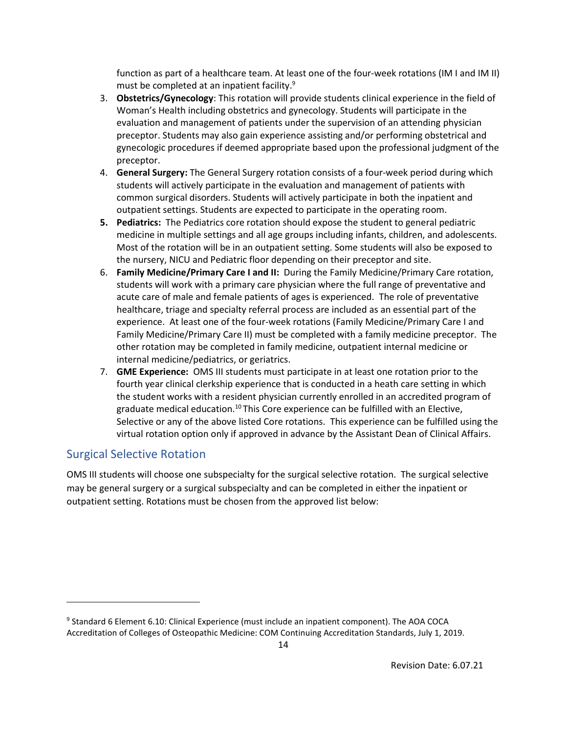function as part of a healthcare team. At least one of the four-week rotations (IM I and IM II) must be completed at an inpatient facility.[9]

3. **Obstetrics/Gynecology**: This rotation will provide students clinical experience in the field of Woman's Health including obstetrics and gynecology. Students will participate in the evaluation and management of patients under the supervision of an attending physician preceptor. Students may also gain experience assisting and/or performing obstetrical and gynecologic procedures if deemed appropriate based upon the professional judgment of the preceptor.
4. **General Surgery:** The General Surgery rotation consists of a four-week period during which students will actively participate in the evaluation and management of patients with common surgical disorders. Students will actively participate in both the inpatient and outpatient settings. Students are expected to participate in the operating room.
5. **Pediatrics:** The Pediatrics core rotation should expose the student to general pediatric medicine in multiple settings and all age groups including infants, children, and adolescents. Most of the rotation will be in an outpatient setting. Some students will also be exposed to the nursery, NICU and Pediatric floor depending on their preceptor and site.
6. **Family Medicine/Primary Care I and II:** During the Family Medicine/Primary Care rotation, students will work with a primary care physician where the full range of preventative and acute care of male and female patients of ages is experienced. The role of preventative healthcare, triage and specialty referral process are included as an essential part of the experience. At least one of the four-week rotations (Family Medicine/Primary Care I and Family Medicine/Primary Care II) must be completed with a family medicine preceptor. The other rotation may be completed in family medicine, outpatient internal medicine or internal medicine/pediatrics, or geriatrics.
7. **GME Experience:** OMS III students must participate in at least one rotation prior to the fourth year clinical clerkship experience that is conducted in a heath care setting in which the student works with a resident physician currently enrolled in an accredited program of graduate medical education.[10] This Core experience can be fulfilled with an Elective, Selective or any of the above listed Core rotations. This experience can be fulfilled using the virtual rotation option only if approved in advance by the Assistant Dean of Clinical Affairs.

## Surgical Selective Rotation

OMS III students will choose one subspecialty for the surgical selective rotation. The surgical selective may be general surgery or a surgical subspecialty and can be completed in either the inpatient or outpatient setting. Rotations must be chosen from the approved list below:

---

[9] Standard 6 Element 6.10: Clinical Experience (must include an inpatient component). The AOA COCA Accreditation of Colleges of Osteopathic Medicine: COM Continuing Accreditation Standards, July 1, 2019.

Revision Date: 6.07.21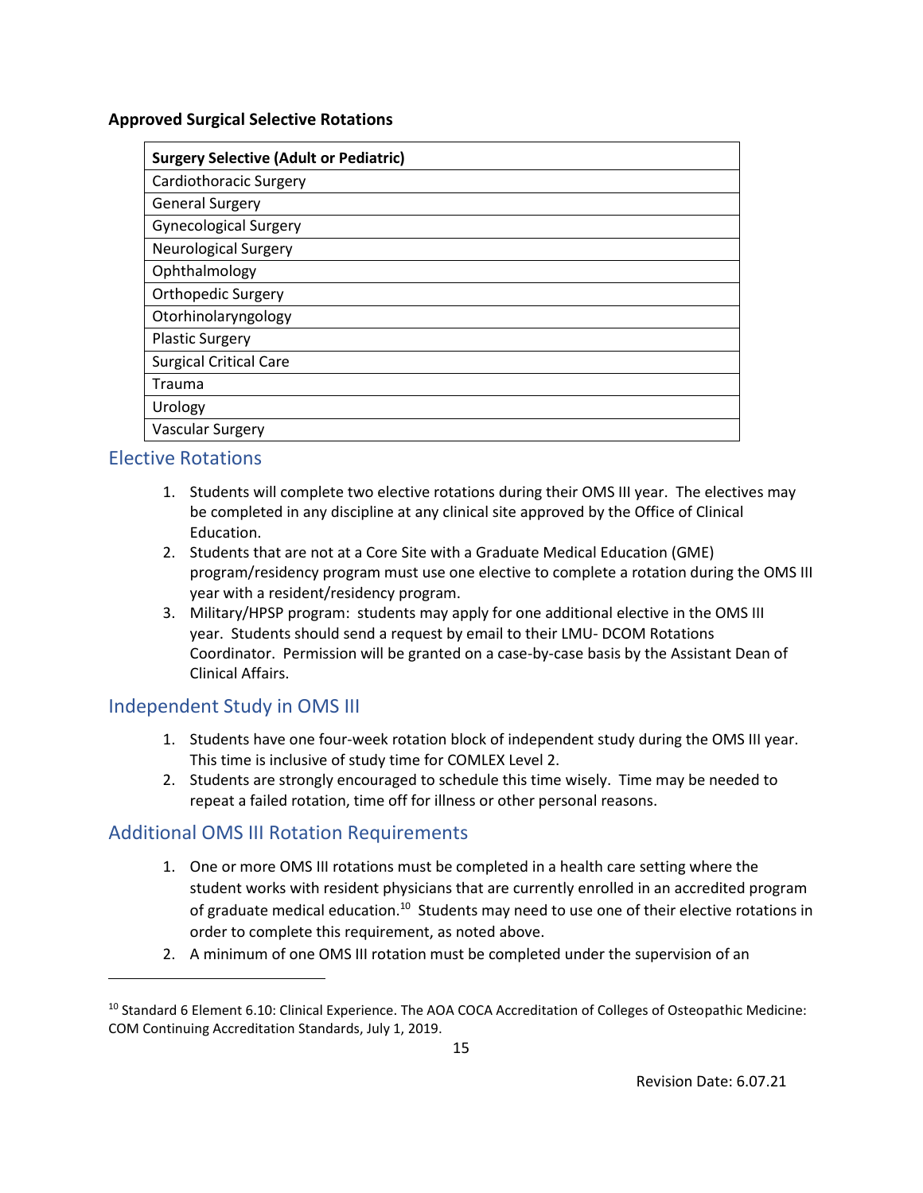**Approved Surgical Selective Rotations**

| Surgery Selective (Adult or Pediatric) |
|---|
| Cardiothoracic Surgery |
| General Surgery |
| Gynecological Surgery |
| Neurological Surgery |
| Ophthalmology |
| Orthopedic Surgery |
| Otorhinolaryngology |
| Plastic Surgery |
| Surgical Critical Care |
| Trauma |
| Urology |
| Vascular Surgery |

## Elective Rotations

1. Students will complete two elective rotations during their OMS III year. The electives may be completed in any discipline at any clinical site approved by the Office of Clinical Education.
2. Students that are not at a Core Site with a Graduate Medical Education (GME) program/residency program must use one elective to complete a rotation during the OMS III year with a resident/residency program.
3. Military/HPSP program: students may apply for one additional elective in the OMS III year. Students should send a request by email to their LMU- DCOM Rotations Coordinator. Permission will be granted on a case-by-case basis by the Assistant Dean of Clinical Affairs.

## Independent Study in OMS III

1. Students have one four-week rotation block of independent study during the OMS III year. This time is inclusive of study time for COMLEX Level 2.
2. Students are strongly encouraged to schedule this time wisely. Time may be needed to repeat a failed rotation, time off for illness or other personal reasons.

## Additional OMS III Rotation Requirements

1. One or more OMS III rotations must be completed in a health care setting where the student works with resident physicians that are currently enrolled in an accredited program of graduate medical education.[10] Students may need to use one of their elective rotations in order to complete this requirement, as noted above.
2. A minimum of one OMS III rotation must be completed under the supervision of an

[10] Standard 6 Element 6.10: Clinical Experience. The AOA COCA Accreditation of Colleges of Osteopathic Medicine: COM Continuing Accreditation Standards, July 1, 2019.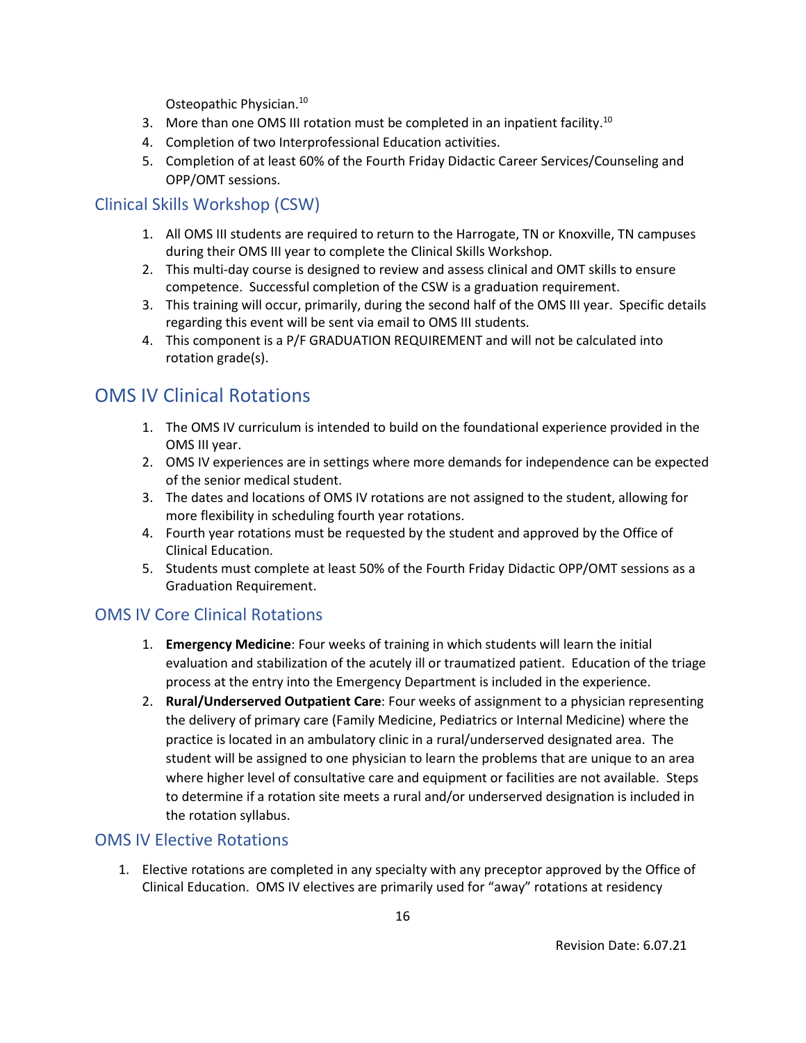Osteopathic Physician.[10]
3. More than one OMS III rotation must be completed in an inpatient facility.[10]
4. Completion of two Interprofessional Education activities.
5. Completion of at least 60% of the Fourth Friday Didactic Career Services/Counseling and OPP/OMT sessions.

## Clinical Skills Workshop (CSW)

1. All OMS III students are required to return to the Harrogate, TN or Knoxville, TN campuses during their OMS III year to complete the Clinical Skills Workshop.
2. This multi-day course is designed to review and assess clinical and OMT skills to ensure competence. Successful completion of the CSW is a graduation requirement.
3. This training will occur, primarily, during the second half of the OMS III year. Specific details regarding this event will be sent via email to OMS III students.
4. This component is a P/F GRADUATION REQUIREMENT and will not be calculated into rotation grade(s).

# OMS IV Clinical Rotations

1. The OMS IV curriculum is intended to build on the foundational experience provided in the OMS III year.
2. OMS IV experiences are in settings where more demands for independence can be expected of the senior medical student.
3. The dates and locations of OMS IV rotations are not assigned to the student, allowing for more flexibility in scheduling fourth year rotations.
4. Fourth year rotations must be requested by the student and approved by the Office of Clinical Education.
5. Students must complete at least 50% of the Fourth Friday Didactic OPP/OMT sessions as a Graduation Requirement.

## OMS IV Core Clinical Rotations

1. **Emergency Medicine**: Four weeks of training in which students will learn the initial evaluation and stabilization of the acutely ill or traumatized patient. Education of the triage process at the entry into the Emergency Department is included in the experience.
2. **Rural/Underserved Outpatient Care**: Four weeks of assignment to a physician representing the delivery of primary care (Family Medicine, Pediatrics or Internal Medicine) where the practice is located in an ambulatory clinic in a rural/underserved designated area. The student will be assigned to one physician to learn the problems that are unique to an area where higher level of consultative care and equipment or facilities are not available. Steps to determine if a rotation site meets a rural and/or underserved designation is included in the rotation syllabus.

## OMS IV Elective Rotations

1. Elective rotations are completed in any specialty with any preceptor approved by the Office of Clinical Education. OMS IV electives are primarily used for "away" rotations at residency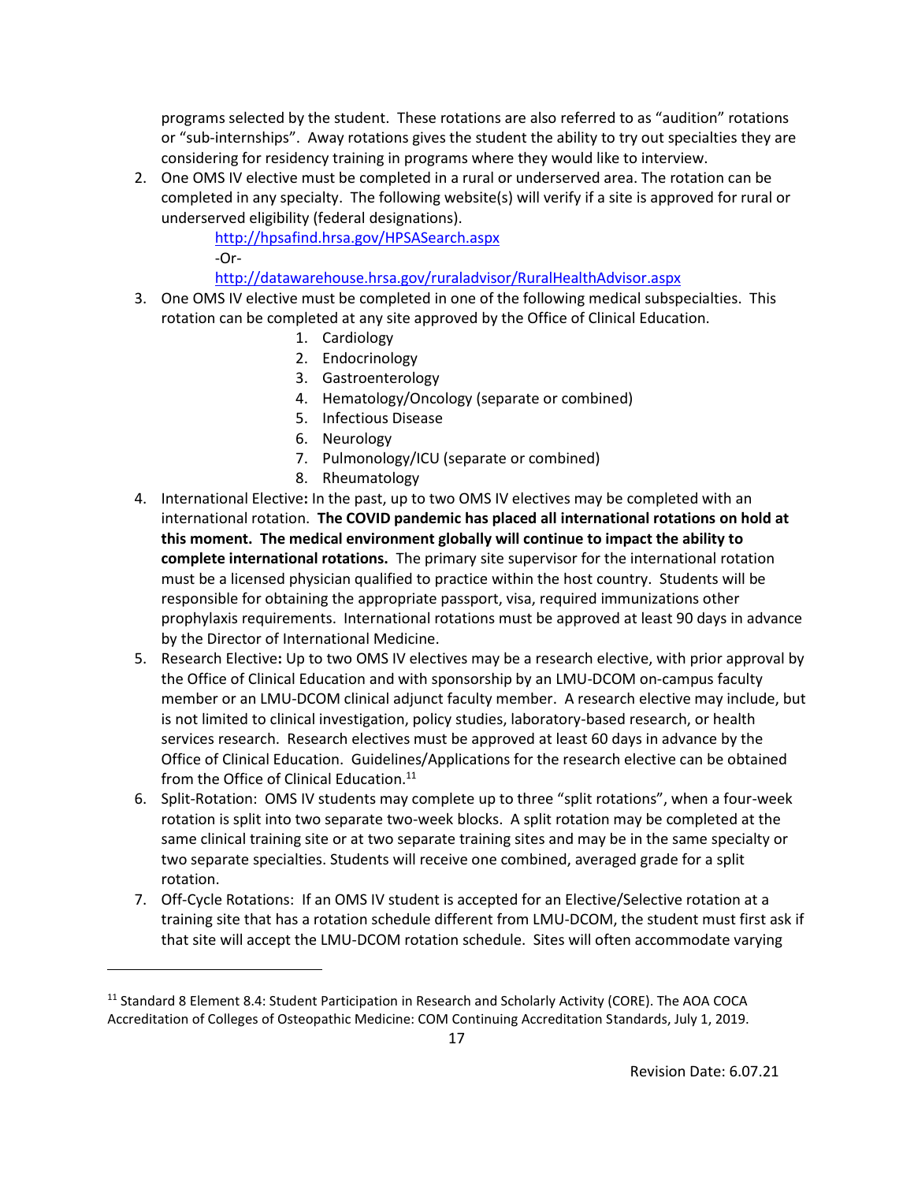programs selected by the student. These rotations are also referred to as "audition" rotations or "sub-internships". Away rotations gives the student the ability to try out specialties they are considering for residency training in programs where they would like to interview.

2. One OMS IV elective must be completed in a rural or underserved area. The rotation can be completed in any specialty. The following website(s) will verify if a site is approved for rural or underserved eligibility (federal designations).

   http://hpsafind.hrsa.gov/HPSASearch.aspx

   -Or-

   http://datawarehouse.hrsa.gov/ruraladvisor/RuralHealthAdvisor.aspx

3. One OMS IV elective must be completed in one of the following medical subspecialties. This rotation can be completed at any site approved by the Office of Clinical Education.
   1. Cardiology
   2. Endocrinology
   3. Gastroenterology
   4. Hematology/Oncology (separate or combined)
   5. Infectious Disease
   6. Neurology
   7. Pulmonology/ICU (separate or combined)
   8. Rheumatology

4. International Elective**:** In the past, up to two OMS IV electives may be completed with an international rotation. **The COVID pandemic has placed all international rotations on hold at this moment. The medical environment globally will continue to impact the ability to complete international rotations.** The primary site supervisor for the international rotation must be a licensed physician qualified to practice within the host country. Students will be responsible for obtaining the appropriate passport, visa, required immunizations other prophylaxis requirements. International rotations must be approved at least 90 days in advance by the Director of International Medicine.

5. Research Elective**:** Up to two OMS IV electives may be a research elective, with prior approval by the Office of Clinical Education and with sponsorship by an LMU-DCOM on-campus faculty member or an LMU-DCOM clinical adjunct faculty member. A research elective may include, but is not limited to clinical investigation, policy studies, laboratory-based research, or health services research. Research electives must be approved at least 60 days in advance by the Office of Clinical Education. Guidelines/Applications for the research elective can be obtained from the Office of Clinical Education.[11]

6. Split-Rotation: OMS IV students may complete up to three "split rotations", when a four-week rotation is split into two separate two-week blocks. A split rotation may be completed at the same clinical training site or at two separate training sites and may be in the same specialty or two separate specialties. Students will receive one combined, averaged grade for a split rotation.

7. Off-Cycle Rotations: If an OMS IV student is accepted for an Elective/Selective rotation at a training site that has a rotation schedule different from LMU-DCOM, the student must first ask if that site will accept the LMU-DCOM rotation schedule. Sites will often accommodate varying

---

[11] Standard 8 Element 8.4: Student Participation in Research and Scholarly Activity (CORE). The AOA COCA Accreditation of Colleges of Osteopathic Medicine: COM Continuing Accreditation Standards, July 1, 2019.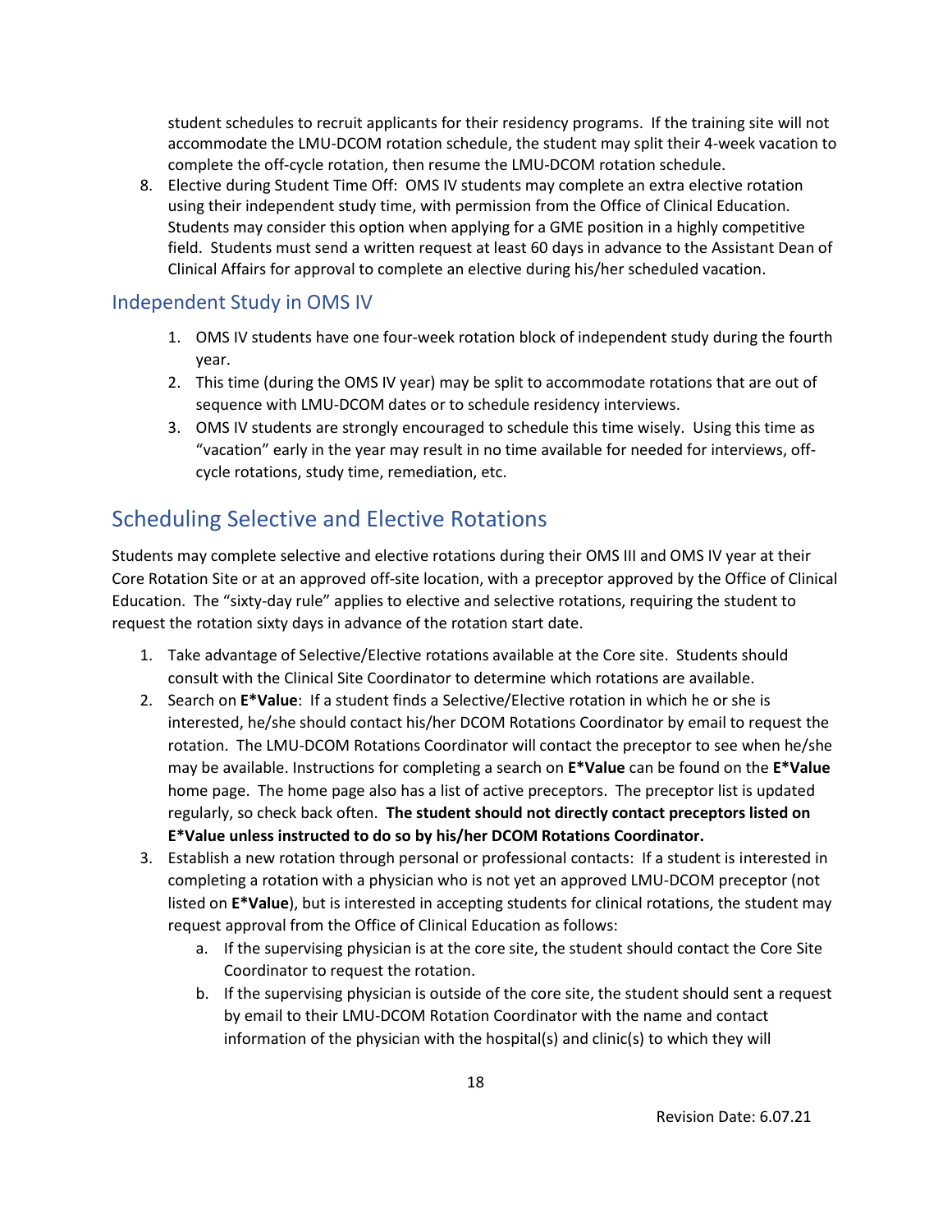student schedules to recruit applicants for their residency programs. If the training site will not accommodate the LMU-DCOM rotation schedule, the student may split their 4-week vacation to complete the off-cycle rotation, then resume the LMU-DCOM rotation schedule.

8. Elective during Student Time Off: OMS IV students may complete an extra elective rotation using their independent study time, with permission from the Office of Clinical Education. Students may consider this option when applying for a GME position in a highly competitive field. Students must send a written request at least 60 days in advance to the Assistant Dean of Clinical Affairs for approval to complete an elective during his/her scheduled vacation.

### Independent Study in OMS IV

1. OMS IV students have one four-week rotation block of independent study during the fourth year.
2. This time (during the OMS IV year) may be split to accommodate rotations that are out of sequence with LMU-DCOM dates or to schedule residency interviews.
3. OMS IV students are strongly encouraged to schedule this time wisely. Using this time as "vacation" early in the year may result in no time available for needed for interviews, off-cycle rotations, study time, remediation, etc.

## Scheduling Selective and Elective Rotations

Students may complete selective and elective rotations during their OMS III and OMS IV year at their Core Rotation Site or at an approved off-site location, with a preceptor approved by the Office of Clinical Education. The "sixty-day rule" applies to elective and selective rotations, requiring the student to request the rotation sixty days in advance of the rotation start date.

1. Take advantage of Selective/Elective rotations available at the Core site. Students should consult with the Clinical Site Coordinator to determine which rotations are available.
2. Search on **E*Value**: If a student finds a Selective/Elective rotation in which he or she is interested, he/she should contact his/her DCOM Rotations Coordinator by email to request the rotation. The LMU-DCOM Rotations Coordinator will contact the preceptor to see when he/she may be available. Instructions for completing a search on **E*Value** can be found on the **E*Value** home page. The home page also has a list of active preceptors. The preceptor list is updated regularly, so check back often. **The student should not directly contact preceptors listed on E*Value unless instructed to do so by his/her DCOM Rotations Coordinator.**
3. Establish a new rotation through personal or professional contacts: If a student is interested in completing a rotation with a physician who is not yet an approved LMU-DCOM preceptor (not listed on **E*Value**), but is interested in accepting students for clinical rotations, the student may request approval from the Office of Clinical Education as follows:
    a. If the supervising physician is at the core site, the student should contact the Core Site Coordinator to request the rotation.
    b. If the supervising physician is outside of the core site, the student should sent a request by email to their LMU-DCOM Rotation Coordinator with the name and contact information of the physician with the hospital(s) and clinic(s) to which they will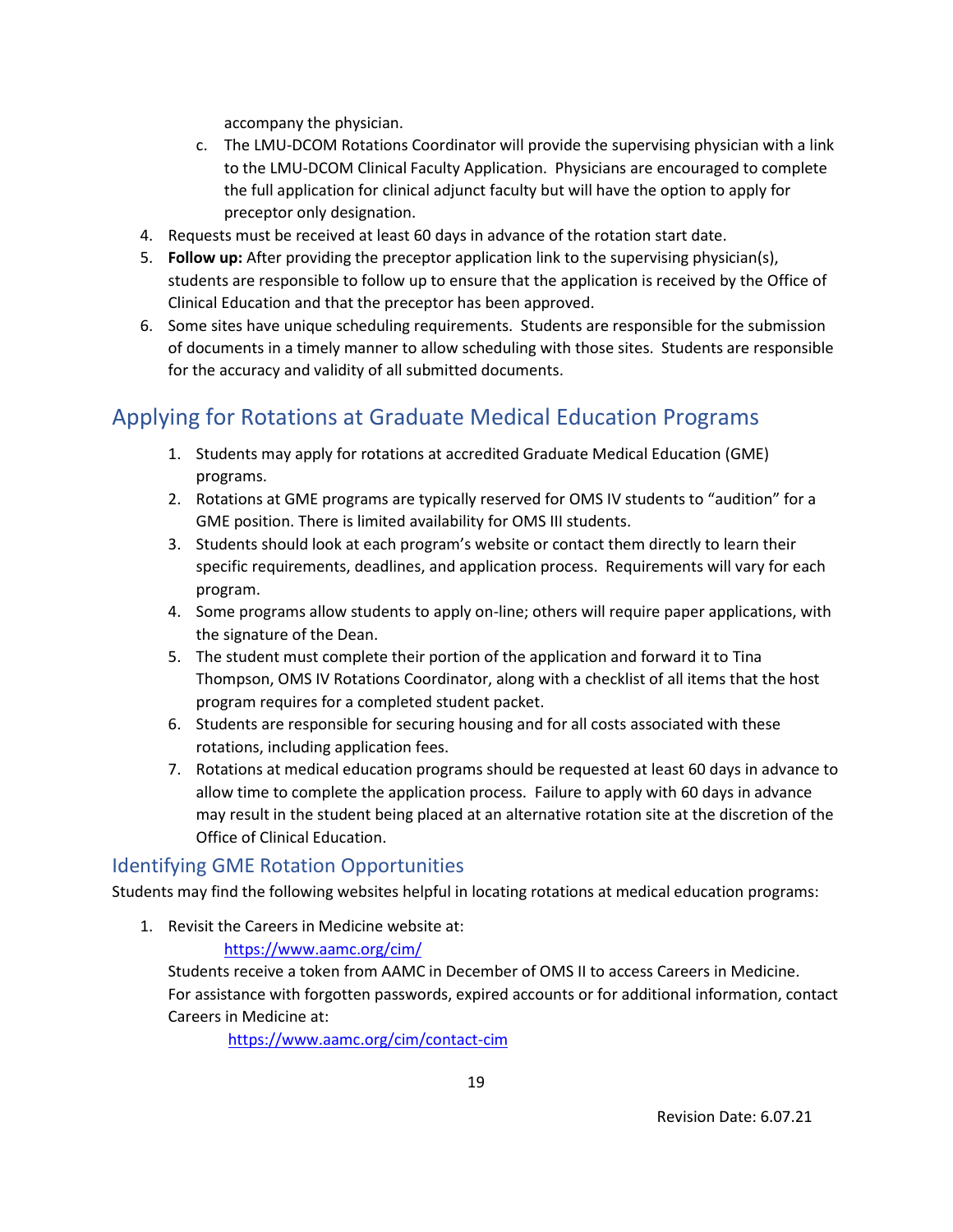accompany the physician.

   c. The LMU-DCOM Rotations Coordinator will provide the supervising physician with a link to the LMU-DCOM Clinical Faculty Application. Physicians are encouraged to complete the full application for clinical adjunct faculty but will have the option to apply for preceptor only designation.

4. Requests must be received at least 60 days in advance of the rotation start date.
5. **Follow up:** After providing the preceptor application link to the supervising physician(s), students are responsible to follow up to ensure that the application is received by the Office of Clinical Education and that the preceptor has been approved.
6. Some sites have unique scheduling requirements. Students are responsible for the submission of documents in a timely manner to allow scheduling with those sites. Students are responsible for the accuracy and validity of all submitted documents.

## Applying for Rotations at Graduate Medical Education Programs

1. Students may apply for rotations at accredited Graduate Medical Education (GME) programs.
2. Rotations at GME programs are typically reserved for OMS IV students to "audition" for a GME position. There is limited availability for OMS III students.
3. Students should look at each program's website or contact them directly to learn their specific requirements, deadlines, and application process. Requirements will vary for each program.
4. Some programs allow students to apply on-line; others will require paper applications, with the signature of the Dean.
5. The student must complete their portion of the application and forward it to Tina Thompson, OMS IV Rotations Coordinator, along with a checklist of all items that the host program requires for a completed student packet.
6. Students are responsible for securing housing and for all costs associated with these rotations, including application fees.
7. Rotations at medical education programs should be requested at least 60 days in advance to allow time to complete the application process. Failure to apply with 60 days in advance may result in the student being placed at an alternative rotation site at the discretion of the Office of Clinical Education.

### Identifying GME Rotation Opportunities

Students may find the following websites helpful in locating rotations at medical education programs:

1. Revisit the Careers in Medicine website at:
   https://www.aamc.org/cim/
   Students receive a token from AAMC in December of OMS II to access Careers in Medicine. For assistance with forgotten passwords, expired accounts or for additional information, contact Careers in Medicine at:
   https://www.aamc.org/cim/contact-cim

Revision Date: 6.07.21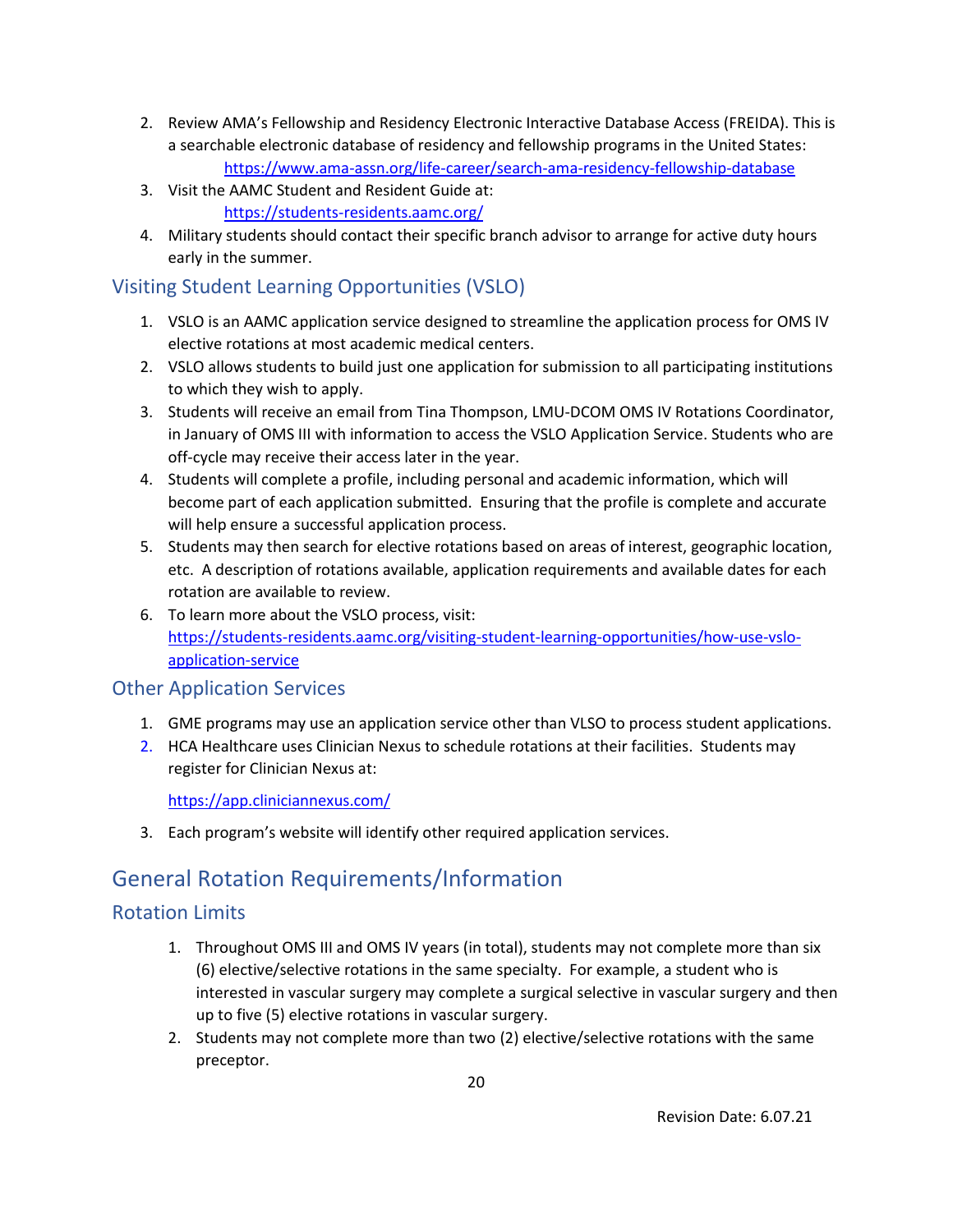2. Review AMA's Fellowship and Residency Electronic Interactive Database Access (FREIDA). This is a searchable electronic database of residency and fellowship programs in the United States: https://www.ama-assn.org/life-career/search-ama-residency-fellowship-database
3. Visit the AAMC Student and Resident Guide at: https://students-residents.aamc.org/
4. Military students should contact their specific branch advisor to arrange for active duty hours early in the summer.

### Visiting Student Learning Opportunities (VSLO)

1. VSLO is an AAMC application service designed to streamline the application process for OMS IV elective rotations at most academic medical centers.
2. VSLO allows students to build just one application for submission to all participating institutions to which they wish to apply.
3. Students will receive an email from Tina Thompson, LMU-DCOM OMS IV Rotations Coordinator, in January of OMS III with information to access the VSLO Application Service. Students who are off-cycle may receive their access later in the year.
4. Students will complete a profile, including personal and academic information, which will become part of each application submitted. Ensuring that the profile is complete and accurate will help ensure a successful application process.
5. Students may then search for elective rotations based on areas of interest, geographic location, etc. A description of rotations available, application requirements and available dates for each rotation are available to review.
6. To learn more about the VSLO process, visit: https://students-residents.aamc.org/visiting-student-learning-opportunities/how-use-vslo-application-service

### Other Application Services

1. GME programs may use an application service other than VLSO to process student applications.
2. HCA Healthcare uses Clinician Nexus to schedule rotations at their facilities. Students may register for Clinician Nexus at:

   https://app.cliniciannexus.com/

3. Each program's website will identify other required application services.

## General Rotation Requirements/Information

### Rotation Limits

1. Throughout OMS III and OMS IV years (in total), students may not complete more than six (6) elective/selective rotations in the same specialty. For example, a student who is interested in vascular surgery may complete a surgical selective in vascular surgery and then up to five (5) elective rotations in vascular surgery.
2. Students may not complete more than two (2) elective/selective rotations with the same preceptor.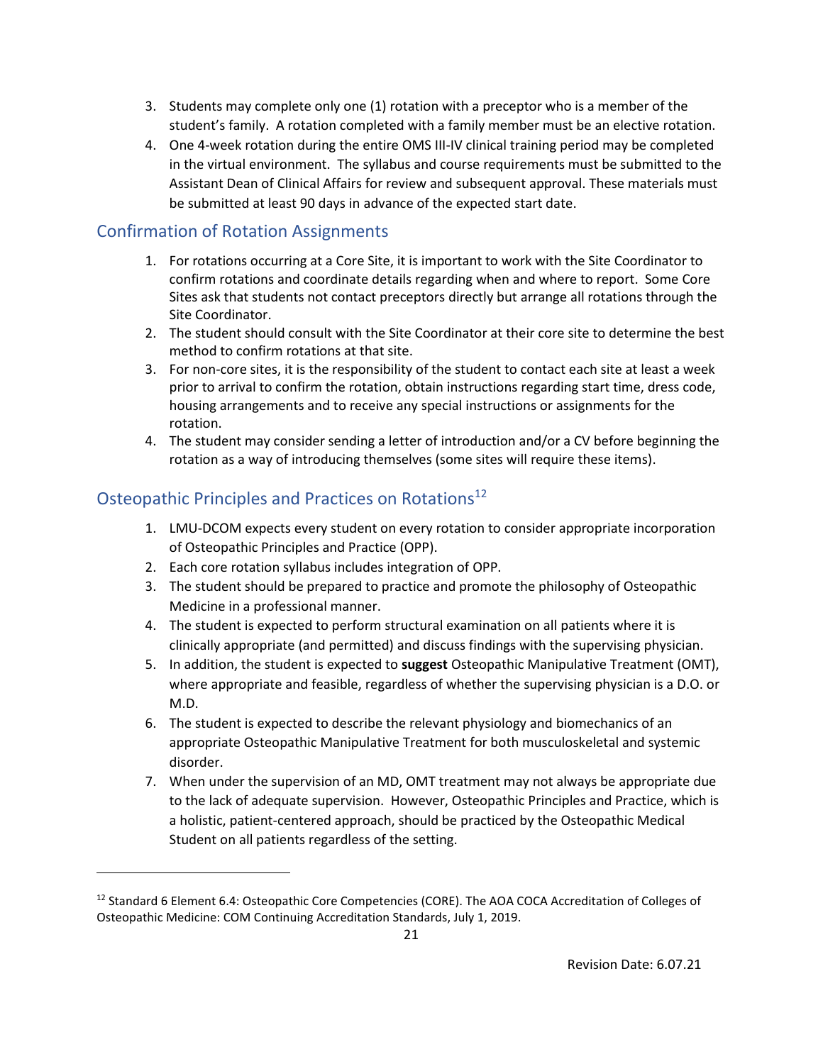3. Students may complete only one (1) rotation with a preceptor who is a member of the student's family. A rotation completed with a family member must be an elective rotation.
4. One 4-week rotation during the entire OMS III-IV clinical training period may be completed in the virtual environment. The syllabus and course requirements must be submitted to the Assistant Dean of Clinical Affairs for review and subsequent approval. These materials must be submitted at least 90 days in advance of the expected start date.

## Confirmation of Rotation Assignments

1. For rotations occurring at a Core Site, it is important to work with the Site Coordinator to confirm rotations and coordinate details regarding when and where to report. Some Core Sites ask that students not contact preceptors directly but arrange all rotations through the Site Coordinator.
2. The student should consult with the Site Coordinator at their core site to determine the best method to confirm rotations at that site.
3. For non-core sites, it is the responsibility of the student to contact each site at least a week prior to arrival to confirm the rotation, obtain instructions regarding start time, dress code, housing arrangements and to receive any special instructions or assignments for the rotation.
4. The student may consider sending a letter of introduction and/or a CV before beginning the rotation as a way of introducing themselves (some sites will require these items).

## Osteopathic Principles and Practices on Rotations[12]

1. LMU-DCOM expects every student on every rotation to consider appropriate incorporation of Osteopathic Principles and Practice (OPP).
2. Each core rotation syllabus includes integration of OPP.
3. The student should be prepared to practice and promote the philosophy of Osteopathic Medicine in a professional manner.
4. The student is expected to perform structural examination on all patients where it is clinically appropriate (and permitted) and discuss findings with the supervising physician.
5. In addition, the student is expected to **suggest** Osteopathic Manipulative Treatment (OMT), where appropriate and feasible, regardless of whether the supervising physician is a D.O. or M.D.
6. The student is expected to describe the relevant physiology and biomechanics of an appropriate Osteopathic Manipulative Treatment for both musculoskeletal and systemic disorder.
7. When under the supervision of an MD, OMT treatment may not always be appropriate due to the lack of adequate supervision. However, Osteopathic Principles and Practice, which is a holistic, patient-centered approach, should be practiced by the Osteopathic Medical Student on all patients regardless of the setting.

---

[12] Standard 6 Element 6.4: Osteopathic Core Competencies (CORE). The AOA COCA Accreditation of Colleges of Osteopathic Medicine: COM Continuing Accreditation Standards, July 1, 2019.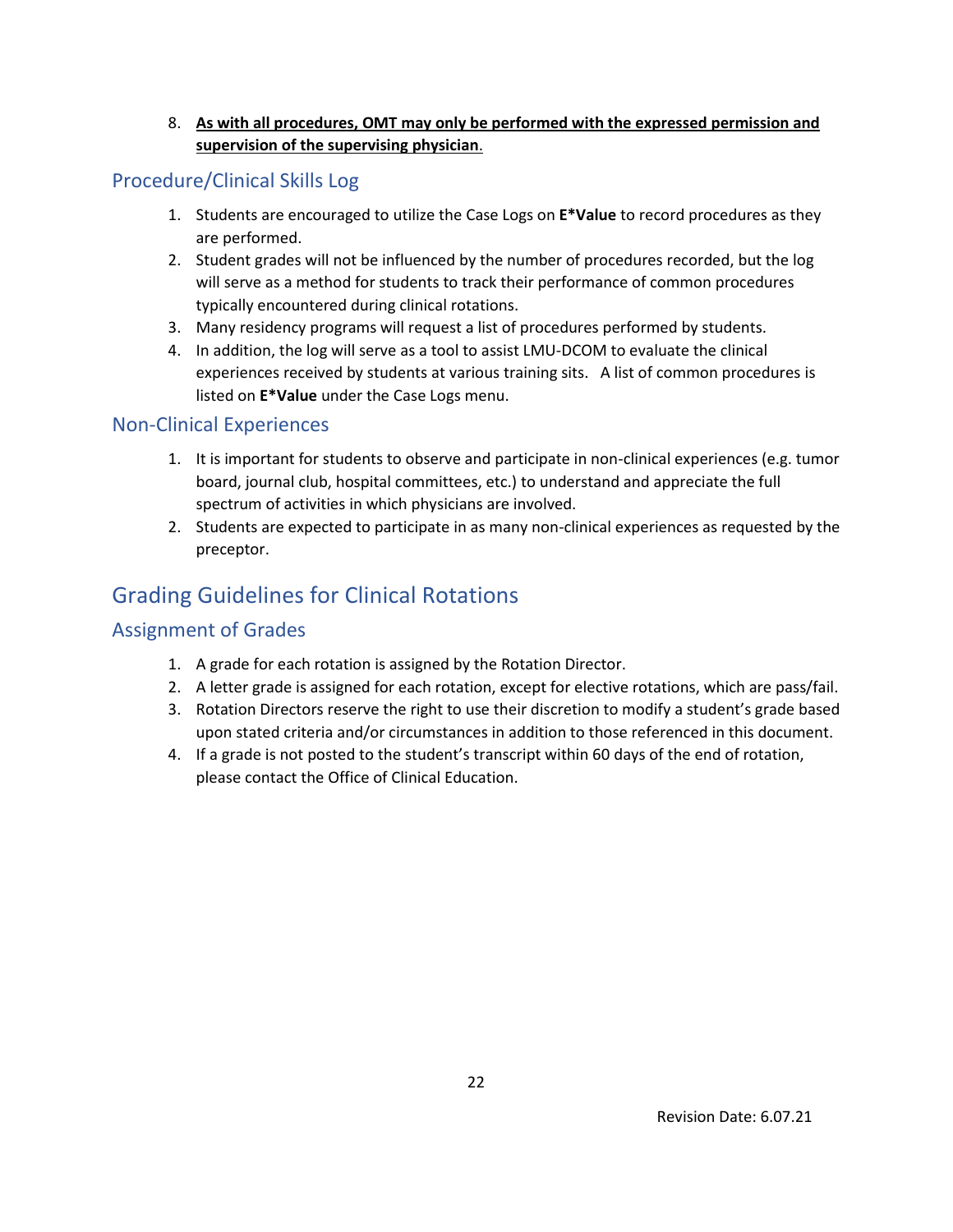8. **<u>As with all procedures, OMT may only be performed with the expressed permission and supervision of the supervising physician</u>**.

### Procedure/Clinical Skills Log

1. Students are encouraged to utilize the Case Logs on **E*Value** to record procedures as they are performed.
2. Student grades will not be influenced by the number of procedures recorded, but the log will serve as a method for students to track their performance of common procedures typically encountered during clinical rotations.
3. Many residency programs will request a list of procedures performed by students.
4. In addition, the log will serve as a tool to assist LMU-DCOM to evaluate the clinical experiences received by students at various training sits. A list of common procedures is listed on **E*Value** under the Case Logs menu.

### Non-Clinical Experiences

1. It is important for students to observe and participate in non-clinical experiences (e.g. tumor board, journal club, hospital committees, etc.) to understand and appreciate the full spectrum of activities in which physicians are involved.
2. Students are expected to participate in as many non-clinical experiences as requested by the preceptor.

## Grading Guidelines for Clinical Rotations

### Assignment of Grades

1. A grade for each rotation is assigned by the Rotation Director.
2. A letter grade is assigned for each rotation, except for elective rotations, which are pass/fail.
3. Rotation Directors reserve the right to use their discretion to modify a student's grade based upon stated criteria and/or circumstances in addition to those referenced in this document.
4. If a grade is not posted to the student's transcript within 60 days of the end of rotation, please contact the Office of Clinical Education.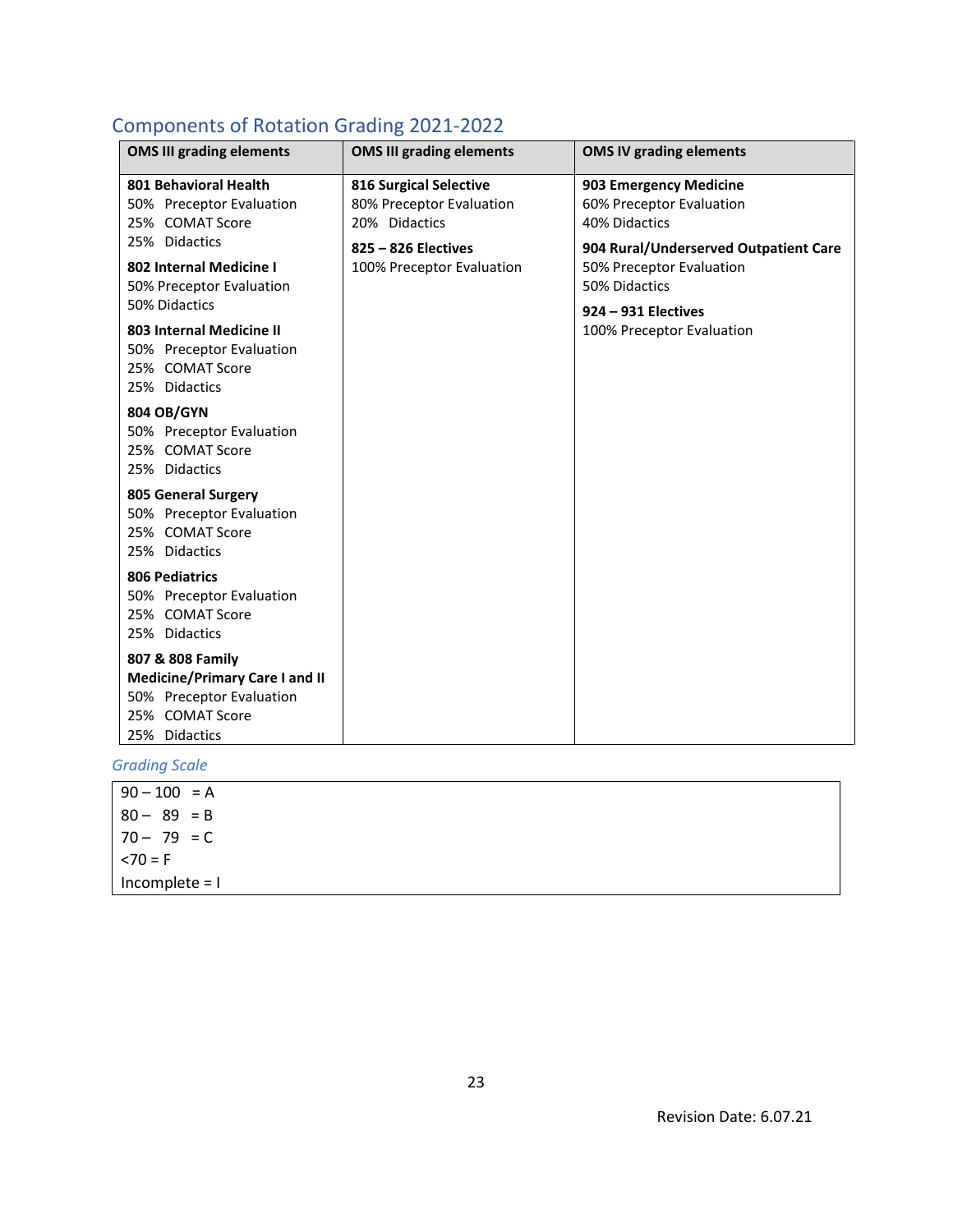## Components of Rotation Grading 2021-2022

| OMS III grading elements | OMS III grading elements | OMS IV grading elements |
|---|---|---|
| **801 Behavioral Health**<br>50% Preceptor Evaluation<br>25% COMAT Score<br>25% Didactics<br>**802 Internal Medicine I**<br>50% Preceptor Evaluation<br>50% Didactics<br>**803 Internal Medicine II**<br>50% Preceptor Evaluation<br>25% COMAT Score<br>25% Didactics<br>**804 OB/GYN**<br>50% Preceptor Evaluation<br>25% COMAT Score<br>25% Didactics<br>**805 General Surgery**<br>50% Preceptor Evaluation<br>25% COMAT Score<br>25% Didactics<br>**806 Pediatrics**<br>50% Preceptor Evaluation<br>25% COMAT Score<br>25% Didactics<br>**807 & 808 Family Medicine/Primary Care I and II**<br>50% Preceptor Evaluation<br>25% COMAT Score<br>25% Didactics | **816 Surgical Selective**<br>80% Preceptor Evaluation<br>20% Didactics<br>**825 – 826 Electives**<br>100% Preceptor Evaluation | **903 Emergency Medicine**<br>60% Preceptor Evaluation<br>40% Didactics<br>**904 Rural/Underserved Outpatient Care**<br>50% Preceptor Evaluation<br>50% Didactics<br>**924 – 931 Electives**<br>100% Preceptor Evaluation |

### *Grading Scale*

90 – 100 = A
80 – 89 = B
70 – 79 = C
<70 = F
Incomplete = I

Revision Date: 6.07.21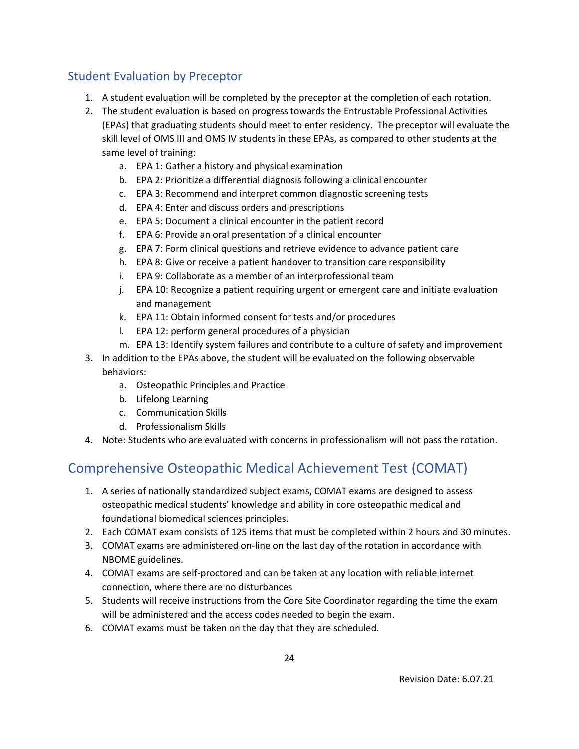## Student Evaluation by Preceptor

1. A student evaluation will be completed by the preceptor at the completion of each rotation.
2. The student evaluation is based on progress towards the Entrustable Professional Activities (EPAs) that graduating students should meet to enter residency. The preceptor will evaluate the skill level of OMS III and OMS IV students in these EPAs, as compared to other students at the same level of training:
   a. EPA 1: Gather a history and physical examination
   b. EPA 2: Prioritize a differential diagnosis following a clinical encounter
   c. EPA 3: Recommend and interpret common diagnostic screening tests
   d. EPA 4: Enter and discuss orders and prescriptions
   e. EPA 5: Document a clinical encounter in the patient record
   f. EPA 6: Provide an oral presentation of a clinical encounter
   g. EPA 7: Form clinical questions and retrieve evidence to advance patient care
   h. EPA 8: Give or receive a patient handover to transition care responsibility
   i. EPA 9: Collaborate as a member of an interprofessional team
   j. EPA 10: Recognize a patient requiring urgent or emergent care and initiate evaluation and management
   k. EPA 11: Obtain informed consent for tests and/or procedures
   l. EPA 12: perform general procedures of a physician
   m. EPA 13: Identify system failures and contribute to a culture of safety and improvement
3. In addition to the EPAs above, the student will be evaluated on the following observable behaviors:
   a. Osteopathic Principles and Practice
   b. Lifelong Learning
   c. Communication Skills
   d. Professionalism Skills
4. Note: Students who are evaluated with concerns in professionalism will not pass the rotation.

# Comprehensive Osteopathic Medical Achievement Test (COMAT)

1. A series of nationally standardized subject exams, COMAT exams are designed to assess osteopathic medical students' knowledge and ability in core osteopathic medical and foundational biomedical sciences principles.
2. Each COMAT exam consists of 125 items that must be completed within 2 hours and 30 minutes.
3. COMAT exams are administered on-line on the last day of the rotation in accordance with NBOME guidelines.
4. COMAT exams are self-proctored and can be taken at any location with reliable internet connection, where there are no disturbances
5. Students will receive instructions from the Core Site Coordinator regarding the time the exam will be administered and the access codes needed to begin the exam.
6. COMAT exams must be taken on the day that they are scheduled.

Revision Date: 6.07.21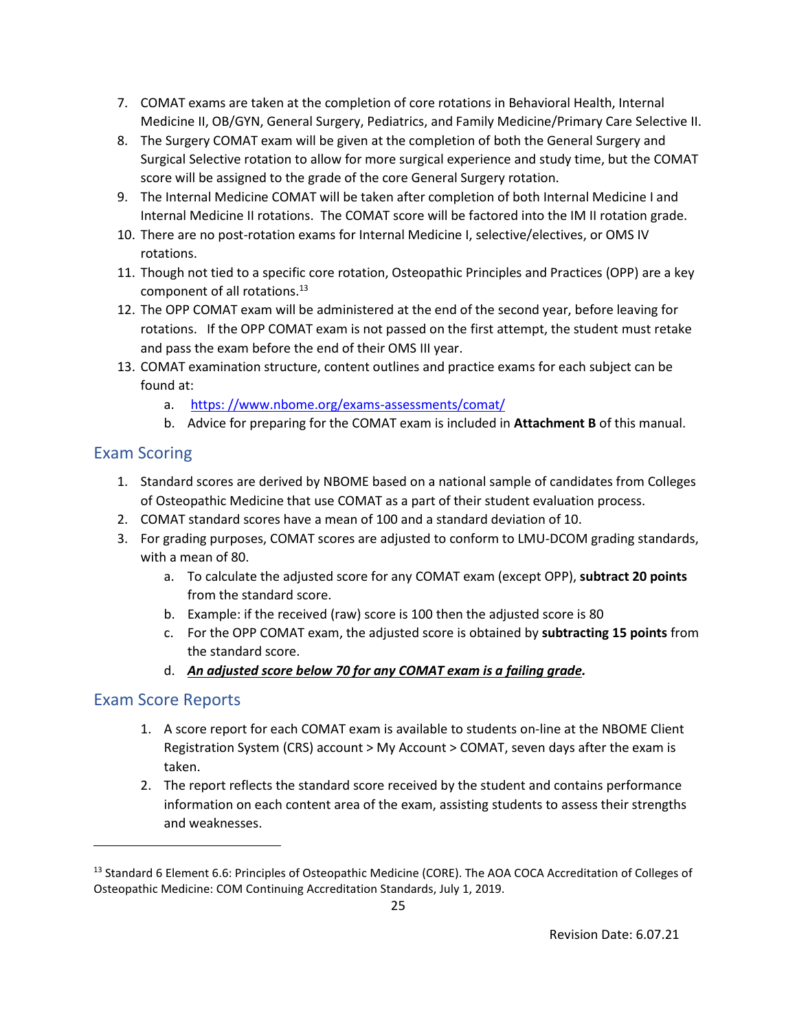7. COMAT exams are taken at the completion of core rotations in Behavioral Health, Internal Medicine II, OB/GYN, General Surgery, Pediatrics, and Family Medicine/Primary Care Selective II.
8. The Surgery COMAT exam will be given at the completion of both the General Surgery and Surgical Selective rotation to allow for more surgical experience and study time, but the COMAT score will be assigned to the grade of the core General Surgery rotation.
9. The Internal Medicine COMAT will be taken after completion of both Internal Medicine I and Internal Medicine II rotations. The COMAT score will be factored into the IM II rotation grade.
10. There are no post-rotation exams for Internal Medicine I, selective/electives, or OMS IV rotations.
11. Though not tied to a specific core rotation, Osteopathic Principles and Practices (OPP) are a key component of all rotations.[13]
12. The OPP COMAT exam will be administered at the end of the second year, before leaving for rotations. If the OPP COMAT exam is not passed on the first attempt, the student must retake and pass the exam before the end of their OMS III year.
13. COMAT examination structure, content outlines and practice exams for each subject can be found at:
    a. [https: //www.nbome.org/exams-assessments/comat/](https://www.nbome.org/exams-assessments/comat/)
    b. Advice for preparing for the COMAT exam is included in **Attachment B** of this manual.

## Exam Scoring

1. Standard scores are derived by NBOME based on a national sample of candidates from Colleges of Osteopathic Medicine that use COMAT as a part of their student evaluation process.
2. COMAT standard scores have a mean of 100 and a standard deviation of 10.
3. For grading purposes, COMAT scores are adjusted to conform to LMU-DCOM grading standards, with a mean of 80.
    a. To calculate the adjusted score for any COMAT exam (except OPP), **subtract 20 points** from the standard score.
    b. Example: if the received (raw) score is 100 then the adjusted score is 80
    c. For the OPP COMAT exam, the adjusted score is obtained by **subtracting 15 points** from the standard score.
    d. ***An adjusted score below 70 for any COMAT exam is a failing grade.***

## Exam Score Reports

1. A score report for each COMAT exam is available to students on-line at the NBOME Client Registration System (CRS) account > My Account > COMAT, seven days after the exam is taken.
2. The report reflects the standard score received by the student and contains performance information on each content area of the exam, assisting students to assess their strengths and weaknesses.

---

[13] Standard 6 Element 6.6: Principles of Osteopathic Medicine (CORE). The AOA COCA Accreditation of Colleges of Osteopathic Medicine: COM Continuing Accreditation Standards, July 1, 2019.

Revision Date: 6.07.21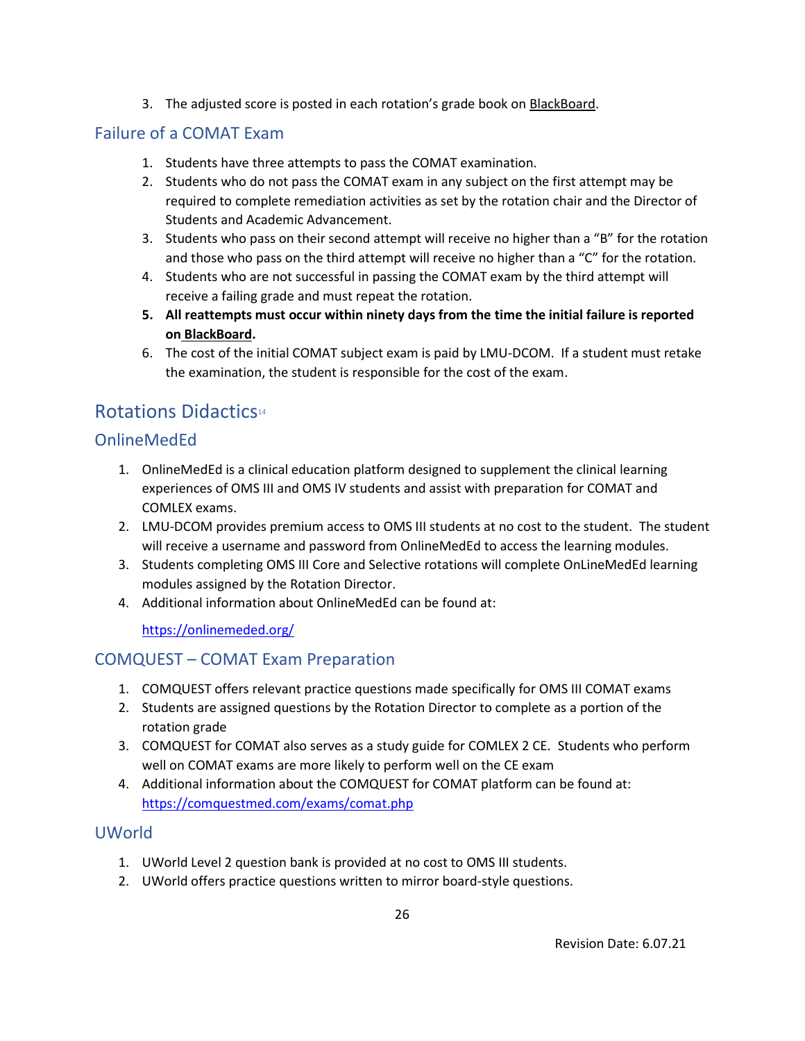3. The adjusted score is posted in each rotation's grade book on BlackBoard.

## Failure of a COMAT Exam

1. Students have three attempts to pass the COMAT examination.
2. Students who do not pass the COMAT exam in any subject on the first attempt may be required to complete remediation activities as set by the rotation chair and the Director of Students and Academic Advancement.
3. Students who pass on their second attempt will receive no higher than a "B" for the rotation and those who pass on the third attempt will receive no higher than a "C" for the rotation.
4. Students who are not successful in passing the COMAT exam by the third attempt will receive a failing grade and must repeat the rotation.
5. **All reattempts must occur within ninety days from the time the initial failure is reported on BlackBoard.**
6. The cost of the initial COMAT subject exam is paid by LMU-DCOM. If a student must retake the examination, the student is responsible for the cost of the exam.

# Rotations Didactics[14]

## OnlineMedEd

1. OnlineMedEd is a clinical education platform designed to supplement the clinical learning experiences of OMS III and OMS IV students and assist with preparation for COMAT and COMLEX exams.
2. LMU-DCOM provides premium access to OMS III students at no cost to the student. The student will receive a username and password from OnlineMedEd to access the learning modules.
3. Students completing OMS III Core and Selective rotations will complete OnLineMedEd learning modules assigned by the Rotation Director.
4. Additional information about OnlineMedEd can be found at:

   https://onlinemeded.org/

## COMQUEST – COMAT Exam Preparation

1. COMQUEST offers relevant practice questions made specifically for OMS III COMAT exams
2. Students are assigned questions by the Rotation Director to complete as a portion of the rotation grade
3. COMQUEST for COMAT also serves as a study guide for COMLEX 2 CE. Students who perform well on COMAT exams are more likely to perform well on the CE exam
4. Additional information about the COMQUEST for COMAT platform can be found at: https://comquestmed.com/exams/comat.php

## UWorld

1. UWorld Level 2 question bank is provided at no cost to OMS III students.
2. UWorld offers practice questions written to mirror board-style questions.

Revision Date: 6.07.21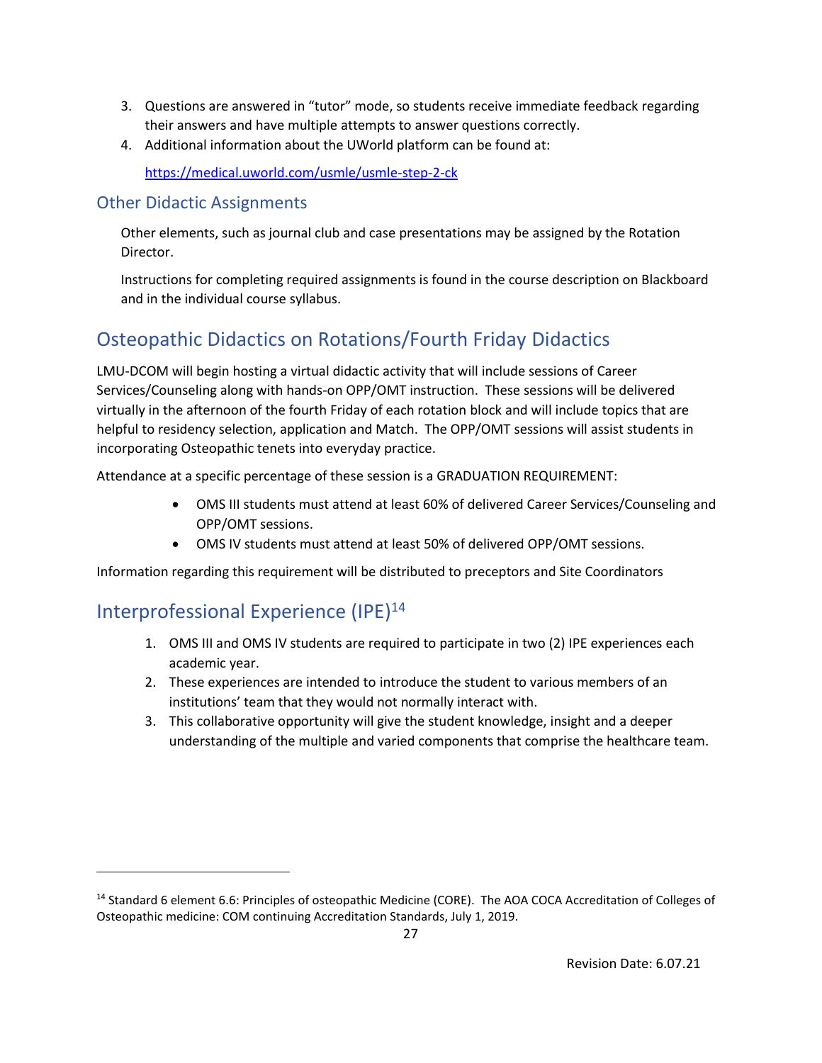3. Questions are answered in "tutor" mode, so students receive immediate feedback regarding their answers and have multiple attempts to answer questions correctly.
4. Additional information about the UWorld platform can be found at:

   https://medical.uworld.com/usmle/usmle-step-2-ck

### Other Didactic Assignments

Other elements, such as journal club and case presentations may be assigned by the Rotation Director.

Instructions for completing required assignments is found in the course description on Blackboard and in the individual course syllabus.

## Osteopathic Didactics on Rotations/Fourth Friday Didactics

LMU-DCOM will begin hosting a virtual didactic activity that will include sessions of Career Services/Counseling along with hands-on OPP/OMT instruction. These sessions will be delivered virtually in the afternoon of the fourth Friday of each rotation block and will include topics that are helpful to residency selection, application and Match. The OPP/OMT sessions will assist students in incorporating Osteopathic tenets into everyday practice.

Attendance at a specific percentage of these session is a GRADUATION REQUIREMENT:

- OMS III students must attend at least 60% of delivered Career Services/Counseling and OPP/OMT sessions.
- OMS IV students must attend at least 50% of delivered OPP/OMT sessions.

Information regarding this requirement will be distributed to preceptors and Site Coordinators

## Interprofessional Experience (IPE)[14]

1. OMS III and OMS IV students are required to participate in two (2) IPE experiences each academic year.
2. These experiences are intended to introduce the student to various members of an institutions' team that they would not normally interact with.
3. This collaborative opportunity will give the student knowledge, insight and a deeper understanding of the multiple and varied components that comprise the healthcare team.

---

[14] Standard 6 element 6.6: Principles of osteopathic Medicine (CORE). The AOA COCA Accreditation of Colleges of Osteopathic medicine: COM continuing Accreditation Standards, July 1, 2019.

Revision Date: 6.07.21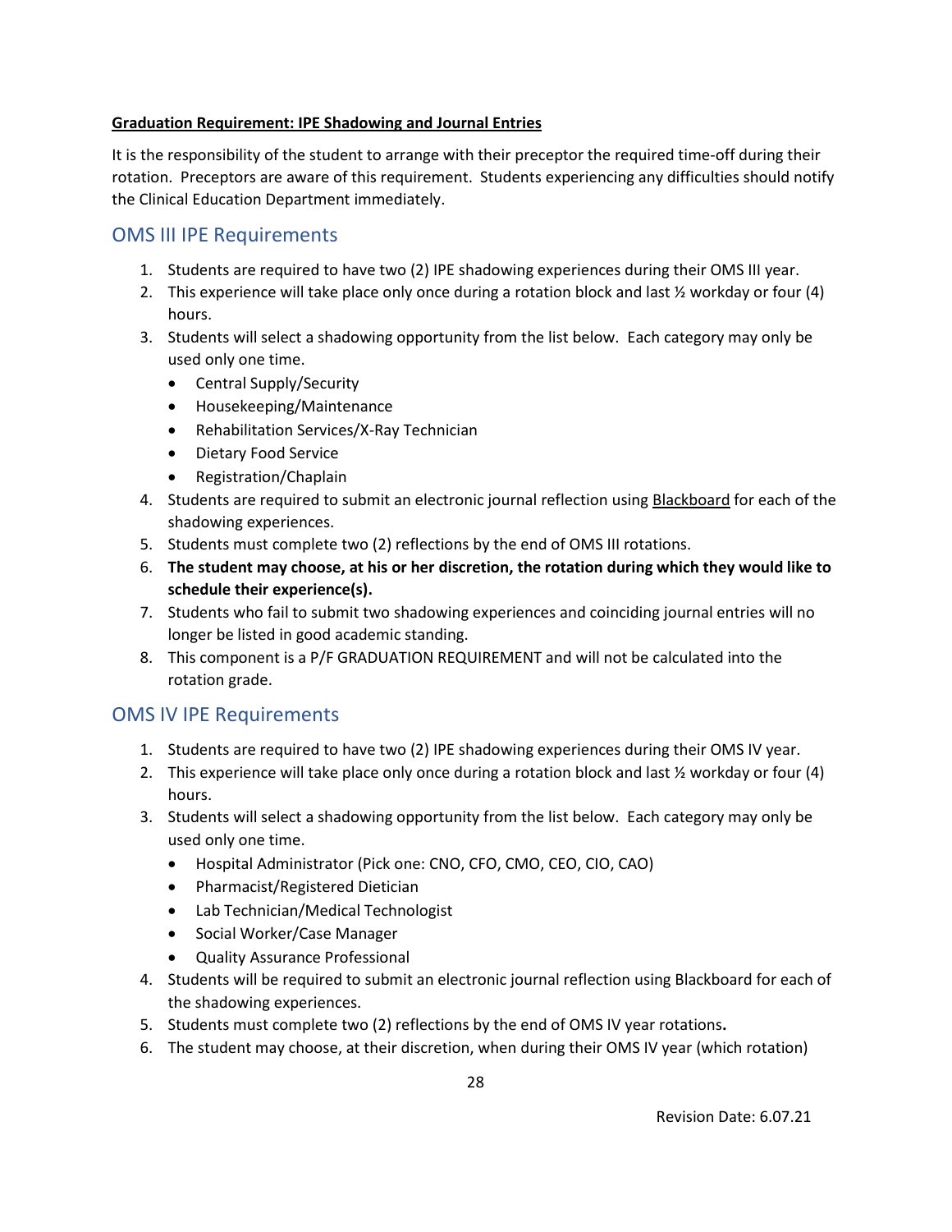**Graduation Requirement: IPE Shadowing and Journal Entries**

It is the responsibility of the student to arrange with their preceptor the required time-off during their rotation. Preceptors are aware of this requirement. Students experiencing any difficulties should notify the Clinical Education Department immediately.

## OMS III IPE Requirements

1. Students are required to have two (2) IPE shadowing experiences during their OMS III year.
2. This experience will take place only once during a rotation block and last ½ workday or four (4) hours.
3. Students will select a shadowing opportunity from the list below. Each category may only be used only one time.
   - Central Supply/Security
   - Housekeeping/Maintenance
   - Rehabilitation Services/X-Ray Technician
   - Dietary Food Service
   - Registration/Chaplain
4. Students are required to submit an electronic journal reflection using Blackboard for each of the shadowing experiences.
5. Students must complete two (2) reflections by the end of OMS III rotations.
6. **The student may choose, at his or her discretion, the rotation during which they would like to schedule their experience(s).**
7. Students who fail to submit two shadowing experiences and coinciding journal entries will no longer be listed in good academic standing.
8. This component is a P/F GRADUATION REQUIREMENT and will not be calculated into the rotation grade.

## OMS IV IPE Requirements

1. Students are required to have two (2) IPE shadowing experiences during their OMS IV year.
2. This experience will take place only once during a rotation block and last ½ workday or four (4) hours.
3. Students will select a shadowing opportunity from the list below. Each category may only be used only one time.
   - Hospital Administrator (Pick one: CNO, CFO, CMO, CEO, CIO, CAO)
   - Pharmacist/Registered Dietician
   - Lab Technician/Medical Technologist
   - Social Worker/Case Manager
   - Quality Assurance Professional
4. Students will be required to submit an electronic journal reflection using Blackboard for each of the shadowing experiences.
5. Students must complete two (2) reflections by the end of OMS IV year rotations**.**
6. The student may choose, at their discretion, when during their OMS IV year (which rotation)

Revision Date: 6.07.21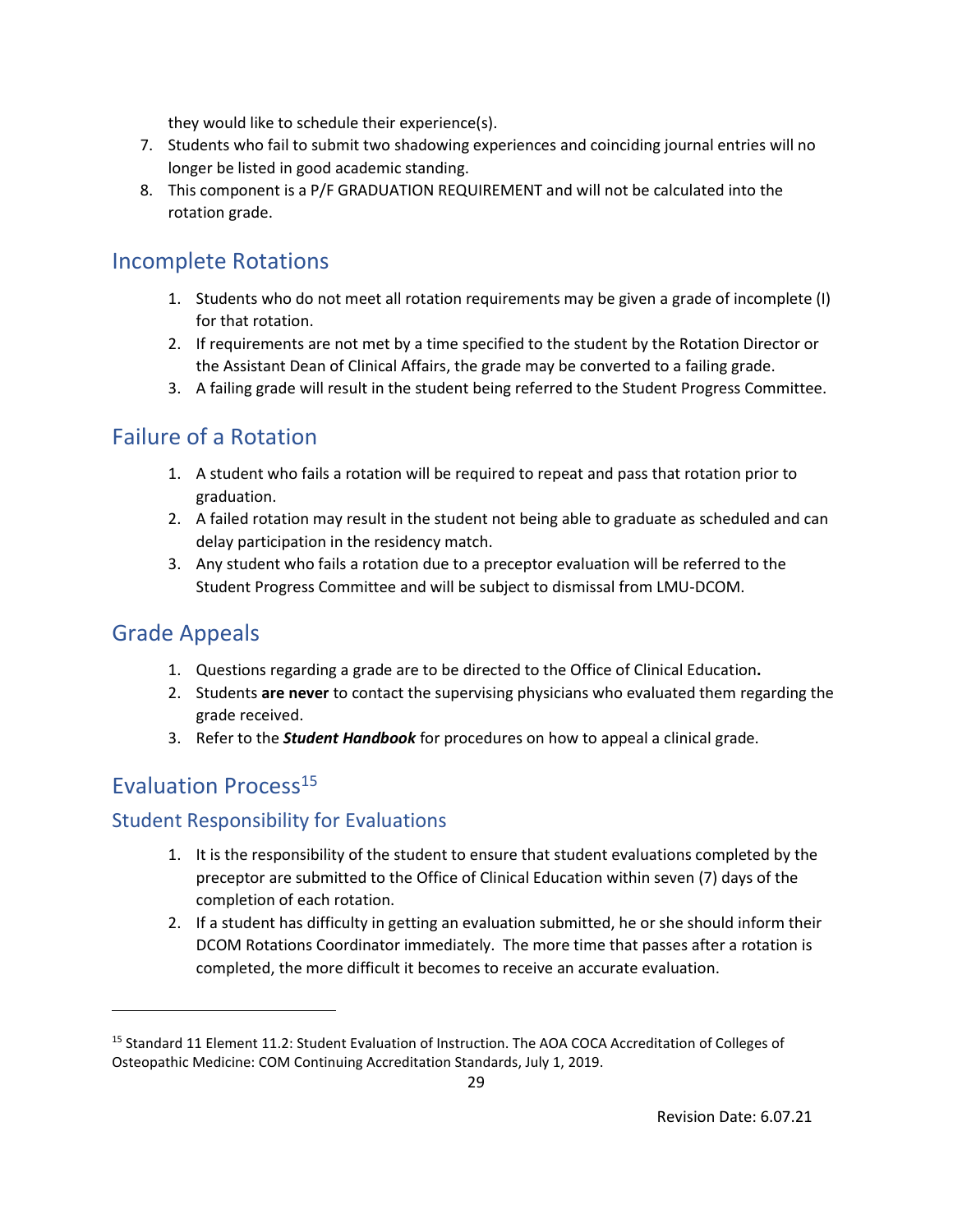they would like to schedule their experience(s).

7. Students who fail to submit two shadowing experiences and coinciding journal entries will no longer be listed in good academic standing.
8. This component is a P/F GRADUATION REQUIREMENT and will not be calculated into the rotation grade.

## Incomplete Rotations

1. Students who do not meet all rotation requirements may be given a grade of incomplete (I) for that rotation.
2. If requirements are not met by a time specified to the student by the Rotation Director or the Assistant Dean of Clinical Affairs, the grade may be converted to a failing grade.
3. A failing grade will result in the student being referred to the Student Progress Committee.

## Failure of a Rotation

1. A student who fails a rotation will be required to repeat and pass that rotation prior to graduation.
2. A failed rotation may result in the student not being able to graduate as scheduled and can delay participation in the residency match.
3. Any student who fails a rotation due to a preceptor evaluation will be referred to the Student Progress Committee and will be subject to dismissal from LMU-DCOM.

## Grade Appeals

1. Questions regarding a grade are to be directed to the Office of Clinical Education**.**
2. Students **are never** to contact the supervising physicians who evaluated them regarding the grade received.
3. Refer to the ***Student Handbook*** for procedures on how to appeal a clinical grade.

## Evaluation Process[15]

### Student Responsibility for Evaluations

1. It is the responsibility of the student to ensure that student evaluations completed by the preceptor are submitted to the Office of Clinical Education within seven (7) days of the completion of each rotation.
2. If a student has difficulty in getting an evaluation submitted, he or she should inform their DCOM Rotations Coordinator immediately. The more time that passes after a rotation is completed, the more difficult it becomes to receive an accurate evaluation.

---

[15] Standard 11 Element 11.2: Student Evaluation of Instruction. The AOA COCA Accreditation of Colleges of Osteopathic Medicine: COM Continuing Accreditation Standards, July 1, 2019.

Revision Date: 6.07.21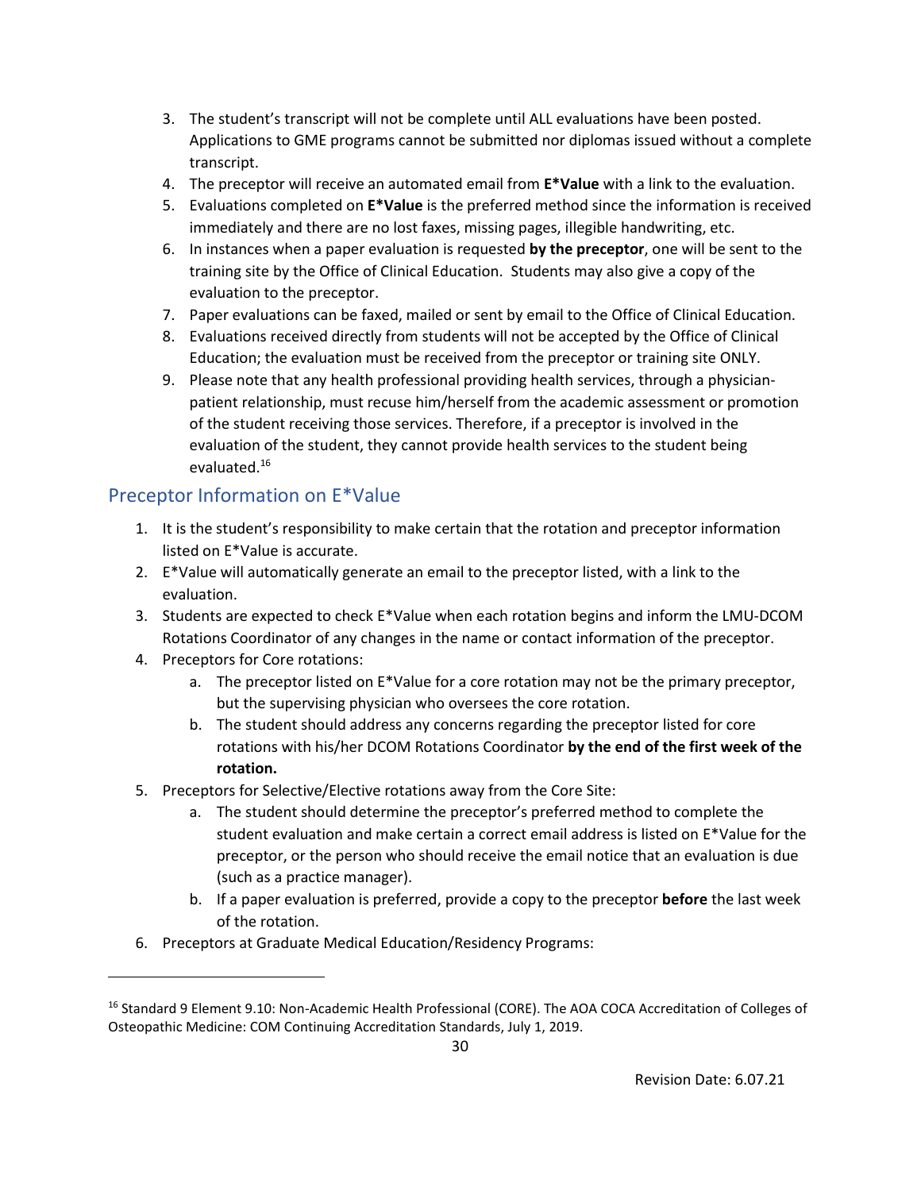3. The student's transcript will not be complete until ALL evaluations have been posted. Applications to GME programs cannot be submitted nor diplomas issued without a complete transcript.
4. The preceptor will receive an automated email from **E*Value** with a link to the evaluation.
5. Evaluations completed on **E*Value** is the preferred method since the information is received immediately and there are no lost faxes, missing pages, illegible handwriting, etc.
6. In instances when a paper evaluation is requested **by the preceptor**, one will be sent to the training site by the Office of Clinical Education. Students may also give a copy of the evaluation to the preceptor.
7. Paper evaluations can be faxed, mailed or sent by email to the Office of Clinical Education.
8. Evaluations received directly from students will not be accepted by the Office of Clinical Education; the evaluation must be received from the preceptor or training site ONLY.
9. Please note that any health professional providing health services, through a physician-patient relationship, must recuse him/herself from the academic assessment or promotion of the student receiving those services. Therefore, if a preceptor is involved in the evaluation of the student, they cannot provide health services to the student being evaluated.[16]

## Preceptor Information on E*Value

1. It is the student's responsibility to make certain that the rotation and preceptor information listed on E*Value is accurate.
2. E*Value will automatically generate an email to the preceptor listed, with a link to the evaluation.
3. Students are expected to check E*Value when each rotation begins and inform the LMU-DCOM Rotations Coordinator of any changes in the name or contact information of the preceptor.
4. Preceptors for Core rotations:
    a. The preceptor listed on E*Value for a core rotation may not be the primary preceptor, but the supervising physician who oversees the core rotation.
    b. The student should address any concerns regarding the preceptor listed for core rotations with his/her DCOM Rotations Coordinator **by the end of the first week of the rotation.**
5. Preceptors for Selective/Elective rotations away from the Core Site:
    a. The student should determine the preceptor's preferred method to complete the student evaluation and make certain a correct email address is listed on E*Value for the preceptor, or the person who should receive the email notice that an evaluation is due (such as a practice manager).
    b. If a paper evaluation is preferred, provide a copy to the preceptor **before** the last week of the rotation.
6. Preceptors at Graduate Medical Education/Residency Programs:

---

[16] Standard 9 Element 9.10: Non-Academic Health Professional (CORE). The AOA COCA Accreditation of Colleges of Osteopathic Medicine: COM Continuing Accreditation Standards, July 1, 2019.

Revision Date: 6.07.21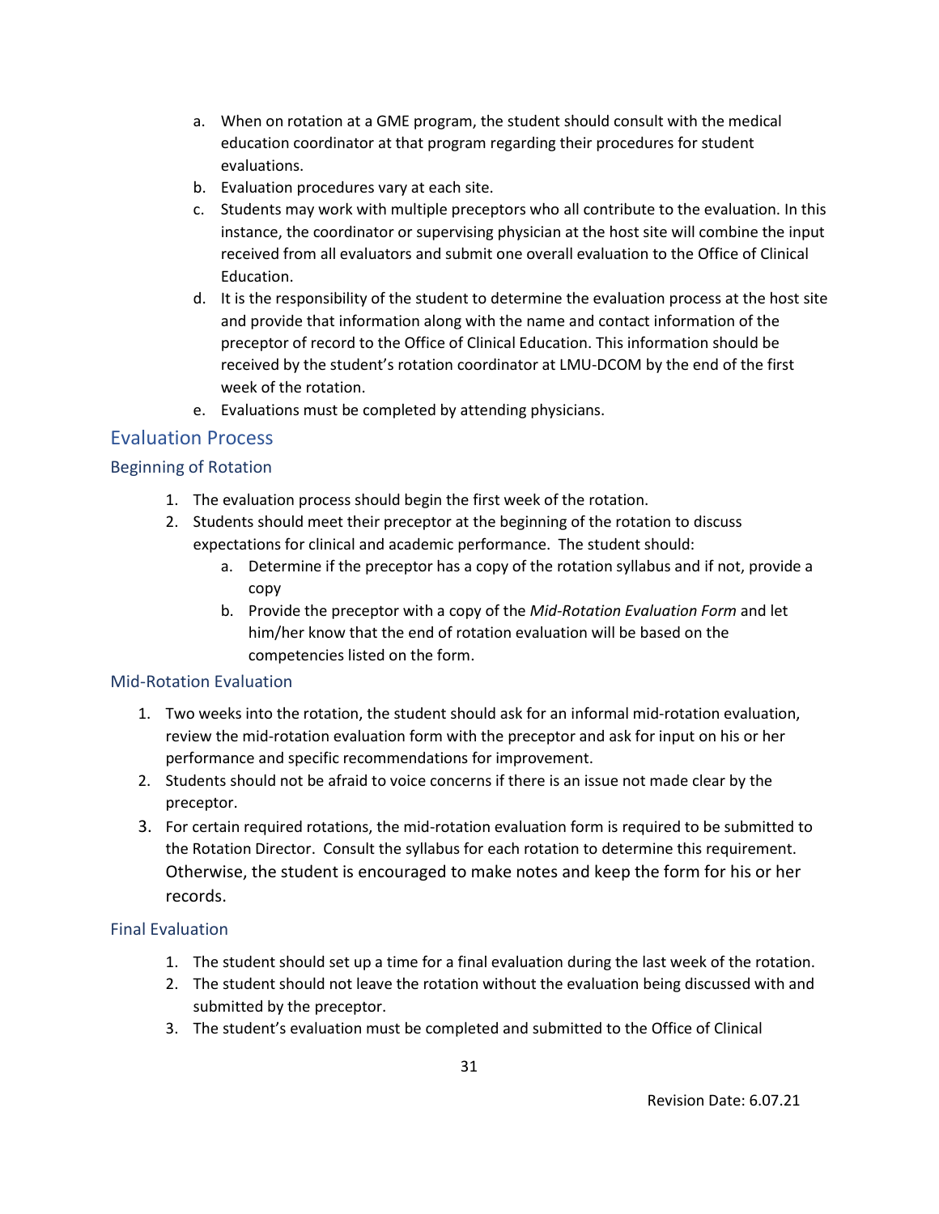a. When on rotation at a GME program, the student should consult with the medical education coordinator at that program regarding their procedures for student evaluations.
b. Evaluation procedures vary at each site.
c. Students may work with multiple preceptors who all contribute to the evaluation. In this instance, the coordinator or supervising physician at the host site will combine the input received from all evaluators and submit one overall evaluation to the Office of Clinical Education.
d. It is the responsibility of the student to determine the evaluation process at the host site and provide that information along with the name and contact information of the preceptor of record to the Office of Clinical Education. This information should be received by the student's rotation coordinator at LMU-DCOM by the end of the first week of the rotation.
e. Evaluations must be completed by attending physicians.

## Evaluation Process

### Beginning of Rotation

1. The evaluation process should begin the first week of the rotation.
2. Students should meet their preceptor at the beginning of the rotation to discuss expectations for clinical and academic performance. The student should:
   a. Determine if the preceptor has a copy of the rotation syllabus and if not, provide a copy
   b. Provide the preceptor with a copy of the *Mid-Rotation Evaluation Form* and let him/her know that the end of rotation evaluation will be based on the competencies listed on the form.

### Mid-Rotation Evaluation

1. Two weeks into the rotation, the student should ask for an informal mid-rotation evaluation, review the mid-rotation evaluation form with the preceptor and ask for input on his or her performance and specific recommendations for improvement.
2. Students should not be afraid to voice concerns if there is an issue not made clear by the preceptor.
3. For certain required rotations, the mid-rotation evaluation form is required to be submitted to the Rotation Director. Consult the syllabus for each rotation to determine this requirement. Otherwise, the student is encouraged to make notes and keep the form for his or her records.

### Final Evaluation

1. The student should set up a time for a final evaluation during the last week of the rotation.
2. The student should not leave the rotation without the evaluation being discussed with and submitted by the preceptor.
3. The student's evaluation must be completed and submitted to the Office of Clinical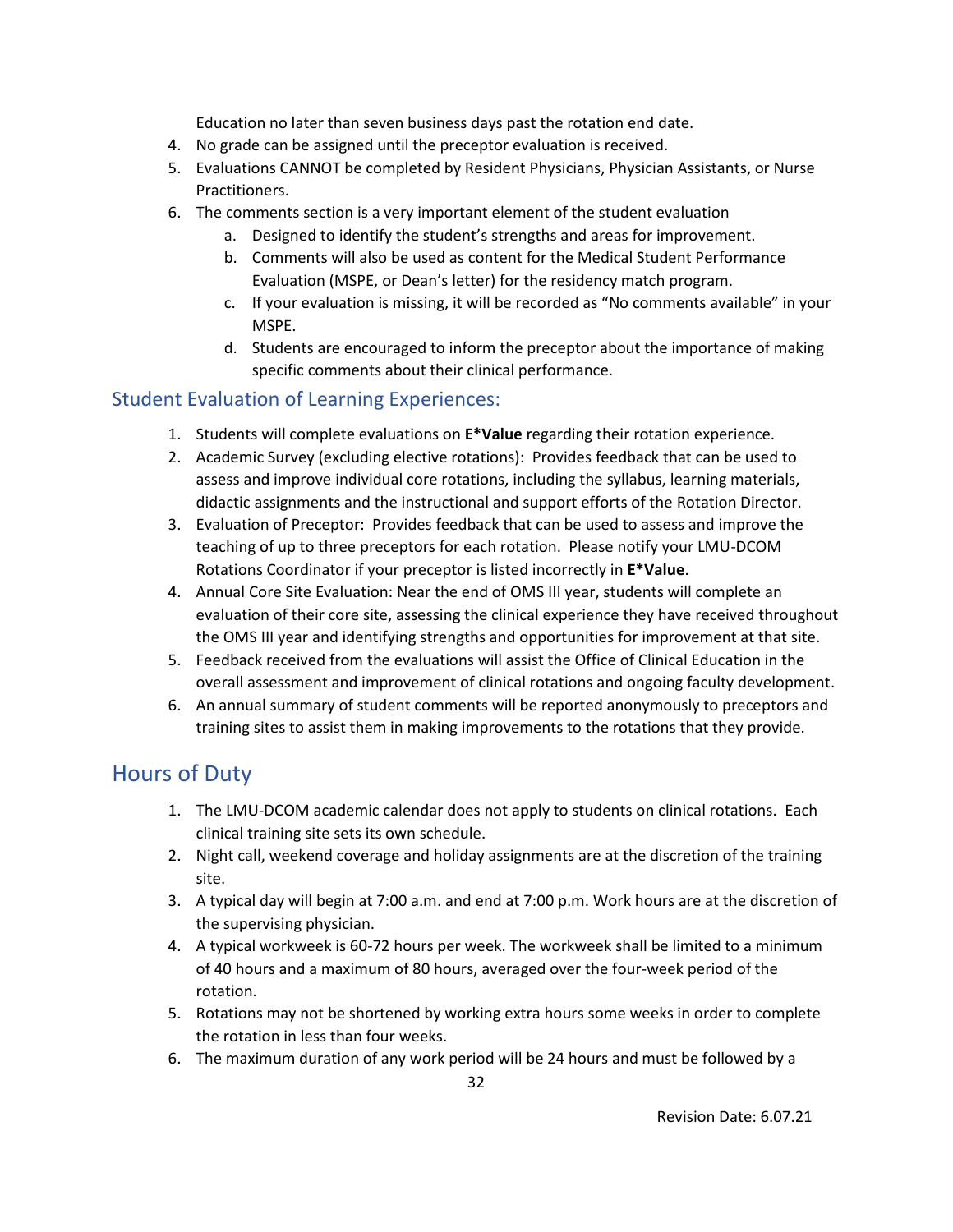Education no later than seven business days past the rotation end date.

4. No grade can be assigned until the preceptor evaluation is received.
5. Evaluations CANNOT be completed by Resident Physicians, Physician Assistants, or Nurse Practitioners.
6. The comments section is a very important element of the student evaluation
   a. Designed to identify the student's strengths and areas for improvement.
   b. Comments will also be used as content for the Medical Student Performance Evaluation (MSPE, or Dean's letter) for the residency match program.
   c. If your evaluation is missing, it will be recorded as "No comments available" in your MSPE.
   d. Students are encouraged to inform the preceptor about the importance of making specific comments about their clinical performance.

### Student Evaluation of Learning Experiences:

1. Students will complete evaluations on **E*Value** regarding their rotation experience.
2. Academic Survey (excluding elective rotations): Provides feedback that can be used to assess and improve individual core rotations, including the syllabus, learning materials, didactic assignments and the instructional and support efforts of the Rotation Director.
3. Evaluation of Preceptor: Provides feedback that can be used to assess and improve the teaching of up to three preceptors for each rotation. Please notify your LMU-DCOM Rotations Coordinator if your preceptor is listed incorrectly in **E*Value**.
4. Annual Core Site Evaluation: Near the end of OMS III year, students will complete an evaluation of their core site, assessing the clinical experience they have received throughout the OMS III year and identifying strengths and opportunities for improvement at that site.
5. Feedback received from the evaluations will assist the Office of Clinical Education in the overall assessment and improvement of clinical rotations and ongoing faculty development.
6. An annual summary of student comments will be reported anonymously to preceptors and training sites to assist them in making improvements to the rotations that they provide.

## Hours of Duty

1. The LMU-DCOM academic calendar does not apply to students on clinical rotations. Each clinical training site sets its own schedule.
2. Night call, weekend coverage and holiday assignments are at the discretion of the training site.
3. A typical day will begin at 7:00 a.m. and end at 7:00 p.m. Work hours are at the discretion of the supervising physician.
4. A typical workweek is 60-72 hours per week. The workweek shall be limited to a minimum of 40 hours and a maximum of 80 hours, averaged over the four-week period of the rotation.
5. Rotations may not be shortened by working extra hours some weeks in order to complete the rotation in less than four weeks.
6. The maximum duration of any work period will be 24 hours and must be followed by a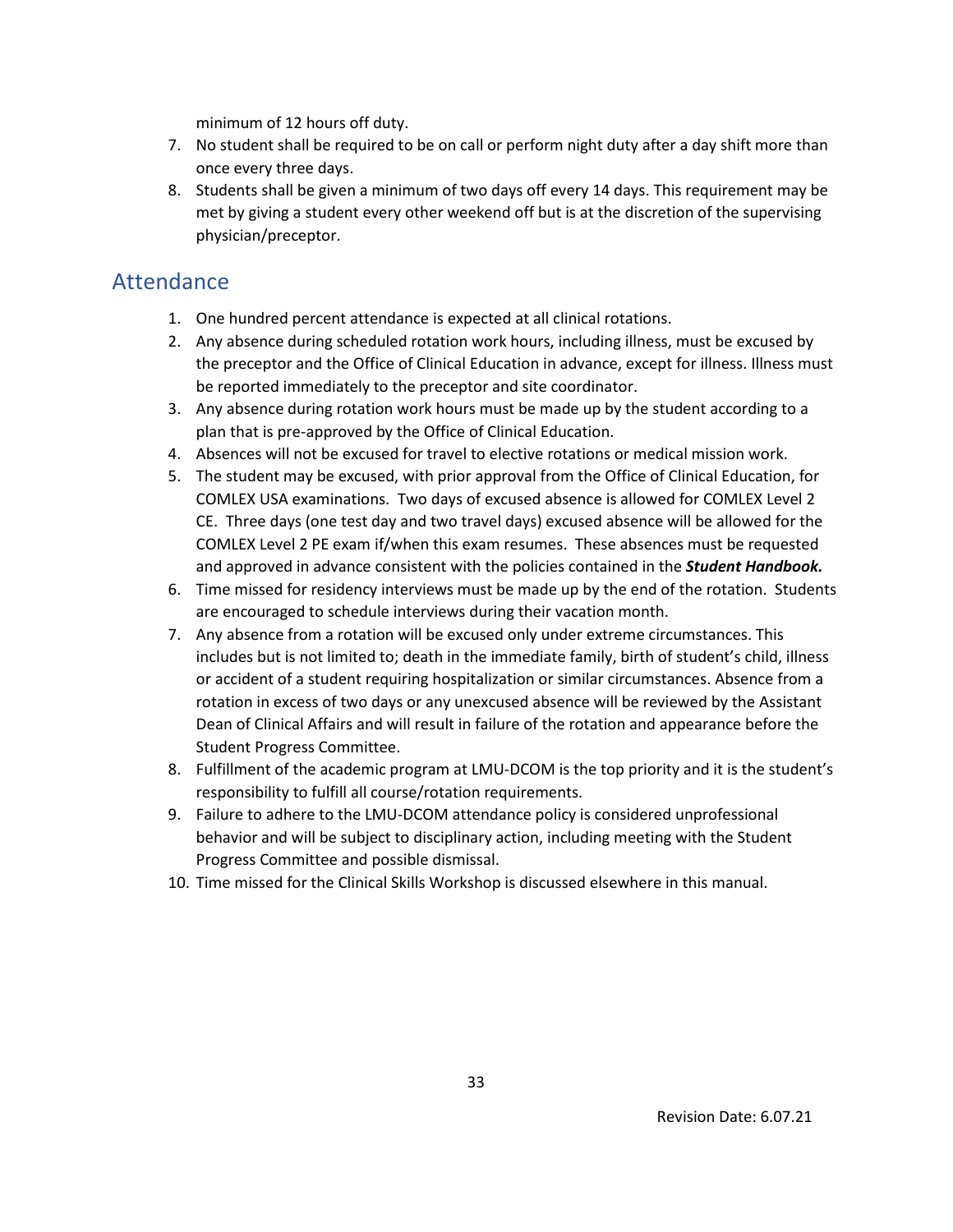minimum of 12 hours off duty.

7. No student shall be required to be on call or perform night duty after a day shift more than once every three days.
8. Students shall be given a minimum of two days off every 14 days. This requirement may be met by giving a student every other weekend off but is at the discretion of the supervising physician/preceptor.

## Attendance

1. One hundred percent attendance is expected at all clinical rotations.
2. Any absence during scheduled rotation work hours, including illness, must be excused by the preceptor and the Office of Clinical Education in advance, except for illness. Illness must be reported immediately to the preceptor and site coordinator.
3. Any absence during rotation work hours must be made up by the student according to a plan that is pre-approved by the Office of Clinical Education.
4. Absences will not be excused for travel to elective rotations or medical mission work.
5. The student may be excused, with prior approval from the Office of Clinical Education, for COMLEX USA examinations. Two days of excused absence is allowed for COMLEX Level 2 CE. Three days (one test day and two travel days) excused absence will be allowed for the COMLEX Level 2 PE exam if/when this exam resumes. These absences must be requested and approved in advance consistent with the policies contained in the ***Student Handbook.***
6. Time missed for residency interviews must be made up by the end of the rotation. Students are encouraged to schedule interviews during their vacation month.
7. Any absence from a rotation will be excused only under extreme circumstances. This includes but is not limited to; death in the immediate family, birth of student's child, illness or accident of a student requiring hospitalization or similar circumstances. Absence from a rotation in excess of two days or any unexcused absence will be reviewed by the Assistant Dean of Clinical Affairs and will result in failure of the rotation and appearance before the Student Progress Committee.
8. Fulfillment of the academic program at LMU-DCOM is the top priority and it is the student's responsibility to fulfill all course/rotation requirements.
9. Failure to adhere to the LMU-DCOM attendance policy is considered unprofessional behavior and will be subject to disciplinary action, including meeting with the Student Progress Committee and possible dismissal.
10. Time missed for the Clinical Skills Workshop is discussed elsewhere in this manual.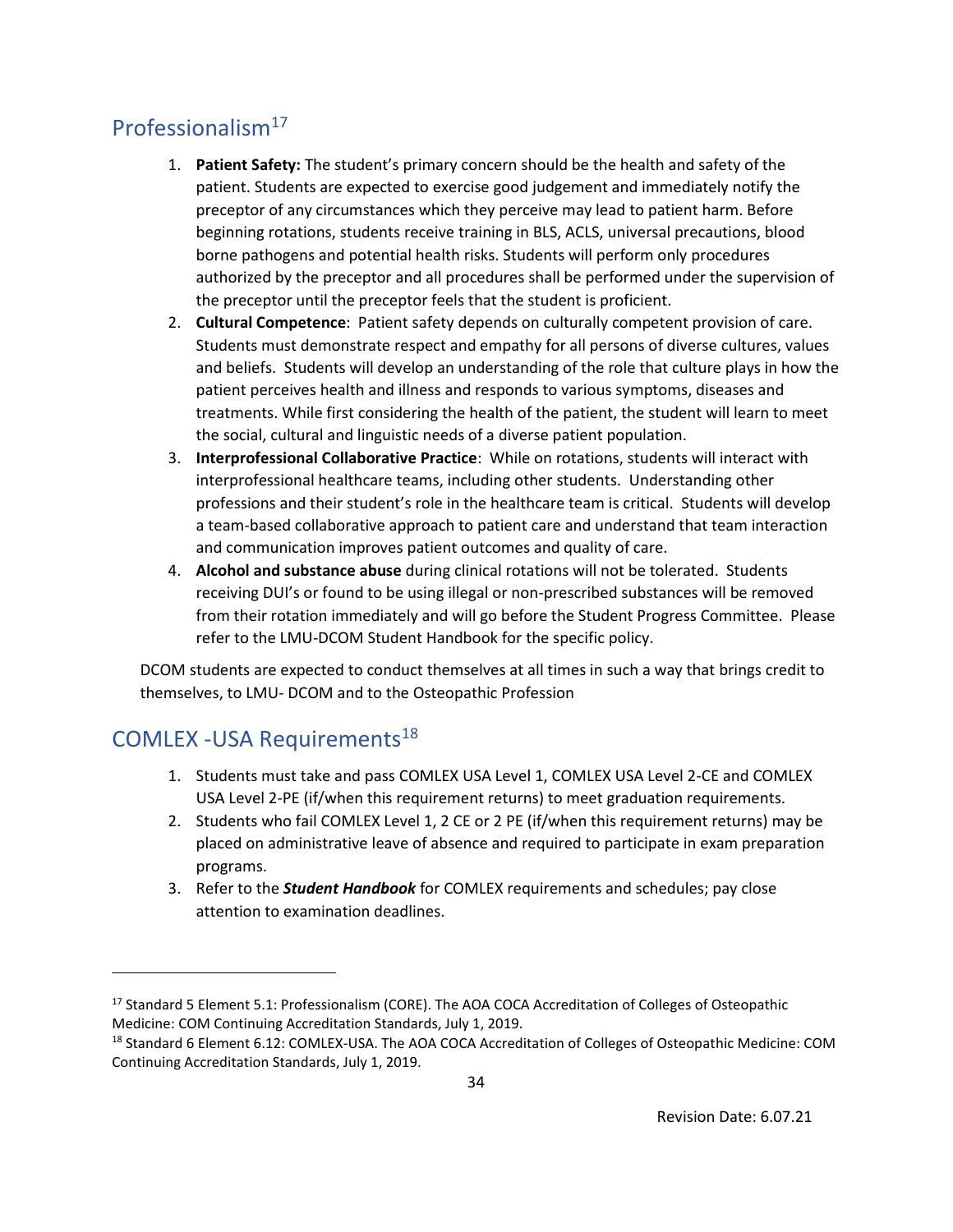## Professionalism[17]

1. **Patient Safety:** The student's primary concern should be the health and safety of the patient. Students are expected to exercise good judgement and immediately notify the preceptor of any circumstances which they perceive may lead to patient harm. Before beginning rotations, students receive training in BLS, ACLS, universal precautions, blood borne pathogens and potential health risks. Students will perform only procedures authorized by the preceptor and all procedures shall be performed under the supervision of the preceptor until the preceptor feels that the student is proficient.
2. **Cultural Competence**: Patient safety depends on culturally competent provision of care. Students must demonstrate respect and empathy for all persons of diverse cultures, values and beliefs. Students will develop an understanding of the role that culture plays in how the patient perceives health and illness and responds to various symptoms, diseases and treatments. While first considering the health of the patient, the student will learn to meet the social, cultural and linguistic needs of a diverse patient population.
3. **Interprofessional Collaborative Practice**: While on rotations, students will interact with interprofessional healthcare teams, including other students. Understanding other professions and their student's role in the healthcare team is critical. Students will develop a team-based collaborative approach to patient care and understand that team interaction and communication improves patient outcomes and quality of care.
4. **Alcohol and substance abuse** during clinical rotations will not be tolerated. Students receiving DUI's or found to be using illegal or non-prescribed substances will be removed from their rotation immediately and will go before the Student Progress Committee. Please refer to the LMU-DCOM Student Handbook for the specific policy.

DCOM students are expected to conduct themselves at all times in such a way that brings credit to themselves, to LMU- DCOM and to the Osteopathic Profession

## COMLEX -USA Requirements[18]

1. Students must take and pass COMLEX USA Level 1, COMLEX USA Level 2-CE and COMLEX USA Level 2-PE (if/when this requirement returns) to meet graduation requirements.
2. Students who fail COMLEX Level 1, 2 CE or 2 PE (if/when this requirement returns) may be placed on administrative leave of absence and required to participate in exam preparation programs.
3. Refer to the ***Student Handbook*** for COMLEX requirements and schedules; pay close attention to examination deadlines.

---

[17] Standard 5 Element 5.1: Professionalism (CORE). The AOA COCA Accreditation of Colleges of Osteopathic Medicine: COM Continuing Accreditation Standards, July 1, 2019.

[18] Standard 6 Element 6.12: COMLEX-USA. The AOA COCA Accreditation of Colleges of Osteopathic Medicine: COM Continuing Accreditation Standards, July 1, 2019.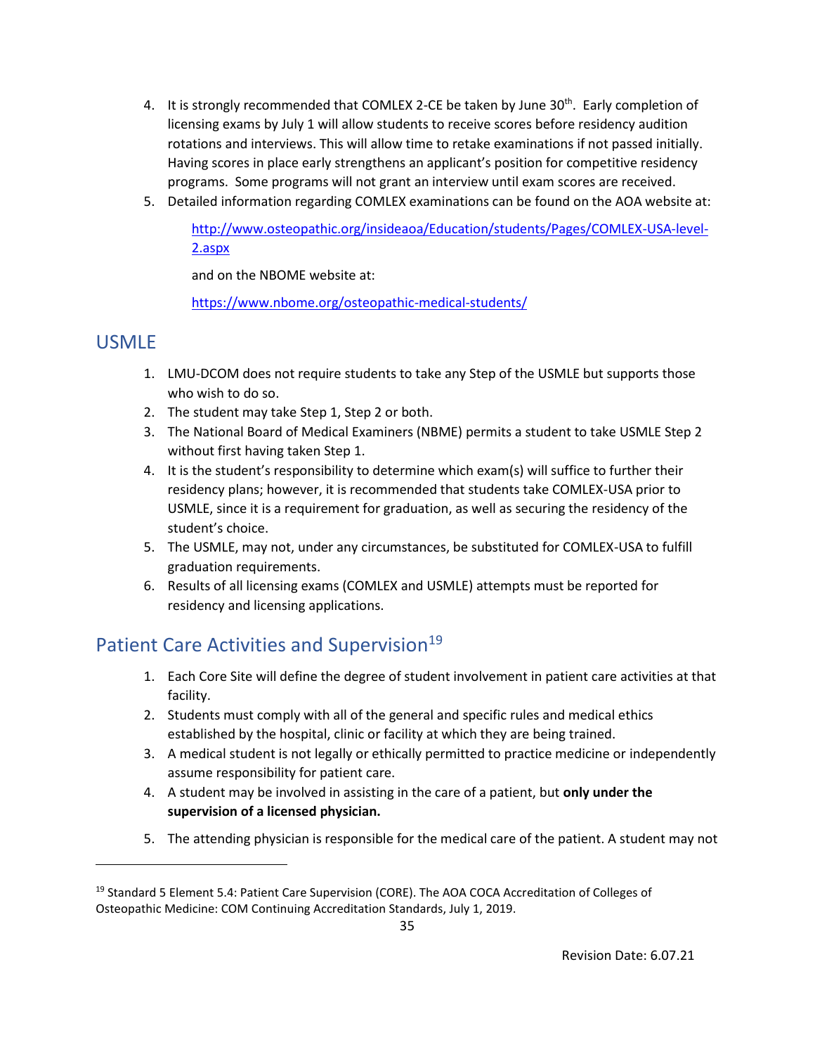4. It is strongly recommended that COMLEX 2-CE be taken by June 30th. Early completion of licensing exams by July 1 will allow students to receive scores before residency audition rotations and interviews. This will allow time to retake examinations if not passed initially. Having scores in place early strengthens an applicant's position for competitive residency programs. Some programs will not grant an interview until exam scores are received.
5. Detailed information regarding COMLEX examinations can be found on the AOA website at:

   [http://www.osteopathic.org/insideaoa/Education/students/Pages/COMLEX-USA-level-2.aspx](http://www.osteopathic.org/insideaoa/Education/students/Pages/COMLEX-USA-level-2.aspx)

   and on the NBOME website at:

   [https://www.nbome.org/osteopathic-medical-students/](https://www.nbome.org/osteopathic-medical-students/)

## USMLE

1. LMU-DCOM does not require students to take any Step of the USMLE but supports those who wish to do so.
2. The student may take Step 1, Step 2 or both.
3. The National Board of Medical Examiners (NBME) permits a student to take USMLE Step 2 without first having taken Step 1.
4. It is the student's responsibility to determine which exam(s) will suffice to further their residency plans; however, it is recommended that students take COMLEX-USA prior to USMLE, since it is a requirement for graduation, as well as securing the residency of the student's choice.
5. The USMLE, may not, under any circumstances, be substituted for COMLEX-USA to fulfill graduation requirements.
6. Results of all licensing exams (COMLEX and USMLE) attempts must be reported for residency and licensing applications.

## Patient Care Activities and Supervision[19]

1. Each Core Site will define the degree of student involvement in patient care activities at that facility.
2. Students must comply with all of the general and specific rules and medical ethics established by the hospital, clinic or facility at which they are being trained.
3. A medical student is not legally or ethically permitted to practice medicine or independently assume responsibility for patient care.
4. A student may be involved in assisting in the care of a patient, but **only under the supervision of a licensed physician.**
5. The attending physician is responsible for the medical care of the patient. A student may not

[19] Standard 5 Element 5.4: Patient Care Supervision (CORE). The AOA COCA Accreditation of Colleges of Osteopathic Medicine: COM Continuing Accreditation Standards, July 1, 2019.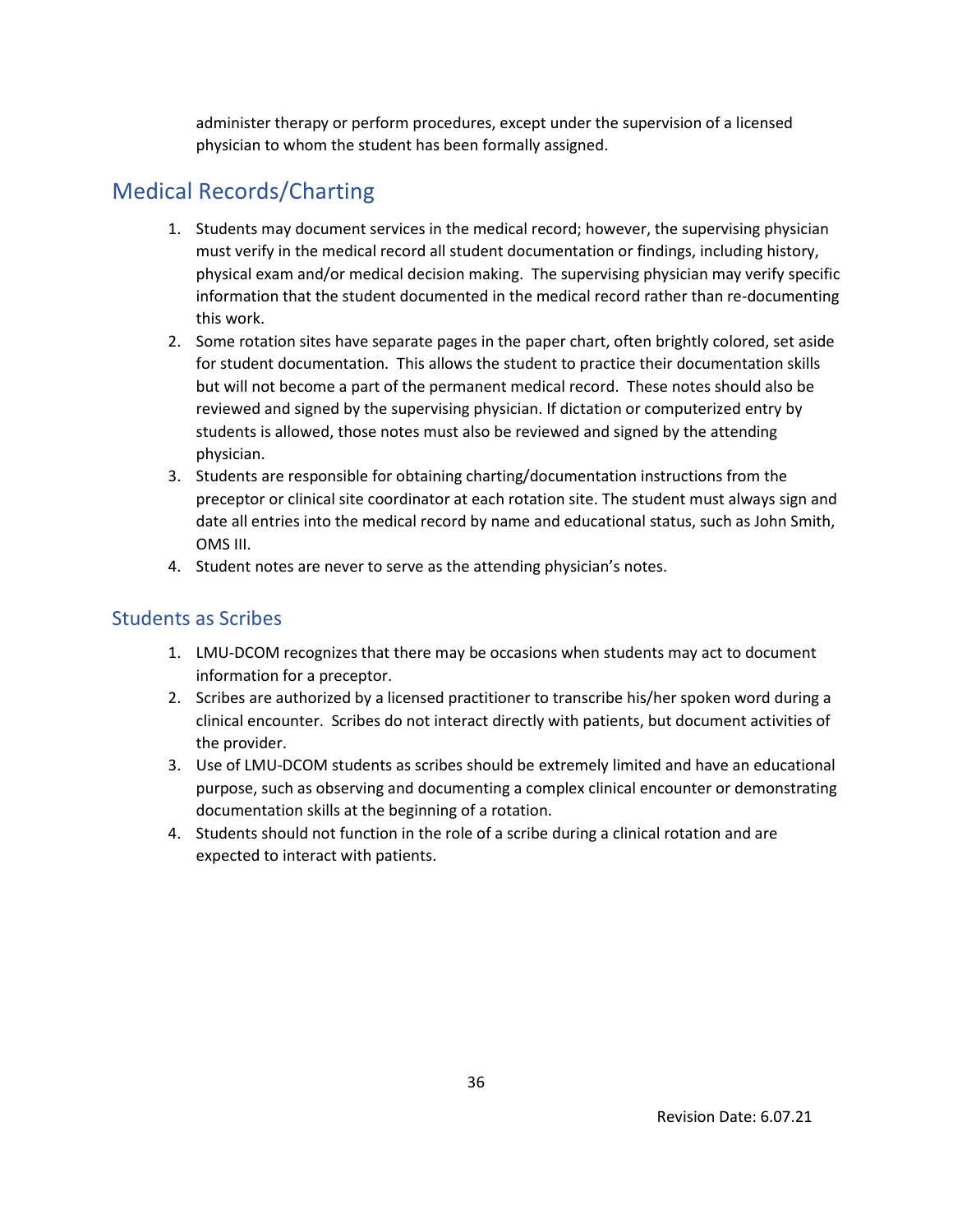administer therapy or perform procedures, except under the supervision of a licensed physician to whom the student has been formally assigned.

## Medical Records/Charting

1. Students may document services in the medical record; however, the supervising physician must verify in the medical record all student documentation or findings, including history, physical exam and/or medical decision making. The supervising physician may verify specific information that the student documented in the medical record rather than re-documenting this work.
2. Some rotation sites have separate pages in the paper chart, often brightly colored, set aside for student documentation. This allows the student to practice their documentation skills but will not become a part of the permanent medical record. These notes should also be reviewed and signed by the supervising physician. If dictation or computerized entry by students is allowed, those notes must also be reviewed and signed by the attending physician.
3. Students are responsible for obtaining charting/documentation instructions from the preceptor or clinical site coordinator at each rotation site. The student must always sign and date all entries into the medical record by name and educational status, such as John Smith, OMS III.
4. Student notes are never to serve as the attending physician's notes.

### Students as Scribes

1. LMU-DCOM recognizes that there may be occasions when students may act to document information for a preceptor.
2. Scribes are authorized by a licensed practitioner to transcribe his/her spoken word during a clinical encounter. Scribes do not interact directly with patients, but document activities of the provider.
3. Use of LMU-DCOM students as scribes should be extremely limited and have an educational purpose, such as observing and documenting a complex clinical encounter or demonstrating documentation skills at the beginning of a rotation.
4. Students should not function in the role of a scribe during a clinical rotation and are expected to interact with patients.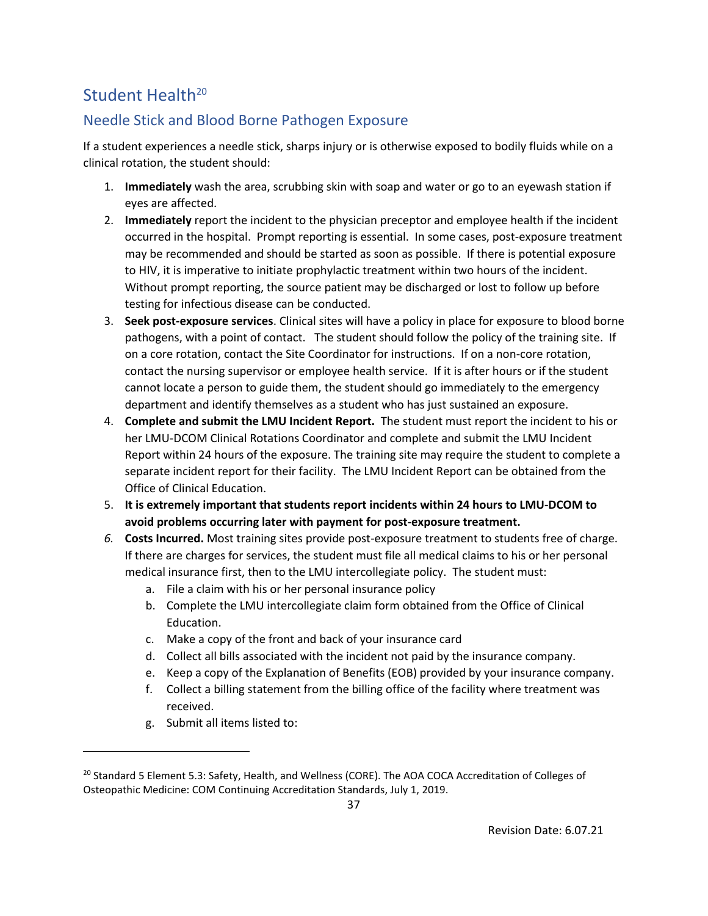## Student Health[20]

### Needle Stick and Blood Borne Pathogen Exposure

If a student experiences a needle stick, sharps injury or is otherwise exposed to bodily fluids while on a clinical rotation, the student should:

1. **Immediately** wash the area, scrubbing skin with soap and water or go to an eyewash station if eyes are affected.
2. **Immediately** report the incident to the physician preceptor and employee health if the incident occurred in the hospital. Prompt reporting is essential. In some cases, post-exposure treatment may be recommended and should be started as soon as possible. If there is potential exposure to HIV, it is imperative to initiate prophylactic treatment within two hours of the incident. Without prompt reporting, the source patient may be discharged or lost to follow up before testing for infectious disease can be conducted.
3. **Seek post-exposure services**. Clinical sites will have a policy in place for exposure to blood borne pathogens, with a point of contact. The student should follow the policy of the training site. If on a core rotation, contact the Site Coordinator for instructions. If on a non-core rotation, contact the nursing supervisor or employee health service. If it is after hours or if the student cannot locate a person to guide them, the student should go immediately to the emergency department and identify themselves as a student who has just sustained an exposure.
4. **Complete and submit the LMU Incident Report.** The student must report the incident to his or her LMU-DCOM Clinical Rotations Coordinator and complete and submit the LMU Incident Report within 24 hours of the exposure. The training site may require the student to complete a separate incident report for their facility. The LMU Incident Report can be obtained from the Office of Clinical Education.
5. **It is extremely important that students report incidents within 24 hours to LMU-DCOM to avoid problems occurring later with payment for post-exposure treatment.**
6. **Costs Incurred.** Most training sites provide post-exposure treatment to students free of charge. If there are charges for services, the student must file all medical claims to his or her personal medical insurance first, then to the LMU intercollegiate policy. The student must:
   a. File a claim with his or her personal insurance policy
   b. Complete the LMU intercollegiate claim form obtained from the Office of Clinical Education.
   c. Make a copy of the front and back of your insurance card
   d. Collect all bills associated with the incident not paid by the insurance company.
   e. Keep a copy of the Explanation of Benefits (EOB) provided by your insurance company.
   f. Collect a billing statement from the billing office of the facility where treatment was received.
   g. Submit all items listed to:

[20] Standard 5 Element 5.3: Safety, Health, and Wellness (CORE). The AOA COCA Accreditation of Colleges of Osteopathic Medicine: COM Continuing Accreditation Standards, July 1, 2019.

Revision Date: 6.07.21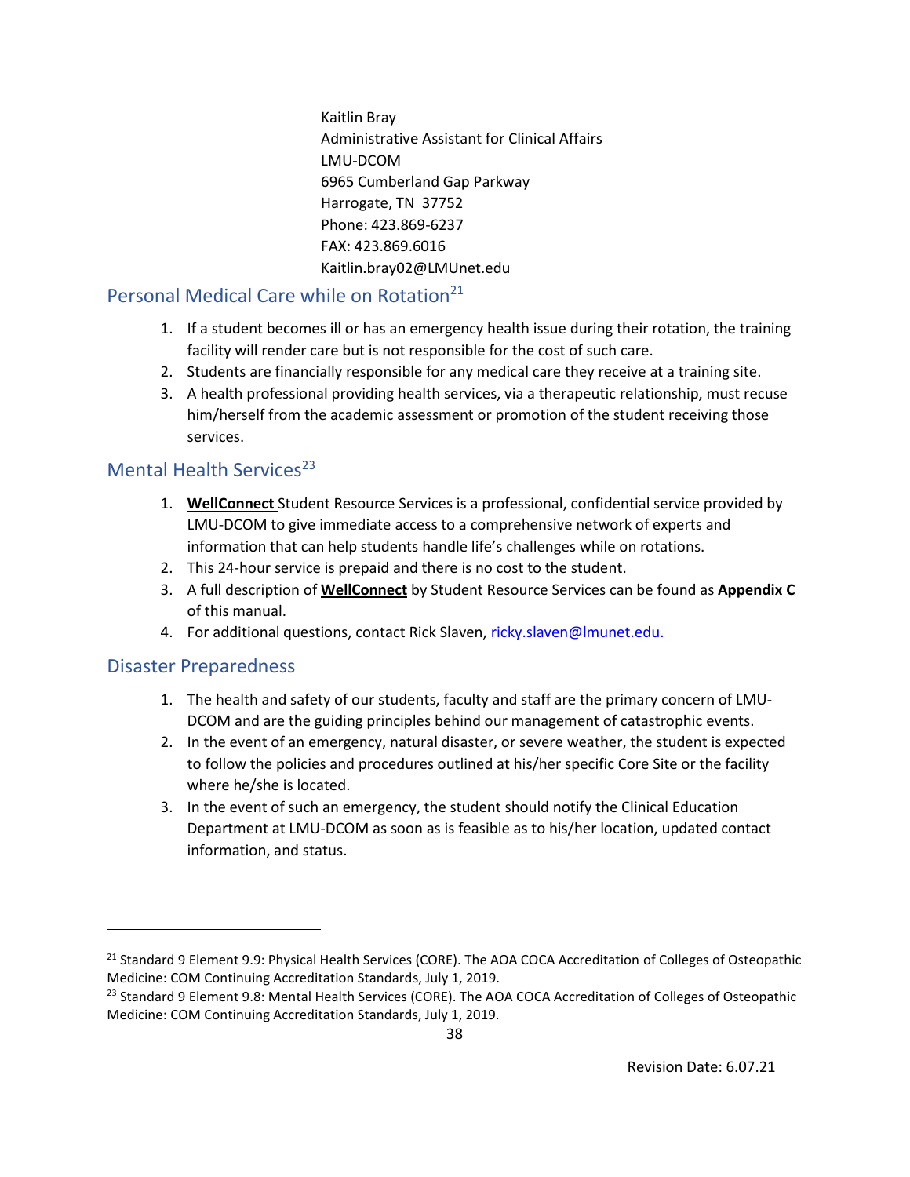Kaitlin Bray
Administrative Assistant for Clinical Affairs
LMU-DCOM
6965 Cumberland Gap Parkway
Harrogate, TN 37752
Phone: 423.869-6237
FAX: 423.869.6016
Kaitlin.bray02@LMUnet.edu

## Personal Medical Care while on Rotation[21]

1. If a student becomes ill or has an emergency health issue during their rotation, the training facility will render care but is not responsible for the cost of such care.
2. Students are financially responsible for any medical care they receive at a training site.
3. A health professional providing health services, via a therapeutic relationship, must recuse him/herself from the academic assessment or promotion of the student receiving those services.

## Mental Health Services[23]

1. **WellConnect** Student Resource Services is a professional, confidential service provided by LMU-DCOM to give immediate access to a comprehensive network of experts and information that can help students handle life's challenges while on rotations.
2. This 24-hour service is prepaid and there is no cost to the student.
3. A full description of **WellConnect** by Student Resource Services can be found as **Appendix C** of this manual.
4. For additional questions, contact Rick Slaven, ricky.slaven@lmunet.edu.

## Disaster Preparedness

1. The health and safety of our students, faculty and staff are the primary concern of LMU-DCOM and are the guiding principles behind our management of catastrophic events.
2. In the event of an emergency, natural disaster, or severe weather, the student is expected to follow the policies and procedures outlined at his/her specific Core Site or the facility where he/she is located.
3. In the event of such an emergency, the student should notify the Clinical Education Department at LMU-DCOM as soon as is feasible as to his/her location, updated contact information, and status.

---

[21] Standard 9 Element 9.9: Physical Health Services (CORE). The AOA COCA Accreditation of Colleges of Osteopathic Medicine: COM Continuing Accreditation Standards, July 1, 2019.

[23] Standard 9 Element 9.8: Mental Health Services (CORE). The AOA COCA Accreditation of Colleges of Osteopathic Medicine: COM Continuing Accreditation Standards, July 1, 2019.

Revision Date: 6.07.21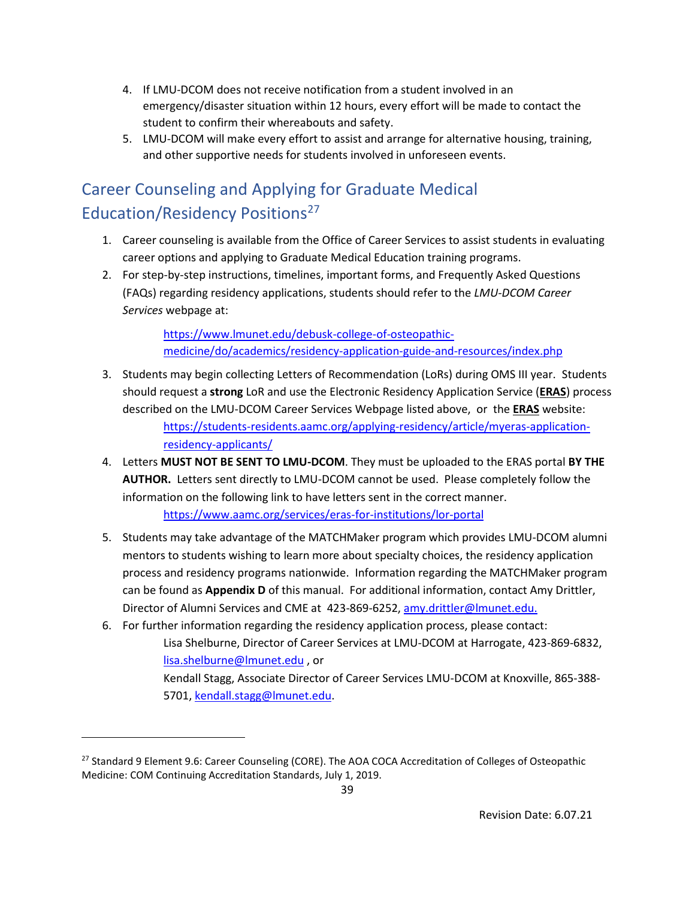4. If LMU-DCOM does not receive notification from a student involved in an emergency/disaster situation within 12 hours, every effort will be made to contact the student to confirm their whereabouts and safety.
5. LMU-DCOM will make every effort to assist and arrange for alternative housing, training, and other supportive needs for students involved in unforeseen events.

## Career Counseling and Applying for Graduate Medical Education/Residency Positions[27]

1. Career counseling is available from the Office of Career Services to assist students in evaluating career options and applying to Graduate Medical Education training programs.
2. For step-by-step instructions, timelines, important forms, and Frequently Asked Questions (FAQs) regarding residency applications, students should refer to the *LMU-DCOM Career Services* webpage at:

   https://www.lmunet.edu/debusk-college-of-osteopathic-medicine/do/academics/residency-application-guide-and-resources/index.php

3. Students may begin collecting Letters of Recommendation (LoRs) during OMS III year. Students should request a **strong** LoR and use the Electronic Residency Application Service (**ERAS**) process described on the LMU-DCOM Career Services Webpage listed above, or the **ERAS** website:

   https://students-residents.aamc.org/applying-residency/article/myeras-application-residency-applicants/

4. Letters **MUST NOT BE SENT TO LMU-DCOM**. They must be uploaded to the ERAS portal **BY THE AUTHOR.** Letters sent directly to LMU-DCOM cannot be used. Please completely follow the information on the following link to have letters sent in the correct manner.

   https://www.aamc.org/services/eras-for-institutions/lor-portal

5. Students may take advantage of the MATCHMaker program which provides LMU-DCOM alumni mentors to students wishing to learn more about specialty choices, the residency application process and residency programs nationwide. Information regarding the MATCHMaker program can be found as **Appendix D** of this manual. For additional information, contact Amy Drittler, Director of Alumni Services and CME at 423-869-6252, amy.drittler@lmunet.edu.
6. For further information regarding the residency application process, please contact:

   Lisa Shelburne, Director of Career Services at LMU-DCOM at Harrogate, 423-869-6832, lisa.shelburne@lmunet.edu , or

   Kendall Stagg, Associate Director of Career Services LMU-DCOM at Knoxville, 865-388-5701, kendall.stagg@lmunet.edu.

---

[27] Standard 9 Element 9.6: Career Counseling (CORE). The AOA COCA Accreditation of Colleges of Osteopathic Medicine: COM Continuing Accreditation Standards, July 1, 2019.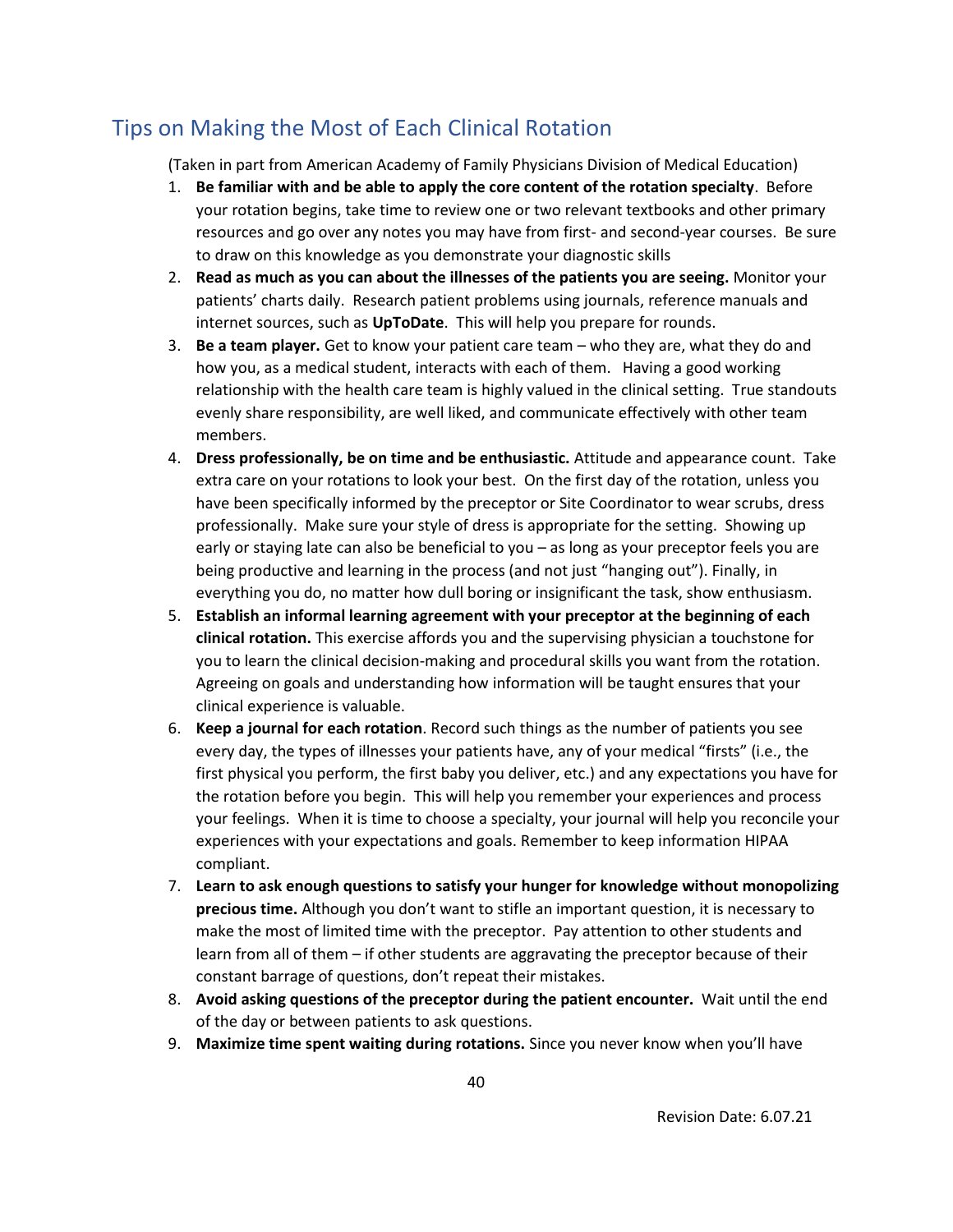## Tips on Making the Most of Each Clinical Rotation

(Taken in part from American Academy of Family Physicians Division of Medical Education)

1. **Be familiar with and be able to apply the core content of the rotation specialty**. Before your rotation begins, take time to review one or two relevant textbooks and other primary resources and go over any notes you may have from first- and second-year courses. Be sure to draw on this knowledge as you demonstrate your diagnostic skills
2. **Read as much as you can about the illnesses of the patients you are seeing.** Monitor your patients' charts daily. Research patient problems using journals, reference manuals and internet sources, such as **UpToDate**. This will help you prepare for rounds.
3. **Be a team player.** Get to know your patient care team – who they are, what they do and how you, as a medical student, interacts with each of them. Having a good working relationship with the health care team is highly valued in the clinical setting. True standouts evenly share responsibility, are well liked, and communicate effectively with other team members.
4. **Dress professionally, be on time and be enthusiastic.** Attitude and appearance count. Take extra care on your rotations to look your best. On the first day of the rotation, unless you have been specifically informed by the preceptor or Site Coordinator to wear scrubs, dress professionally. Make sure your style of dress is appropriate for the setting. Showing up early or staying late can also be beneficial to you – as long as your preceptor feels you are being productive and learning in the process (and not just "hanging out"). Finally, in everything you do, no matter how dull boring or insignificant the task, show enthusiasm.
5. **Establish an informal learning agreement with your preceptor at the beginning of each clinical rotation.** This exercise affords you and the supervising physician a touchstone for you to learn the clinical decision-making and procedural skills you want from the rotation. Agreeing on goals and understanding how information will be taught ensures that your clinical experience is valuable.
6. **Keep a journal for each rotation**. Record such things as the number of patients you see every day, the types of illnesses your patients have, any of your medical "firsts" (i.e., the first physical you perform, the first baby you deliver, etc.) and any expectations you have for the rotation before you begin. This will help you remember your experiences and process your feelings. When it is time to choose a specialty, your journal will help you reconcile your experiences with your expectations and goals. Remember to keep information HIPAA compliant.
7. **Learn to ask enough questions to satisfy your hunger for knowledge without monopolizing precious time.** Although you don't want to stifle an important question, it is necessary to make the most of limited time with the preceptor. Pay attention to other students and learn from all of them – if other students are aggravating the preceptor because of their constant barrage of questions, don't repeat their mistakes.
8. **Avoid asking questions of the preceptor during the patient encounter.** Wait until the end of the day or between patients to ask questions.
9. **Maximize time spent waiting during rotations.** Since you never know when you'll have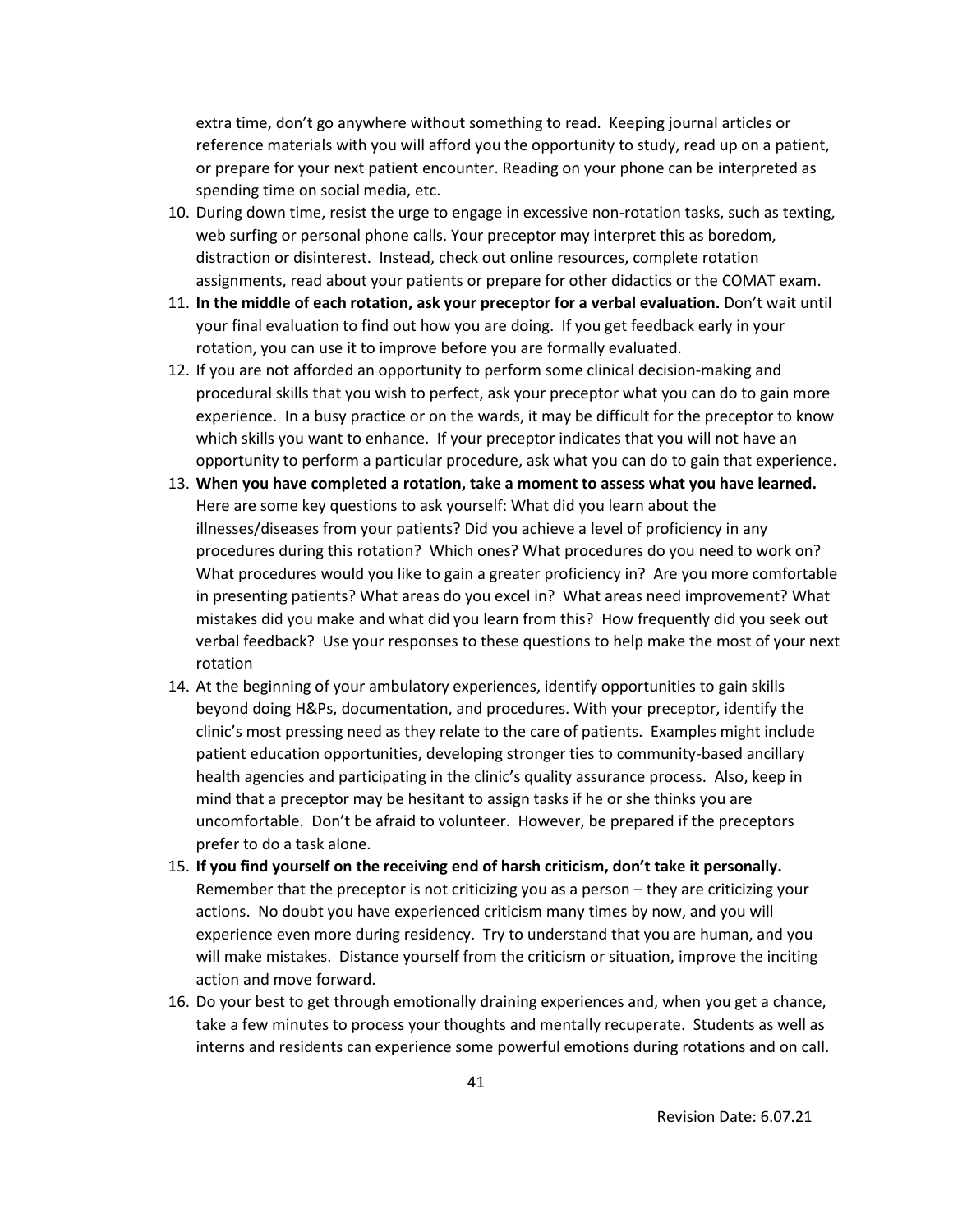extra time, don't go anywhere without something to read. Keeping journal articles or reference materials with you will afford you the opportunity to study, read up on a patient, or prepare for your next patient encounter. Reading on your phone can be interpreted as spending time on social media, etc.

10. During down time, resist the urge to engage in excessive non-rotation tasks, such as texting, web surfing or personal phone calls. Your preceptor may interpret this as boredom, distraction or disinterest. Instead, check out online resources, complete rotation assignments, read about your patients or prepare for other didactics or the COMAT exam.
11. **In the middle of each rotation, ask your preceptor for a verbal evaluation.** Don't wait until your final evaluation to find out how you are doing. If you get feedback early in your rotation, you can use it to improve before you are formally evaluated.
12. If you are not afforded an opportunity to perform some clinical decision-making and procedural skills that you wish to perfect, ask your preceptor what you can do to gain more experience. In a busy practice or on the wards, it may be difficult for the preceptor to know which skills you want to enhance. If your preceptor indicates that you will not have an opportunity to perform a particular procedure, ask what you can do to gain that experience.
13. **When you have completed a rotation, take a moment to assess what you have learned.** Here are some key questions to ask yourself: What did you learn about the illnesses/diseases from your patients? Did you achieve a level of proficiency in any procedures during this rotation? Which ones? What procedures do you need to work on? What procedures would you like to gain a greater proficiency in? Are you more comfortable in presenting patients? What areas do you excel in? What areas need improvement? What mistakes did you make and what did you learn from this? How frequently did you seek out verbal feedback? Use your responses to these questions to help make the most of your next rotation
14. At the beginning of your ambulatory experiences, identify opportunities to gain skills beyond doing H&Ps, documentation, and procedures. With your preceptor, identify the clinic's most pressing need as they relate to the care of patients. Examples might include patient education opportunities, developing stronger ties to community-based ancillary health agencies and participating in the clinic's quality assurance process. Also, keep in mind that a preceptor may be hesitant to assign tasks if he or she thinks you are uncomfortable. Don't be afraid to volunteer. However, be prepared if the preceptors prefer to do a task alone.
15. **If you find yourself on the receiving end of harsh criticism, don't take it personally.** Remember that the preceptor is not criticizing you as a person – they are criticizing your actions. No doubt you have experienced criticism many times by now, and you will experience even more during residency. Try to understand that you are human, and you will make mistakes. Distance yourself from the criticism or situation, improve the inciting action and move forward.
16. Do your best to get through emotionally draining experiences and, when you get a chance, take a few minutes to process your thoughts and mentally recuperate. Students as well as interns and residents can experience some powerful emotions during rotations and on call.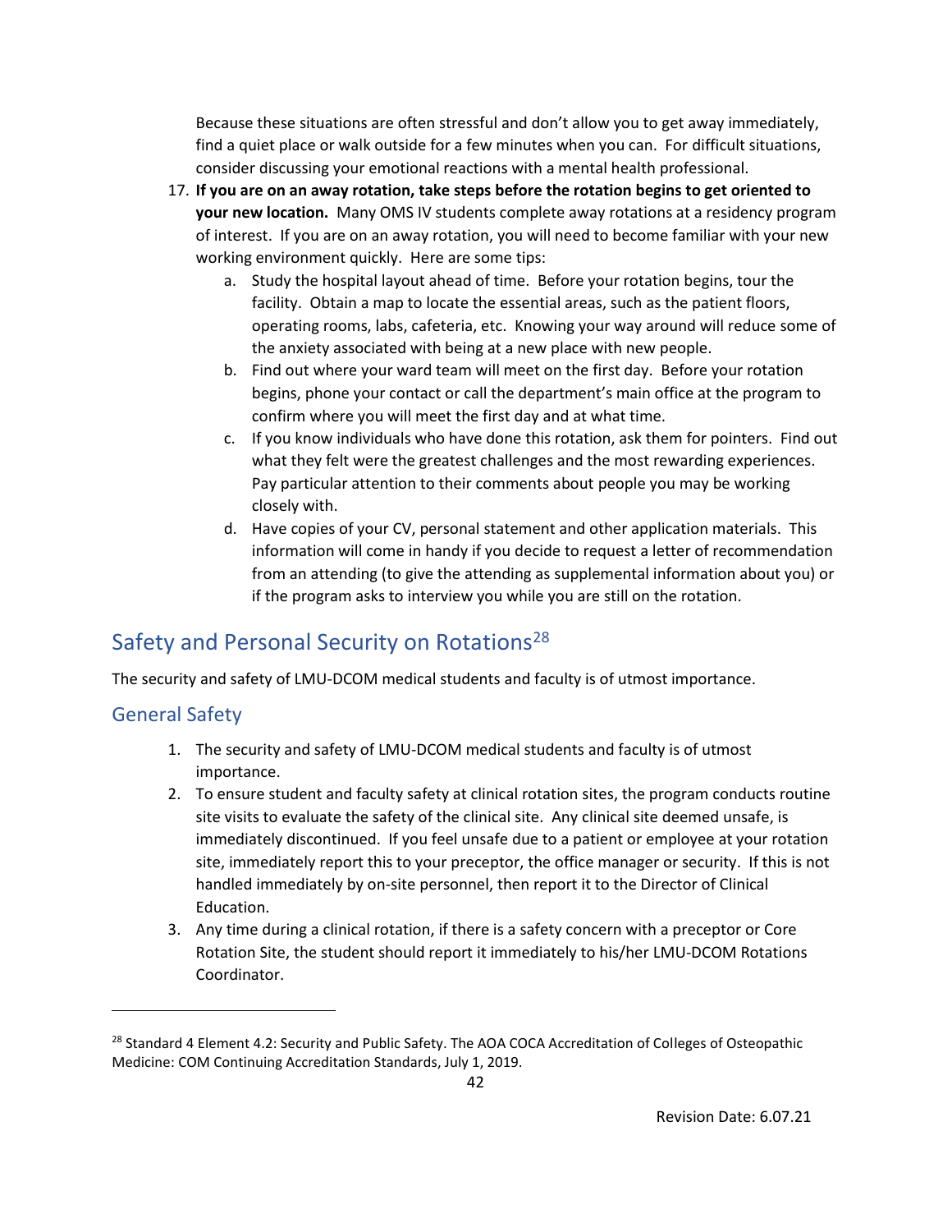Because these situations are often stressful and don't allow you to get away immediately, find a quiet place or walk outside for a few minutes when you can. For difficult situations, consider discussing your emotional reactions with a mental health professional.

17. **If you are on an away rotation, take steps before the rotation begins to get oriented to your new location.** Many OMS IV students complete away rotations at a residency program of interest. If you are on an away rotation, you will need to become familiar with your new working environment quickly. Here are some tips:
    a. Study the hospital layout ahead of time. Before your rotation begins, tour the facility. Obtain a map to locate the essential areas, such as the patient floors, operating rooms, labs, cafeteria, etc. Knowing your way around will reduce some of the anxiety associated with being at a new place with new people.
    b. Find out where your ward team will meet on the first day. Before your rotation begins, phone your contact or call the department's main office at the program to confirm where you will meet the first day and at what time.
    c. If you know individuals who have done this rotation, ask them for pointers. Find out what they felt were the greatest challenges and the most rewarding experiences. Pay particular attention to their comments about people you may be working closely with.
    d. Have copies of your CV, personal statement and other application materials. This information will come in handy if you decide to request a letter of recommendation from an attending (to give the attending as supplemental information about you) or if the program asks to interview you while you are still on the rotation.

## Safety and Personal Security on Rotations[28]

The security and safety of LMU-DCOM medical students and faculty is of utmost importance.

### General Safety

1. The security and safety of LMU-DCOM medical students and faculty is of utmost importance.
2. To ensure student and faculty safety at clinical rotation sites, the program conducts routine site visits to evaluate the safety of the clinical site. Any clinical site deemed unsafe, is immediately discontinued. If you feel unsafe due to a patient or employee at your rotation site, immediately report this to your preceptor, the office manager or security. If this is not handled immediately by on-site personnel, then report it to the Director of Clinical Education.
3. Any time during a clinical rotation, if there is a safety concern with a preceptor or Core Rotation Site, the student should report it immediately to his/her LMU-DCOM Rotations Coordinator.

[28] Standard 4 Element 4.2: Security and Public Safety. The AOA COCA Accreditation of Colleges of Osteopathic Medicine: COM Continuing Accreditation Standards, July 1, 2019.

Revision Date: 6.07.21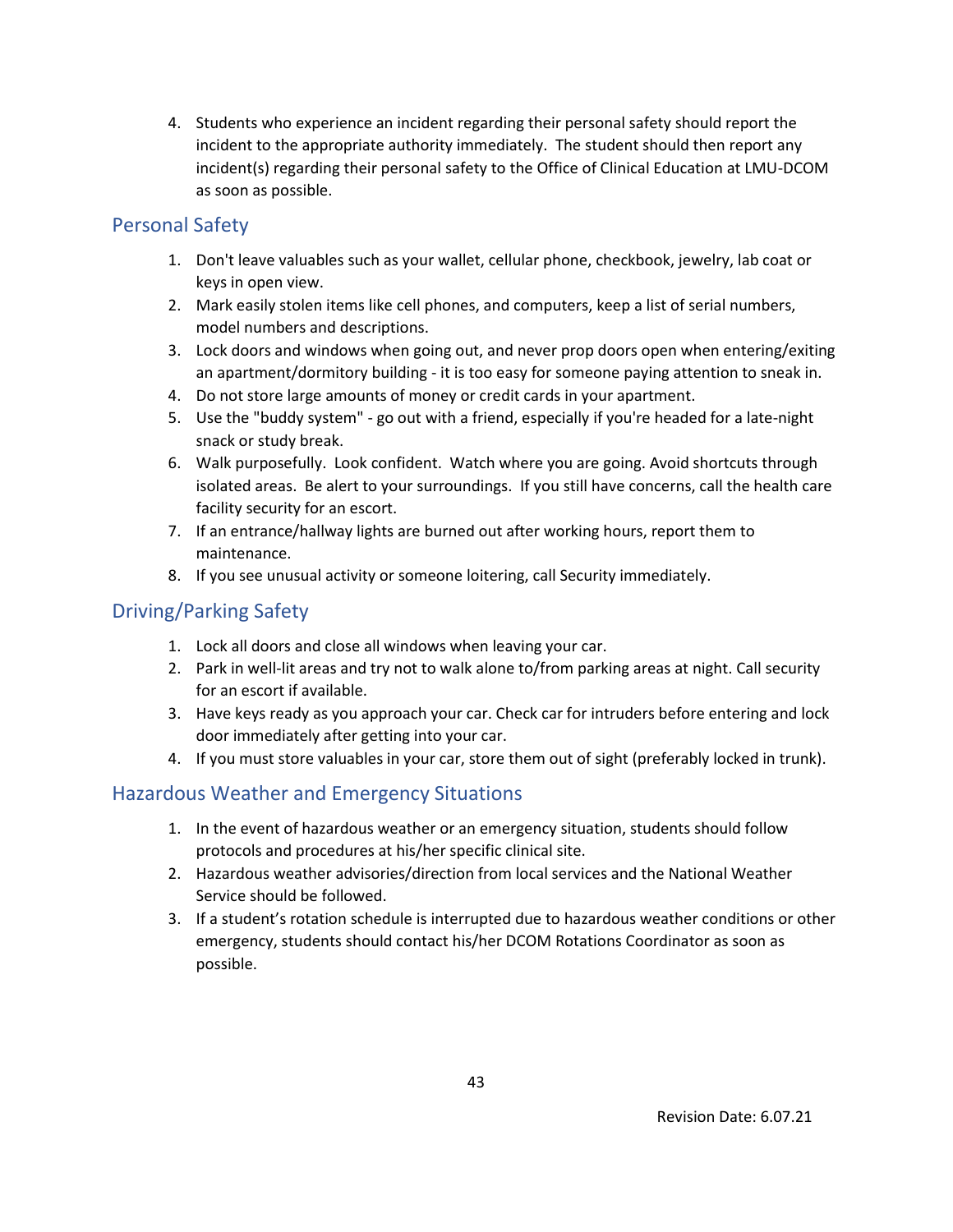4. Students who experience an incident regarding their personal safety should report the incident to the appropriate authority immediately. The student should then report any incident(s) regarding their personal safety to the Office of Clinical Education at LMU-DCOM as soon as possible.

## Personal Safety

1. Don't leave valuables such as your wallet, cellular phone, checkbook, jewelry, lab coat or keys in open view.
2. Mark easily stolen items like cell phones, and computers, keep a list of serial numbers, model numbers and descriptions.
3. Lock doors and windows when going out, and never prop doors open when entering/exiting an apartment/dormitory building - it is too easy for someone paying attention to sneak in.
4. Do not store large amounts of money or credit cards in your apartment.
5. Use the "buddy system" - go out with a friend, especially if you're headed for a late-night snack or study break.
6. Walk purposefully. Look confident. Watch where you are going. Avoid shortcuts through isolated areas. Be alert to your surroundings. If you still have concerns, call the health care facility security for an escort.
7. If an entrance/hallway lights are burned out after working hours, report them to maintenance.
8. If you see unusual activity or someone loitering, call Security immediately.

## Driving/Parking Safety

1. Lock all doors and close all windows when leaving your car.
2. Park in well-lit areas and try not to walk alone to/from parking areas at night. Call security for an escort if available.
3. Have keys ready as you approach your car. Check car for intruders before entering and lock door immediately after getting into your car.
4. If you must store valuables in your car, store them out of sight (preferably locked in trunk).

## Hazardous Weather and Emergency Situations

1. In the event of hazardous weather or an emergency situation, students should follow protocols and procedures at his/her specific clinical site.
2. Hazardous weather advisories/direction from local services and the National Weather Service should be followed.
3. If a student's rotation schedule is interrupted due to hazardous weather conditions or other emergency, students should contact his/her DCOM Rotations Coordinator as soon as possible.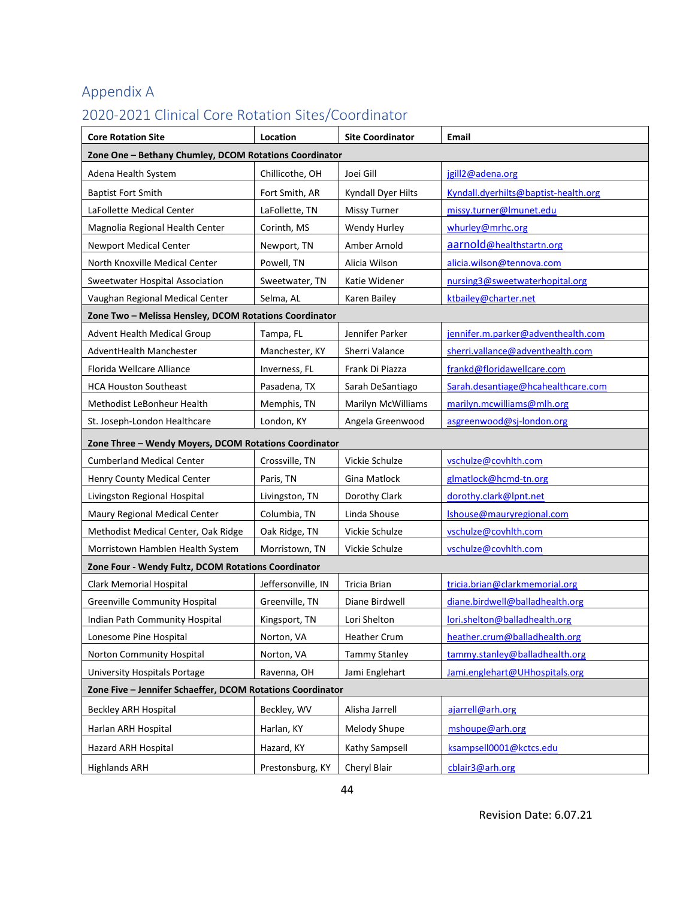## Appendix A

## 2020-2021 Clinical Core Rotation Sites/Coordinator

| Core Rotation Site | Location | Site Coordinator | Email |
|---|---|---|---|
| **Zone One – Bethany Chumley, DCOM Rotations Coordinator** | | | |
| Adena Health System | Chillicothe, OH | Joei Gill | jgill2@adena.org |
| Baptist Fort Smith | Fort Smith, AR | Kyndall Dyer Hilts | Kyndall.dyerhilts@baptist-health.org |
| LaFollette Medical Center | LaFollette, TN | Missy Turner | missy.turner@lmunet.edu |
| Magnolia Regional Health Center | Corinth, MS | Wendy Hurley | whurley@mrhc.org |
| Newport Medical Center | Newport, TN | Amber Arnold | aarnold@healthstartn.org |
| North Knoxville Medical Center | Powell, TN | Alicia Wilson | alicia.wilson@tennova.com |
| Sweetwater Hospital Association | Sweetwater, TN | Katie Widener | nursing3@sweetwaterhopital.org |
| Vaughan Regional Medical Center | Selma, AL | Karen Bailey | ktbailey@charter.net |
| **Zone Two – Melissa Hensley, DCOM Rotations Coordinator** | | | |
| Advent Health Medical Group | Tampa, FL | Jennifer Parker | jennifer.m.parker@adventhealth.com |
| AdventHealth Manchester | Manchester, KY | Sherri Valance | sherri.vallance@adventhealth.com |
| Florida Wellcare Alliance | Inverness, FL | Frank Di Piazza | frankd@floridawellcare.com |
| HCA Houston Southeast | Pasadena, TX | Sarah DeSantiago | Sarah.desantiage@hcahealthcare.com |
| Methodist LeBonheur Health | Memphis, TN | Marilyn McWilliams | marilyn.mcwilliams@mlh.org |
| St. Joseph-London Healthcare | London, KY | Angela Greenwood | asgreenwood@sj-london.org |
| **Zone Three – Wendy Moyers, DCOM Rotations Coordinator** | | | |
| Cumberland Medical Center | Crossville, TN | Vickie Schulze | vschulze@covhlth.com |
| Henry County Medical Center | Paris, TN | Gina Matlock | glmatlock@hcmd-tn.org |
| Livingston Regional Hospital | Livingston, TN | Dorothy Clark | dorothy.clark@lpnt.net |
| Maury Regional Medical Center | Columbia, TN | Linda Shouse | lshouse@mauryregional.com |
| Methodist Medical Center, Oak Ridge | Oak Ridge, TN | Vickie Schulze | vschulze@covhlth.com |
| Morristown Hamblen Health System | Morristown, TN | Vickie Schulze | vschulze@covhlth.com |
| **Zone Four - Wendy Fultz, DCOM Rotations Coordinator** | | | |
| Clark Memorial Hospital | Jeffersonville, IN | Tricia Brian | tricia.brian@clarkmemorial.org |
| Greenville Community Hospital | Greenville, TN | Diane Birdwell | diane.birdwell@balladhealth.org |
| Indian Path Community Hospital | Kingsport, TN | Lori Shelton | lori.shelton@balladhealth.org |
| Lonesome Pine Hospital | Norton, VA | Heather Crum | heather.crum@balladhealth.org |
| Norton Community Hospital | Norton, VA | Tammy Stanley | tammy.stanley@balladhealth.org |
| University Hospitals Portage | Ravenna, OH | Jami Englehart | Jami.englehart@UHhospitals.org |
| **Zone Five – Jennifer Schaeffer, DCOM Rotations Coordinator** | | | |
| Beckley ARH Hospital | Beckley, WV | Alisha Jarrell | ajarrell@arh.org |
| Harlan ARH Hospital | Harlan, KY | Melody Shupe | mshoupe@arh.org |
| Hazard ARH Hospital | Hazard, KY | Kathy Sampsell | ksampsell0001@kctcs.edu |
| Highlands ARH | Prestonsburg, KY | Cheryl Blair | cblair3@arh.org |

Revision Date: 6.07.21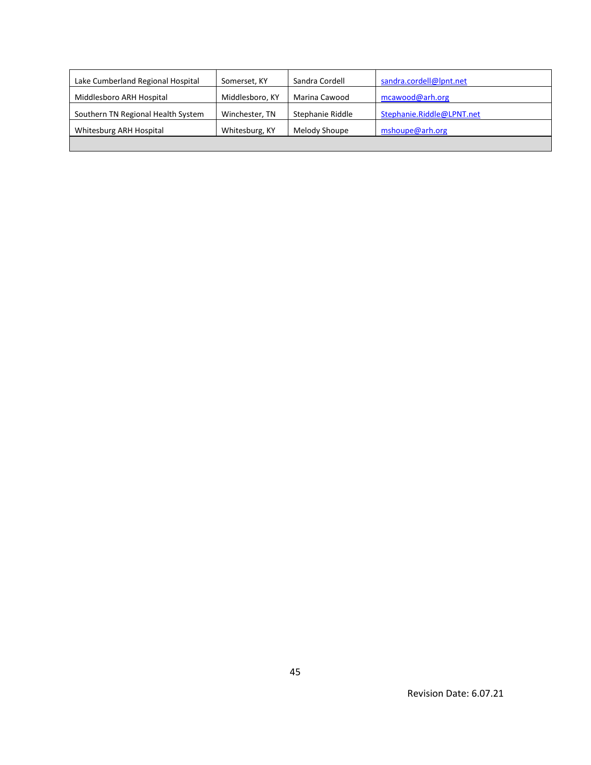| | | | |
|---|---|---|---|
| Lake Cumberland Regional Hospital | Somerset, KY | Sandra Cordell | sandra.cordell@lpnt.net |
| Middlesboro ARH Hospital | Middlesboro, KY | Marina Cawood | mcawood@arh.org |
| Southern TN Regional Health System | Winchester, TN | Stephanie Riddle | Stephanie.Riddle@LPNT.net |
| Whitesburg ARH Hospital | Whitesburg, KY | Melody Shoupe | mshoupe@arh.org |
| | | | |

Revision Date: 6.07.21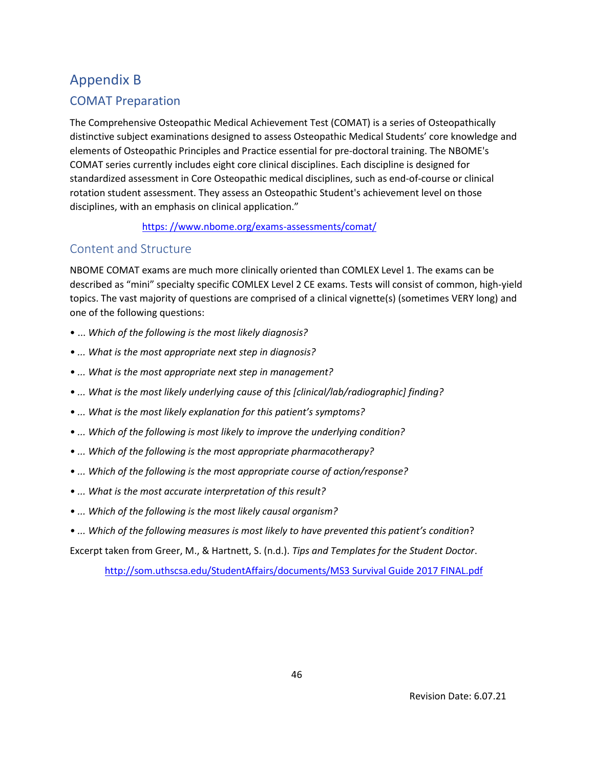# Appendix B

## COMAT Preparation

The Comprehensive Osteopathic Medical Achievement Test (COMAT) is a series of Osteopathically distinctive subject examinations designed to assess Osteopathic Medical Students' core knowledge and elements of Osteopathic Principles and Practice essential for pre-doctoral training. The NBOME's COMAT series currently includes eight core clinical disciplines. Each discipline is designed for standardized assessment in Core Osteopathic medical disciplines, such as end-of-course or clinical rotation student assessment. They assess an Osteopathic Student's achievement level on those disciplines, with an emphasis on clinical application."

https: //www.nbome.org/exams-assessments/comat/

## Content and Structure

NBOME COMAT exams are much more clinically oriented than COMLEX Level 1. The exams can be described as "mini" specialty specific COMLEX Level 2 CE exams. Tests will consist of common, high-yield topics. The vast majority of questions are comprised of a clinical vignette(s) (sometimes VERY long) and one of the following questions:

- *... Which of the following is the most likely diagnosis?*
- *... What is the most appropriate next step in diagnosis?*
- *... What is the most appropriate next step in management?*
- *... What is the most likely underlying cause of this [clinical/lab/radiographic] finding?*
- *... What is the most likely explanation for this patient's symptoms?*
- *... Which of the following is most likely to improve the underlying condition?*
- *... Which of the following is the most appropriate pharmacotherapy?*
- *... Which of the following is the most appropriate course of action/response?*
- *... What is the most accurate interpretation of this result?*
- *... Which of the following is the most likely causal organism?*
- *... Which of the following measures is most likely to have prevented this patient's condition*?

Excerpt taken from Greer, M., & Hartnett, S. (n.d.). *Tips and Templates for the Student Doctor*.

http://som.uthscsa.edu/StudentAffairs/documents/MS3 Survival Guide 2017 FINAL.pdf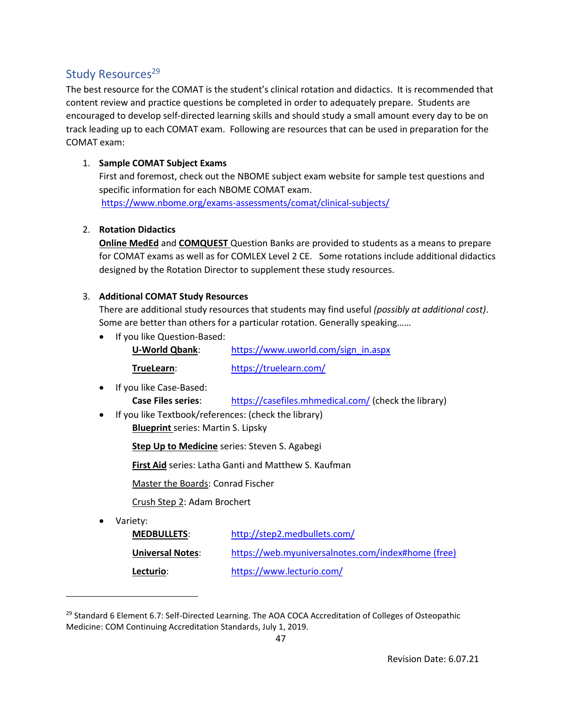## Study Resources[29]

The best resource for the COMAT is the student's clinical rotation and didactics. It is recommended that content review and practice questions be completed in order to adequately prepare. Students are encouraged to develop self-directed learning skills and should study a small amount every day to be on track leading up to each COMAT exam. Following are resources that can be used in preparation for the COMAT exam:

1. **Sample COMAT Subject Exams**
   First and foremost, check out the NBOME subject exam website for sample test questions and specific information for each NBOME COMAT exam.
   https://www.nbome.org/exams-assessments/comat/clinical-subjects/

2. **Rotation Didactics**
   **Online MedEd** and **COMQUEST** Question Banks are provided to students as a means to prepare for COMAT exams as well as for COMLEX Level 2 CE. Some rotations include additional didactics designed by the Rotation Director to supplement these study resources.

3. **Additional COMAT Study Resources**
   There are additional study resources that students may find useful *(possibly at additional cost)*. Some are better than others for a particular rotation. Generally speaking……
   - If you like Question-Based:
     - **U-World Qbank**: https://www.uworld.com/sign_in.aspx
     - **TrueLearn**: https://truelearn.com/
   - If you like Case-Based:
     - **Case Files series**: https://casefiles.mhmedical.com/ (check the library)
   - If you like Textbook/references: (check the library)
     - **Blueprint** series: Martin S. Lipsky
     - **Step Up to Medicine** series: Steven S. Agabegi
     - **First Aid** series: Latha Ganti and Matthew S. Kaufman
     - Master the Boards: Conrad Fischer
     - Crush Step 2: Adam Brochert
   - Variety:
     - **MEDBULLETS**: http://step2.medbullets.com/
     - **Universal Notes**: https://web.myuniversalnotes.com/index#home (free)
     - **Lecturio**: https://www.lecturio.com/

[29] Standard 6 Element 6.7: Self-Directed Learning. The AOA COCA Accreditation of Colleges of Osteopathic Medicine: COM Continuing Accreditation Standards, July 1, 2019.

Revision Date: 6.07.21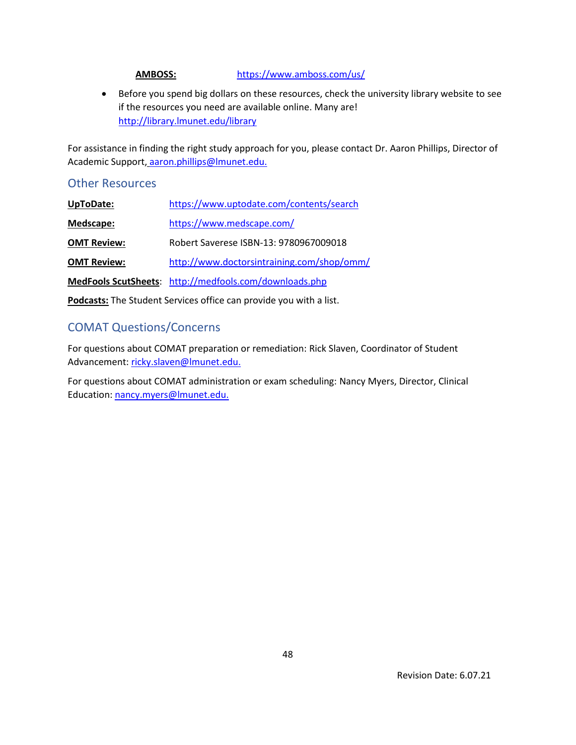**AMBOSS:** https://www.amboss.com/us/

- Before you spend big dollars on these resources, check the university library website to see if the resources you need are available online. Many are! http://library.lmunet.edu/library

For assistance in finding the right study approach for you, please contact Dr. Aaron Phillips, Director of Academic Support, aaron.phillips@lmunet.edu.

## Other Resources

**UpToDate:** https://www.uptodate.com/contents/search

**Medscape:** https://www.medscape.com/

**OMT Review:** Robert Saverese ISBN-13: 9780967009018

**OMT Review:** http://www.doctorsintraining.com/shop/omm/

**MedFools ScutSheets**: http://medfools.com/downloads.php

**Podcasts:** The Student Services office can provide you with a list.

## COMAT Questions/Concerns

For questions about COMAT preparation or remediation: Rick Slaven, Coordinator of Student Advancement: ricky.slaven@lmunet.edu.

For questions about COMAT administration or exam scheduling: Nancy Myers, Director, Clinical Education: nancy.myers@lmunet.edu.

Revision Date: 6.07.21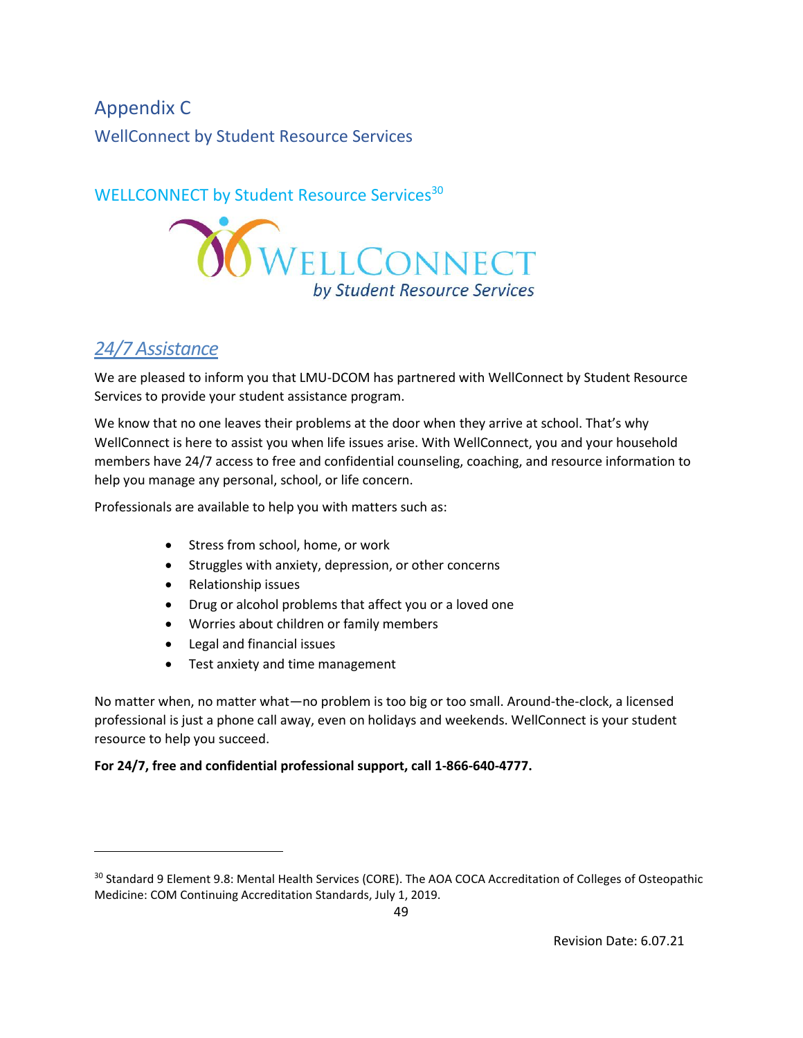# Appendix C

## WellConnect by Student Resource Services

### WELLCONNECT by Student Resource Services[30]

WELLCONNECT
by Student Resource Services

## *24/7 Assistance*

We are pleased to inform you that LMU-DCOM has partnered with WellConnect by Student Resource Services to provide your student assistance program.

We know that no one leaves their problems at the door when they arrive at school. That's why WellConnect is here to assist you when life issues arise. With WellConnect, you and your household members have 24/7 access to free and confidential counseling, coaching, and resource information to help you manage any personal, school, or life concern.

Professionals are available to help you with matters such as:

- Stress from school, home, or work
- Struggles with anxiety, depression, or other concerns
- Relationship issues
- Drug or alcohol problems that affect you or a loved one
- Worries about children or family members
- Legal and financial issues
- Test anxiety and time management

No matter when, no matter what—no problem is too big or too small. Around-the-clock, a licensed professional is just a phone call away, even on holidays and weekends. WellConnect is your student resource to help you succeed.

**For 24/7, free and confidential professional support, call 1-866-640-4777.**

---

[30] Standard 9 Element 9.8: Mental Health Services (CORE). The AOA COCA Accreditation of Colleges of Osteopathic Medicine: COM Continuing Accreditation Standards, July 1, 2019.

Revision Date: 6.07.21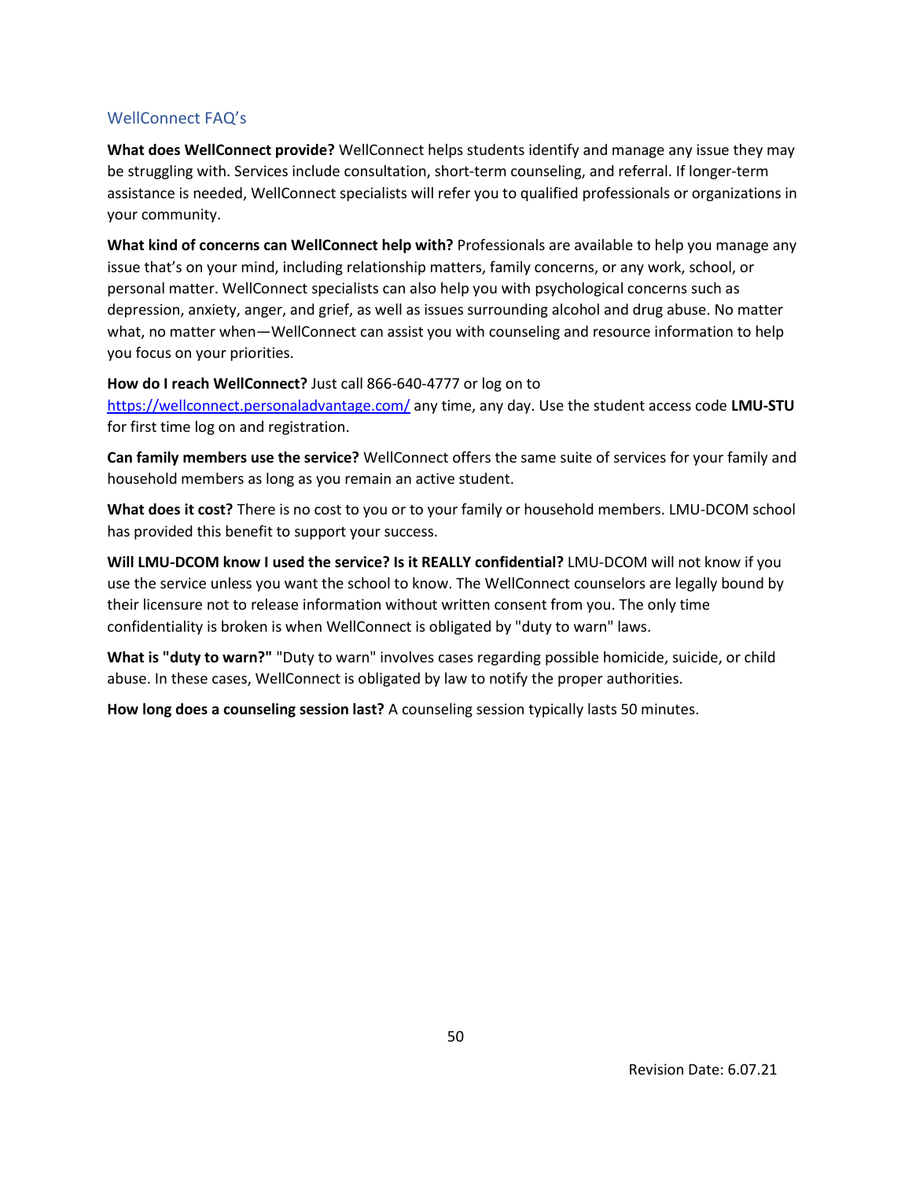## WellConnect FAQ's

**What does WellConnect provide?** WellConnect helps students identify and manage any issue they may be struggling with. Services include consultation, short-term counseling, and referral. If longer-term assistance is needed, WellConnect specialists will refer you to qualified professionals or organizations in your community.

**What kind of concerns can WellConnect help with?** Professionals are available to help you manage any issue that's on your mind, including relationship matters, family concerns, or any work, school, or personal matter. WellConnect specialists can also help you with psychological concerns such as depression, anxiety, anger, and grief, as well as issues surrounding alcohol and drug abuse. No matter what, no matter when—WellConnect can assist you with counseling and resource information to help you focus on your priorities.

**How do I reach WellConnect?** Just call 866-640-4777 or log on to https://wellconnect.personaladvantage.com/ any time, any day. Use the student access code **LMU-STU** for first time log on and registration.

**Can family members use the service?** WellConnect offers the same suite of services for your family and household members as long as you remain an active student.

**What does it cost?** There is no cost to you or to your family or household members. LMU-DCOM school has provided this benefit to support your success.

**Will LMU-DCOM know I used the service? Is it REALLY confidential?** LMU-DCOM will not know if you use the service unless you want the school to know. The WellConnect counselors are legally bound by their licensure not to release information without written consent from you. The only time confidentiality is broken is when WellConnect is obligated by "duty to warn" laws.

**What is "duty to warn?"** "Duty to warn" involves cases regarding possible homicide, suicide, or child abuse. In these cases, WellConnect is obligated by law to notify the proper authorities.

**How long does a counseling session last?** A counseling session typically lasts 50 minutes.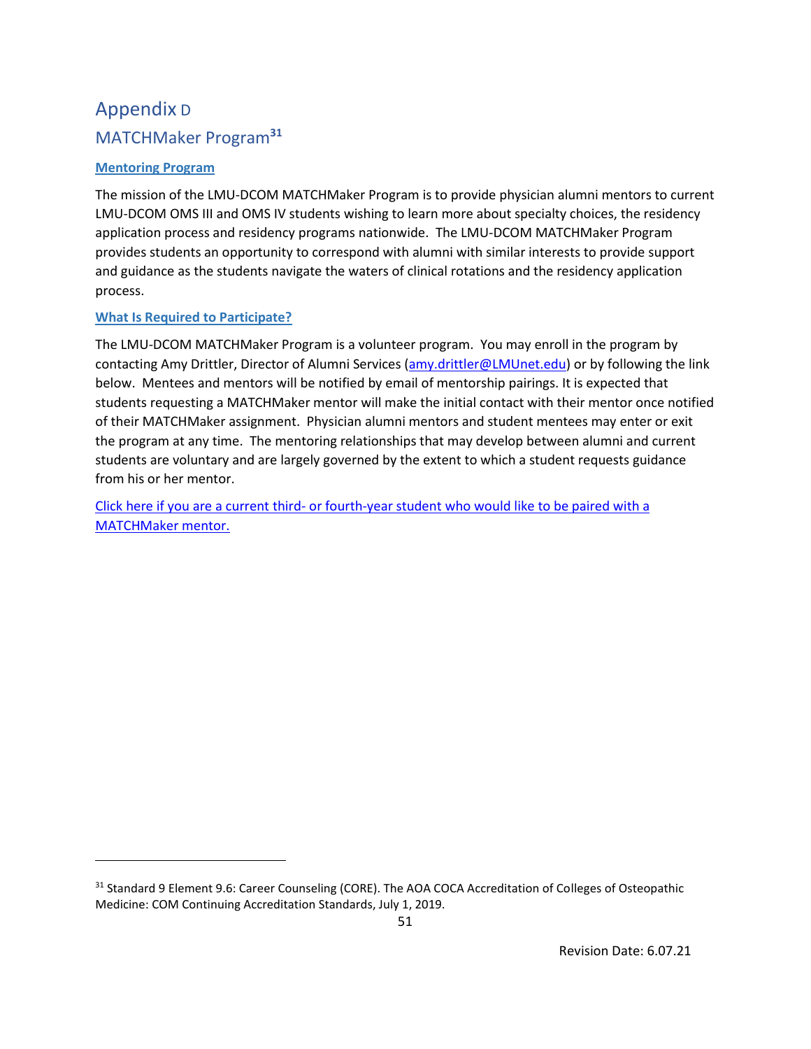# Appendix D

## MATCHMaker Program[31]

### Mentoring Program

The mission of the LMU-DCOM MATCHMaker Program is to provide physician alumni mentors to current LMU-DCOM OMS III and OMS IV students wishing to learn more about specialty choices, the residency application process and residency programs nationwide. The LMU-DCOM MATCHMaker Program provides students an opportunity to correspond with alumni with similar interests to provide support and guidance as the students navigate the waters of clinical rotations and the residency application process.

### What Is Required to Participate?

The LMU-DCOM MATCHMaker Program is a volunteer program. You may enroll in the program by contacting Amy Drittler, Director of Alumni Services (amy.drittler@LMUnet.edu) or by following the link below. Mentees and mentors will be notified by email of mentorship pairings. It is expected that students requesting a MATCHMaker mentor will make the initial contact with their mentor once notified of their MATCHMaker assignment. Physician alumni mentors and student mentees may enter or exit the program at any time. The mentoring relationships that may develop between alumni and current students are voluntary and are largely governed by the extent to which a student requests guidance from his or her mentor.

Click here if you are a current third- or fourth-year student who would like to be paired with a MATCHMaker mentor.

---

[31] Standard 9 Element 9.6: Career Counseling (CORE). The AOA COCA Accreditation of Colleges of Osteopathic Medicine: COM Continuing Accreditation Standards, July 1, 2019.

Revision Date: 6.07.21